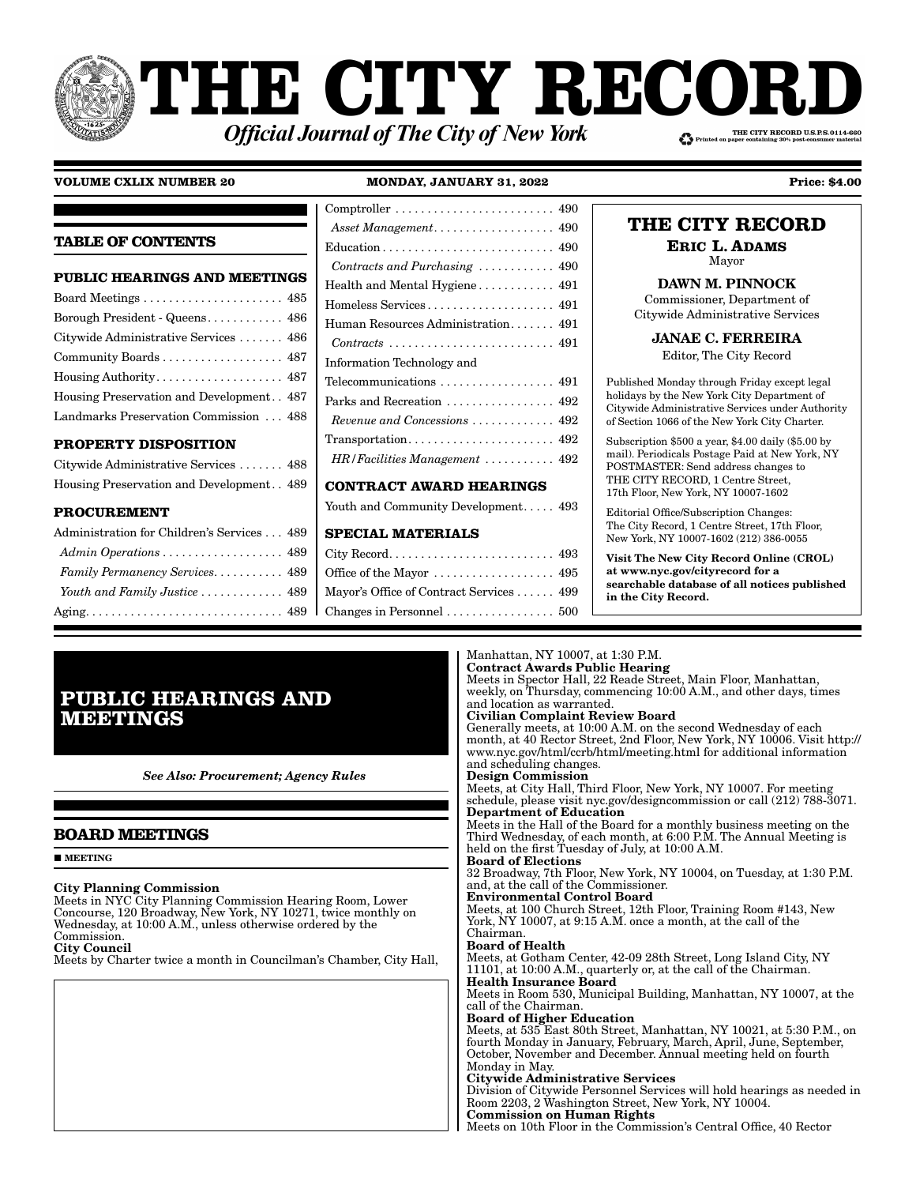# THE CITY RECORD

***Official Journal of The City of New York***

THE CITY RECORD U.S.P.S.0114-660
Printed on paper containing 30% post-consumer material

**VOLUME CXLIX NUMBER 20** **MONDAY, JANUARY 31, 2022** **Price: $4.00**

## TABLE OF CONTENTS

**PUBLIC HEARINGS AND MEETINGS**

Board Meetings . . . . . . . . . . 485
Borough President - Queens . . . . . . . . . . 486
Citywide Administrative Services . . . . . . . 486
Community Boards . . . . . . . . . . 487
Housing Authority . . . . . . . . . . 487
Housing Preservation and Development . . 487
Landmarks Preservation Commission . . . 488

**PROPERTY DISPOSITION**

Citywide Administrative Services . . . . . . . 488
Housing Preservation and Development . . 489

**PROCUREMENT**

Administration for Children's Services . . . 489
*Admin Operations* . . . . . . . . . . 489
*Family Permanency Services* . . . . . . . . . . 489
*Youth and Family Justice* . . . . . . . . . . 489
Aging . . . . . . . . . . 489
Comptroller . . . . . . . . . . 490
*Asset Management* . . . . . . . . . . 490
Education . . . . . . . . . . 490
*Contracts and Purchasing* . . . . . . . . . . 490
Health and Mental Hygiene . . . . . . . . . . 491
Homeless Services . . . . . . . . . . 491
Human Resources Administration . . . . . . . 491
*Contracts* . . . . . . . . . . 491
Information Technology and Telecommunications . . . . . . . . . . 491
Parks and Recreation . . . . . . . . . . 492
*Revenue and Concessions* . . . . . . . . . . 492
Transportation . . . . . . . . . . 492
*HR/Facilities Management* . . . . . . . . . . 492

**CONTRACT AWARD HEARINGS**

Youth and Community Development . . . . . 493

**SPECIAL MATERIALS**

City Record . . . . . . . . . . 493
Office of the Mayor . . . . . . . . . . 495
Mayor's Office of Contract Services . . . . . . 499
Changes in Personnel . . . . . . . . . . 500

**THE CITY RECORD**

**ERIC L. ADAMS**
Mayor

**DAWN M. PINNOCK**
Commissioner, Department of Citywide Administrative Services

**JANAE C. FERREIRA**
Editor, The City Record

Published Monday through Friday except legal holidays by the New York City Department of Citywide Administrative Services under Authority of Section 1066 of the New York City Charter.

Subscription $500 a year, $4.00 daily ($5.00 by mail). Periodicals Postage Paid at New York, NY POSTMASTER: Send address changes to THE CITY RECORD, 1 Centre Street, 17th Floor, New York, NY 10007-1602

Editorial Office/Subscription Changes: The City Record, 1 Centre Street, 17th Floor, New York, NY 10007-1602 (212) 386-0055

**Visit The New City Record Online (CROL) at www.nyc.gov/cityrecord for a searchable database of all notices published in the City Record.**

# PUBLIC HEARINGS AND MEETINGS

***See Also: Procurement; Agency Rules***

## BOARD MEETINGS

■ **MEETING**

**City Planning Commission**
Meets in NYC City Planning Commission Hearing Room, Lower Concourse, 120 Broadway, New York, NY 10271, twice monthly on Wednesday, at 10:00 A.M., unless otherwise ordered by the Commission.

**City Council**
Meets by Charter twice a month in Councilman's Chamber, City Hall, Manhattan, NY 10007, at 1:30 P.M.

**Contract Awards Public Hearing**
Meets in Spector Hall, 22 Reade Street, Main Floor, Manhattan, weekly, on Thursday, commencing 10:00 A.M., and other days, times and location as warranted.

**Civilian Complaint Review Board**
Generally meets, at 10:00 A.M. on the second Wednesday of each month, at 40 Rector Street, 2nd Floor, New York, NY 10006. Visit http://www.nyc.gov/html/ccrb/html/meeting.html for additional information and scheduling changes.

**Design Commission**
Meets, at City Hall, Third Floor, New York, NY 10007. For meeting schedule, please visit nyc.gov/designcommission or call (212) 788-3071.

**Department of Education**
Meets in the Hall of the Board for a monthly business meeting on the Third Wednesday, of each month, at 6:00 P.M. The Annual Meeting is held on the first Tuesday of July, at 10:00 A.M.

**Board of Elections**
32 Broadway, 7th Floor, New York, NY 10004, on Tuesday, at 1:30 P.M. and, at the call of the Commissioner.

**Environmental Control Board**
Meets, at 100 Church Street, 12th Floor, Training Room #143, New York, NY 10007, at 9:15 A.M. once a month, at the call of the Chairman.

**Board of Health**
Meets, at Gotham Center, 42-09 28th Street, Long Island City, NY 11101, at 10:00 A.M., quarterly or, at the call of the Chairman.

**Health Insurance Board**
Meets in Room 530, Municipal Building, Manhattan, NY 10007, at the call of the Chairman.

**Board of Higher Education**
Meets, at 535 East 80th Street, Manhattan, NY 10021, at 5:30 P.M., on fourth Monday in January, February, March, April, June, September, October, November and December. Annual meeting held on fourth Monday in May.

**Citywide Administrative Services**
Division of Citywide Personnel Services will hold hearings as needed in Room 2203, 2 Washington Street, New York, NY 10004.

**Commission on Human Rights**
Meets on 10th Floor in the Commission's Central Office, 40 Rector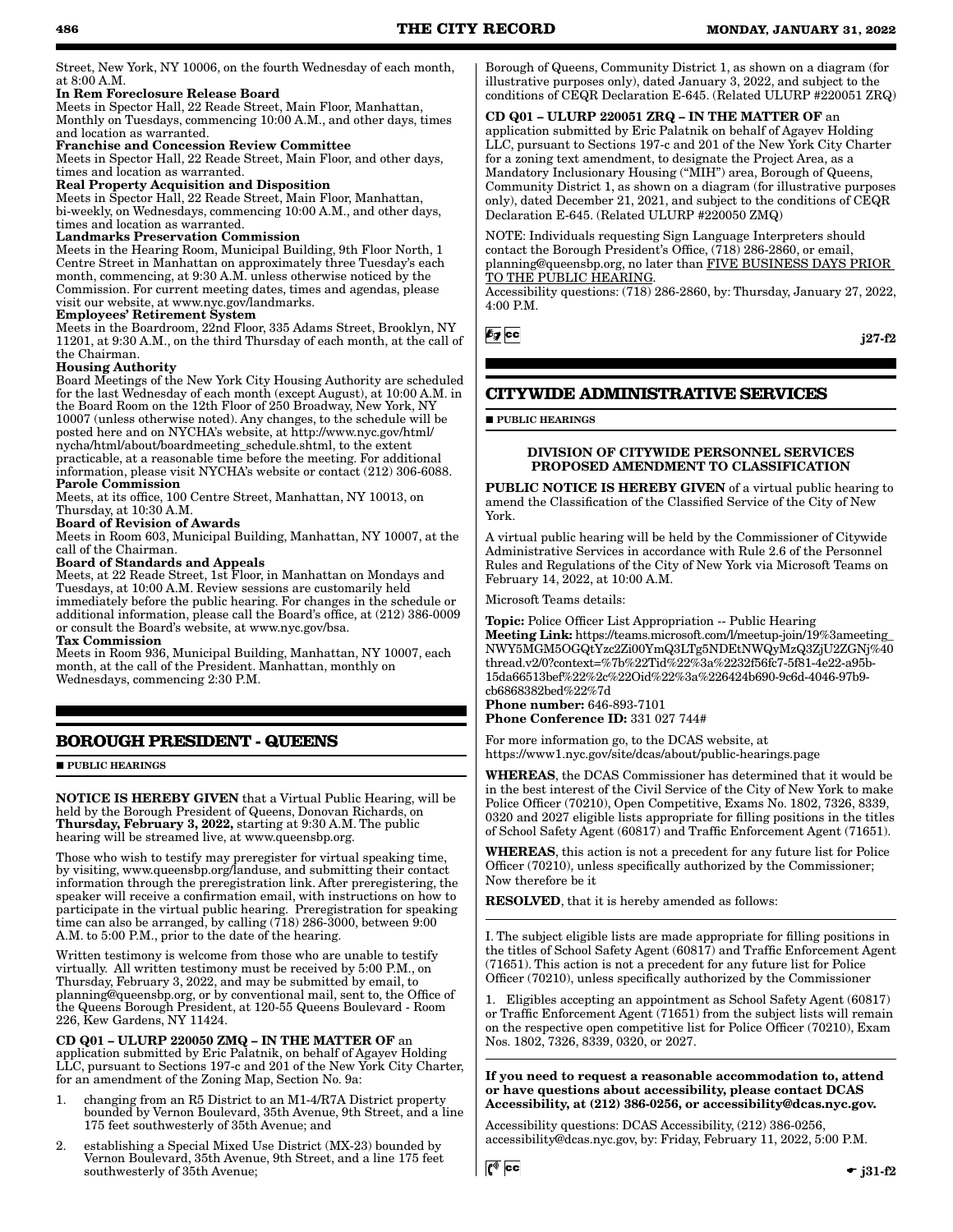Street, New York, NY 10006, on the fourth Wednesday of each month, at 8:00 A.M.

**In Rem Foreclosure Release Board**
Meets in Spector Hall, 22 Reade Street, Main Floor, Manhattan, Monthly on Tuesdays, commencing 10:00 A.M., and other days, times and location as warranted.

**Franchise and Concession Review Committee**
Meets in Spector Hall, 22 Reade Street, Main Floor, and other days, times and location as warranted.

**Real Property Acquisition and Disposition**
Meets in Spector Hall, 22 Reade Street, Main Floor, Manhattan, bi-weekly, on Wednesdays, commencing 10:00 A.M., and other days, times and location as warranted.

**Landmarks Preservation Commission**
Meets in the Hearing Room, Municipal Building, 9th Floor North, 1 Centre Street in Manhattan on approximately three Tuesday's each month, commencing, at 9:30 A.M. unless otherwise noticed by the Commission. For current meeting dates, times and agendas, please visit our website, at www.nyc.gov/landmarks.

**Employees' Retirement System**
Meets in the Boardroom, 22nd Floor, 335 Adams Street, Brooklyn, NY 11201, at 9:30 A.M., on the third Thursday of each month, at the call of the Chairman.

**Housing Authority**
Board Meetings of the New York City Housing Authority are scheduled for the last Wednesday of each month (except August), at 10:00 A.M. in the Board Room on the 12th Floor of 250 Broadway, New York, NY 10007 (unless otherwise noted). Any changes, to the schedule will be posted here and on NYCHA's website, at http://www.nyc.gov/html/nycha/html/about/boardmeeting_schedule.shtml, to the extent practicable, at a reasonable time before the meeting. For additional information, please visit NYCHA's website or contact (212) 306-6088.

**Parole Commission**
Meets, at its office, 100 Centre Street, Manhattan, NY 10013, on Thursday, at 10:30 A.M.

**Board of Revision of Awards**
Meets in Room 603, Municipal Building, Manhattan, NY 10007, at the call of the Chairman.

**Board of Standards and Appeals**
Meets, at 22 Reade Street, 1st Floor, in Manhattan on Mondays and Tuesdays, at 10:00 A.M. Review sessions are customarily held immediately before the public hearing. For changes in the schedule or additional information, please call the Board's office, at (212) 386-0009 or consult the Board's website, at www.nyc.gov/bsa.

**Tax Commission**
Meets in Room 936, Municipal Building, Manhattan, NY 10007, each month, at the call of the President. Manhattan, monthly on Wednesdays, commencing 2:30 P.M.

## BOROUGH PRESIDENT - QUEENS

■ **PUBLIC HEARINGS**

**NOTICE IS HEREBY GIVEN** that a Virtual Public Hearing, will be held by the Borough President of Queens, Donovan Richards, on **Thursday, February 3, 2022,** starting at 9:30 A.M. The public hearing will be streamed live, at www.queensbp.org.

Those who wish to testify may preregister for virtual speaking time, by visiting, www.queensbp.org/landuse, and submitting their contact information through the preregistration link. After preregistering, the speaker will receive a confirmation email, with instructions on how to participate in the virtual public hearing. Preregistration for speaking time can also be arranged, by calling (718) 286-3000, between 9:00 A.M. to 5:00 P.M., prior to the date of the hearing.

Written testimony is welcome from those who are unable to testify virtually. All written testimony must be received by 5:00 P.M., on Thursday, February 3, 2022, and may be submitted by email, to planning@queensbp.org, or by conventional mail, sent to, the Office of the Queens Borough President, at 120-55 Queens Boulevard - Room 226, Kew Gardens, NY 11424.

**CD Q01 – ULURP 220050 ZMQ – IN THE MATTER OF** an application submitted by Eric Palatnik, on behalf of Agayev Holding LLC, pursuant to Sections 197-c and 201 of the New York City Charter, for an amendment of the Zoning Map, Section No. 9a:

1. changing from an R5 District to an M1-4/R7A District property bounded by Vernon Boulevard, 35th Avenue, 9th Street, and a line 175 feet southwesterly of 35th Avenue; and
2. establishing a Special Mixed Use District (MX-23) bounded by Vernon Boulevard, 35th Avenue, 9th Street, and a line 175 feet southwesterly of 35th Avenue;

Borough of Queens, Community District 1, as shown on a diagram (for illustrative purposes only), dated January 3, 2022, and subject to the conditions of CEQR Declaration E-645. (Related ULURP #220051 ZRQ)

**CD Q01 – ULURP 220051 ZRQ – IN THE MATTER OF** an application submitted by Eric Palatnik on behalf of Agayev Holding LLC, pursuant to Sections 197-c and 201 of the New York City Charter for a zoning text amendment, to designate the Project Area, as a Mandatory Inclusionary Housing ("MIH") area, Borough of Queens, Community District 1, as shown on a diagram (for illustrative purposes only), dated December 21, 2021, and subject to the conditions of CEQR Declaration E-645. (Related ULURP #220050 ZMQ)

NOTE: Individuals requesting Sign Language Interpreters should contact the Borough President's Office, (718) 286-2860, or email, planning@queensbp.org, no later than FIVE BUSINESS DAYS PRIOR TO THE PUBLIC HEARING.

Accessibility questions: (718) 286-2860, by: Thursday, January 27, 2022, 4:00 P.M.

j27-f2

## CITYWIDE ADMINISTRATIVE SERVICES

■ **PUBLIC HEARINGS**

**DIVISION OF CITYWIDE PERSONNEL SERVICES PROPOSED AMENDMENT TO CLASSIFICATION**

**PUBLIC NOTICE IS HEREBY GIVEN** of a virtual public hearing to amend the Classification of the Classified Service of the City of New York.

A virtual public hearing will be held by the Commissioner of Citywide Administrative Services in accordance with Rule 2.6 of the Personnel Rules and Regulations of the City of New York via Microsoft Teams on February 14, 2022, at 10:00 A.M.

Microsoft Teams details:

**Topic:** Police Officer List Appropriation -- Public Hearing
**Meeting Link:** https://teams.microsoft.com/l/meetup-join/19%3ameeting_NWY5MGM5OGQtYzc2Zi00YmQ3LTg5NDEtNWQyMzQ3ZjU2ZGNj%40thread.v2/0?context=%7b%22Tid%22%3a%2232f56fc7-5f81-4e22-a95b-15da66513bef%22%2c%22Oid%22%3a%226424b690-9c6d-4046-97b9-cb6868382bed%22%7d
**Phone number:** 646-893-7101
**Phone Conference ID:** 331 027 744#

For more information go, to the DCAS website, at https://www1.nyc.gov/site/dcas/about/public-hearings.page

**WHEREAS**, the DCAS Commissioner has determined that it would be in the best interest of the Civil Service of the City of New York to make Police Officer (70210), Open Competitive, Exams No. 1802, 7326, 8339, 0320 and 2027 eligible lists appropriate for filling positions in the titles of School Safety Agent (60817) and Traffic Enforcement Agent (71651).

**WHEREAS**, this action is not a precedent for any future list for Police Officer (70210), unless specifically authorized by the Commissioner; Now therefore be it

**RESOLVED**, that it is hereby amended as follows:

I. The subject eligible lists are made appropriate for filling positions in the titles of School Safety Agent (60817) and Traffic Enforcement Agent (71651). This action is not a precedent for any future list for Police Officer (70210), unless specifically authorized by the Commissioner

1. Eligibles accepting an appointment as School Safety Agent (60817) or Traffic Enforcement Agent (71651) from the subject lists will remain on the respective open competitive list for Police Officer (70210), Exam Nos. 1802, 7326, 8339, 0320, or 2027.

**If you need to request a reasonable accommodation to, attend or have questions about accessibility, please contact DCAS Accessibility, at (212) 386-0256, or accessibility@dcas.nyc.gov.**

Accessibility questions: DCAS Accessibility, (212) 386-0256, accessibility@dcas.nyc.gov, by: Friday, February 11, 2022, 5:00 P.M.

j31-f2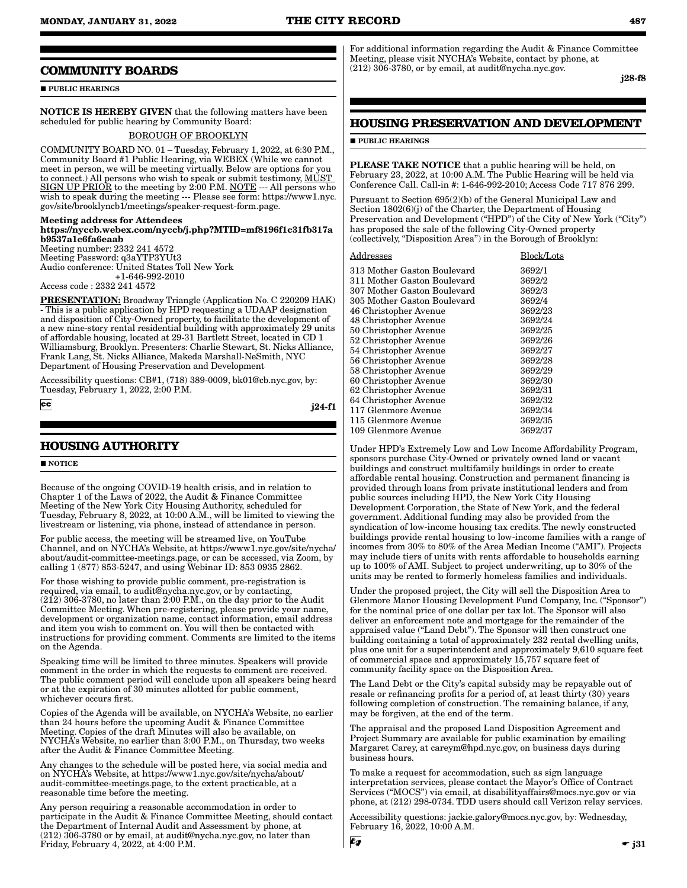## COMMUNITY BOARDS

■ **PUBLIC HEARINGS**

**NOTICE IS HEREBY GIVEN** that the following matters have been scheduled for public hearing by Community Board:

BOROUGH OF BROOKLYN

COMMUNITY BOARD NO. 01 – Tuesday, February 1, 2022, at 6:30 P.M., Community Board #1 Public Hearing, via WEBEX (While we cannot meet in person, we will be meeting virtually. Below are options for you to connect.) All persons who wish to speak or submit testimony, MUST SIGN UP PRIOR to the meeting by 2:00 P.M. NOTE --- All persons who wish to speak during the meeting --- Please see form: https://www1.nyc.gov/site/brooklyncb1/meetings/speaker-request-form.page.

**Meeting address for Attendees**
**https://nyccb.webex.com/nyccb/j.php?MTID=mf8196f1c31fb317ab9537a1c6fa6eaab**
Meeting number: 2332 241 4572
Meeting Password: q3aYTP3YUt3
Audio conference: United States Toll New York
+1-646-992-2010
Access code : 2332 241 4572

**PRESENTATION:** Broadway Triangle (Application No. C 220209 HAK) - This is a public application by HPD requesting a UDAAP designation and disposition of City-Owned property, to facilitate the development of a new nine-story rental residential building with approximately 29 units of affordable housing, located at 29-31 Bartlett Street, located in CD 1 Williamsburg, Brooklyn. Presenters: Charlie Stewart, St. Nicks Alliance, Frank Lang, St. Nicks Alliance, Makeda Marshall-NeSmith, NYC Department of Housing Preservation and Development

Accessibility questions: CB#1, (718) 389-0009, bk01@cb.nyc.gov, by: Tuesday, February 1, 2022, 2:00 P.M.

j24-f1

## HOUSING AUTHORITY

■ **NOTICE**

Because of the ongoing COVID-19 health crisis, and in relation to Chapter 1 of the Laws of 2022, the Audit & Finance Committee Meeting of the New York City Housing Authority, scheduled for Tuesday, February 8, 2022, at 10:00 A.M., will be limited to viewing the livestream or listening, via phone, instead of attendance in person.

For public access, the meeting will be streamed live, on YouTube Channel, and on NYCHA's Website, at https://www1.nyc.gov/site/nycha/about/audit-committee-meetings.page, or can be accessed, via Zoom, by calling 1 (877) 853-5247, and using Webinar ID: 853 0935 2862.

For those wishing to provide public comment, pre-registration is required, via email, to audit@nycha.nyc.gov, or by contacting, (212) 306-3780, no later than 2:00 P.M., on the day prior to the Audit Committee Meeting. When pre-registering, please provide your name, development or organization name, contact information, email address and item you wish to comment on. You will then be contacted with instructions for providing comment. Comments are limited to the items on the Agenda.

Speaking time will be limited to three minutes. Speakers will provide comment in the order in which the requests to comment are received. The public comment period will conclude upon all speakers being heard or at the expiration of 30 minutes allotted for public comment, whichever occurs first.

Copies of the Agenda will be available, on NYCHA's Website, no earlier than 24 hours before the upcoming Audit & Finance Committee Meeting. Copies of the draft Minutes will also be available, on NYCHA's Website, no earlier than 3:00 P.M., on Thursday, two weeks after the Audit & Finance Committee Meeting.

Any changes to the schedule will be posted here, via social media and on NYCHA's Website, at https://www1.nyc.gov/site/nycha/about/audit-committee-meetings.page, to the extent practicable, at a reasonable time before the meeting.

Any person requiring a reasonable accommodation in order to participate in the Audit & Finance Committee Meeting, should contact the Department of Internal Audit and Assessment by phone, at (212) 306-3780 or by email, at audit@nycha.nyc.gov, no later than Friday, February 4, 2022, at 4:00 P.M.

For additional information regarding the Audit & Finance Committee Meeting, please visit NYCHA's Website, contact by phone, at (212) 306-3780, or by email, at audit@nycha.nyc.gov.

j28-f8

## HOUSING PRESERVATION AND DEVELOPMENT

■ **PUBLIC HEARINGS**

**PLEASE TAKE NOTICE** that a public hearing will be held, on February 23, 2022, at 10:00 A.M. The Public Hearing will be held via Conference Call. Call-in #: 1-646-992-2010; Access Code 717 876 299.

Pursuant to Section 695(2)(b) of the General Municipal Law and Section 1802(6)(j) of the Charter, the Department of Housing Preservation and Development ("HPD") of the City of New York ("City") has proposed the sale of the following City-Owned property (collectively, "Disposition Area") in the Borough of Brooklyn:

| Addresses | Block/Lots |
|---|---|
| 313 Mother Gaston Boulevard | 3692/1 |
| 311 Mother Gaston Boulevard | 3692/2 |
| 307 Mother Gaston Boulevard | 3692/3 |
| 305 Mother Gaston Boulevard | 3692/4 |
| 46 Christopher Avenue | 3692/23 |
| 48 Christopher Avenue | 3692/24 |
| 50 Christopher Avenue | 3692/25 |
| 52 Christopher Avenue | 3692/26 |
| 54 Christopher Avenue | 3692/27 |
| 56 Christopher Avenue | 3692/28 |
| 58 Christopher Avenue | 3692/29 |
| 60 Christopher Avenue | 3692/30 |
| 62 Christopher Avenue | 3692/31 |
| 64 Christopher Avenue | 3692/32 |
| 117 Glenmore Avenue | 3692/34 |
| 115 Glenmore Avenue | 3692/35 |
| 109 Glenmore Avenue | 3692/37 |

Under HPD's Extremely Low and Low Income Affordability Program, sponsors purchase City-Owned or privately owned land or vacant buildings and construct multifamily buildings in order to create affordable rental housing. Construction and permanent financing is provided through loans from private institutional lenders and from public sources including HPD, the New York City Housing Development Corporation, the State of New York, and the federal government. Additional funding may also be provided from the syndication of low-income housing tax credits. The newly constructed buildings provide rental housing to low-income families with a range of incomes from 30% to 80% of the Area Median Income ("AMI"). Projects may include tiers of units with rents affordable to households earning up to 100% of AMI. Subject to project underwriting, up to 30% of the units may be rented to formerly homeless families and individuals.

Under the proposed project, the City will sell the Disposition Area to Glenmore Manor Housing Development Fund Company, Inc. ("Sponsor") for the nominal price of one dollar per tax lot. The Sponsor will also deliver an enforcement note and mortgage for the remainder of the appraised value ("Land Debt"). The Sponsor will then construct one building containing a total of approximately 232 rental dwelling units, plus one unit for a superintendent and approximately 9,610 square feet of commercial space and approximately 15,757 square feet of community facility space on the Disposition Area.

The Land Debt or the City's capital subsidy may be repayable out of resale or refinancing profits for a period of, at least thirty (30) years following completion of construction. The remaining balance, if any, may be forgiven, at the end of the term.

The appraisal and the proposed Land Disposition Agreement and Project Summary are available for public examination by emailing Margaret Carey, at careym@hpd.nyc.gov, on business days during business hours.

To make a request for accommodation, such as sign language interpretation services, please contact the Mayor's Office of Contract Services ("MOCS") via email, at disabilityaffairs@mocs.nyc.gov or via phone, at (212) 298-0734. TDD users should call Verizon relay services.

Accessibility questions: jackie.galory@mocs.nyc.gov, by: Wednesday, February 16, 2022, 10:00 A.M.

j31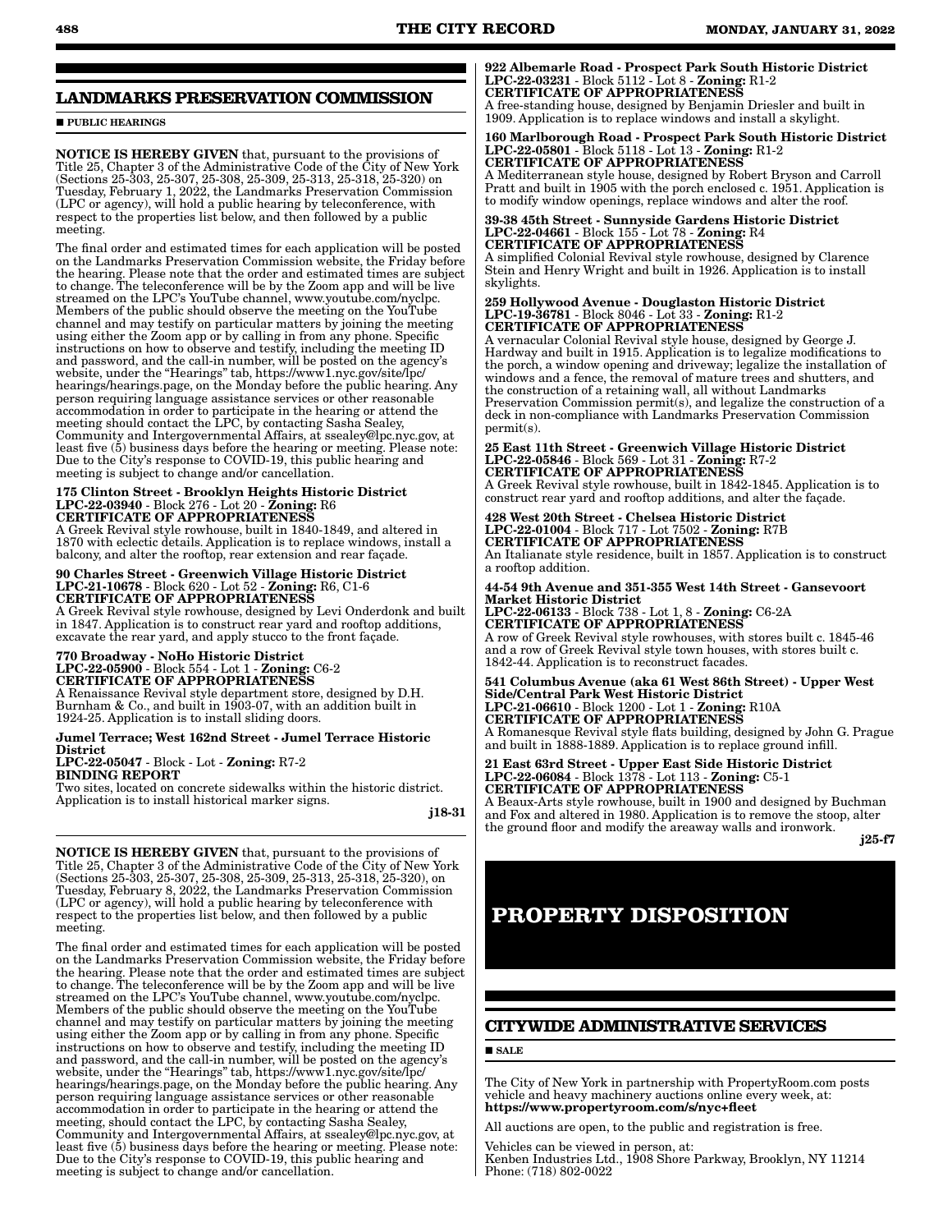## LANDMARKS PRESERVATION COMMISSION

■ PUBLIC HEARINGS

**NOTICE IS HEREBY GIVEN** that, pursuant to the provisions of Title 25, Chapter 3 of the Administrative Code of the City of New York (Sections 25-303, 25-307, 25-308, 25-309, 25-313, 25-318, 25-320) on Tuesday, February 1, 2022, the Landmarks Preservation Commission (LPC or agency), will hold a public hearing by teleconference, with respect to the properties list below, and then followed by a public meeting.

The final order and estimated times for each application will be posted on the Landmarks Preservation Commission website, the Friday before the hearing. Please note that the order and estimated times are subject to change. The teleconference will be by the Zoom app and will be live streamed on the LPC's YouTube channel, www.youtube.com/nyclpc. Members of the public should observe the meeting on the YouTube channel and may testify on particular matters by joining the meeting using either the Zoom app or by calling in from any phone. Specific instructions on how to observe and testify, including the meeting ID and password, and the call-in number, will be posted on the agency's website, under the "Hearings" tab, https://www1.nyc.gov/site/lpc/hearings/hearings.page, on the Monday before the public hearing. Any person requiring language assistance services or other reasonable accommodation in order to participate in the hearing or attend the meeting should contact the LPC, by contacting Sasha Sealey, Community and Intergovernmental Affairs, at ssealey@lpc.nyc.gov, at least five (5) business days before the hearing or meeting. Please note: Due to the City's response to COVID-19, this public hearing and meeting is subject to change and/or cancellation.

**175 Clinton Street - Brooklyn Heights Historic District**
**LPC-22-03940** - Block 276 - Lot 20 - **Zoning:** R6
**CERTIFICATE OF APPROPRIATENESS**
A Greek Revival style rowhouse, built in 1840-1849, and altered in 1870 with eclectic details. Application is to replace windows, install a balcony, and alter the rooftop, rear extension and rear façade.

**90 Charles Street - Greenwich Village Historic District**
**LPC-21-10678** - Block 620 - Lot 52 - **Zoning:** R6, C1-6
**CERTIFICATE OF APPROPRIATENESS**
A Greek Revival style rowhouse, designed by Levi Onderdonk and built in 1847. Application is to construct rear yard and rooftop additions, excavate the rear yard, and apply stucco to the front façade.

**770 Broadway - NoHo Historic District**
**LPC-22-05900** - Block 554 - Lot 1 - **Zoning:** C6-2
**CERTIFICATE OF APPROPRIATENESS**
A Renaissance Revival style department store, designed by D.H. Burnham & Co., and built in 1903-07, with an addition built in 1924-25. Application is to install sliding doors.

**Jumel Terrace; West 162nd Street - Jumel Terrace Historic District**
**LPC-22-05047** - Block - Lot - **Zoning:** R7-2
**BINDING REPORT**
Two sites, located on concrete sidewalks within the historic district. Application is to install historical marker signs.

**j18-31**

**NOTICE IS HEREBY GIVEN** that, pursuant to the provisions of Title 25, Chapter 3 of the Administrative Code of the City of New York (Sections 25-303, 25-307, 25-308, 25-309, 25-313, 25-318, 25-320), on Tuesday, February 8, 2022, the Landmarks Preservation Commission (LPC or agency), will hold a public hearing by teleconference with respect to the properties list below, and then followed by a public meeting.

The final order and estimated times for each application will be posted on the Landmarks Preservation Commission website, the Friday before the hearing. Please note that the order and estimated times are subject to change. The teleconference will be by the Zoom app and will be live streamed on the LPC's YouTube channel, www.youtube.com/nyclpc. Members of the public should observe the meeting on the YouTube channel and may testify on particular matters by joining the meeting using either the Zoom app or by calling in from any phone. Specific instructions on how to observe and testify, including the meeting ID and password, and the call-in number, will be posted on the agency's website, under the "Hearings" tab, https://www1.nyc.gov/site/lpc/hearings/hearings.page, on the Monday before the public hearing. Any person requiring language assistance services or other reasonable accommodation in order to participate in the hearing or attend the meeting, should contact the LPC, by contacting Sasha Sealey, Community and Intergovernmental Affairs, at ssealey@lpc.nyc.gov, at least five (5) business days before the hearing or meeting. Please note: Due to the City's response to COVID-19, this public hearing and meeting is subject to change and/or cancellation.

**922 Albemarle Road - Prospect Park South Historic District**
**LPC-22-03231** - Block 5112 - Lot 8 - **Zoning:** R1-2
**CERTIFICATE OF APPROPRIATENESS**
A free-standing house, designed by Benjamin Driesler and built in 1909. Application is to replace windows and install a skylight.

**160 Marlborough Road - Prospect Park South Historic District**
**LPC-22-05801** - Block 5118 - Lot 13 - **Zoning:** R1-2
**CERTIFICATE OF APPROPRIATENESS**
A Mediterranean style house, designed by Robert Bryson and Carroll Pratt and built in 1905 with the porch enclosed c. 1951. Application is to modify window openings, replace windows and alter the roof.

**39-38 45th Street - Sunnyside Gardens Historic District**
**LPC-22-04661** - Block 155 - Lot 78 - **Zoning:** R4
**CERTIFICATE OF APPROPRIATENESS**
A simplified Colonial Revival style rowhouse, designed by Clarence Stein and Henry Wright and built in 1926. Application is to install skylights.

**259 Hollywood Avenue - Douglaston Historic District**
**LPC-19-36781** - Block 8046 - Lot 33 - **Zoning:** R1-2
**CERTIFICATE OF APPROPRIATENESS**
A vernacular Colonial Revival style house, designed by George J. Hardway and built in 1915. Application is to legalize modifications to the porch, a window opening and driveway; legalize the installation of windows and a fence, the removal of mature trees and shutters, and the construction of a retaining wall, all without Landmarks Preservation Commission permit(s), and legalize the construction of a deck in non-compliance with Landmarks Preservation Commission permit(s).

**25 East 11th Street - Greenwich Village Historic District**
**LPC-22-05846** - Block 569 - Lot 31 - **Zoning:** R7-2
**CERTIFICATE OF APPROPRIATENESS**
A Greek Revival style rowhouse, built in 1842-1845. Application is to construct rear yard and rooftop additions, and alter the façade.

**428 West 20th Street - Chelsea Historic District**
**LPC-22-01004** - Block 717 - Lot 7502 - **Zoning:** R7B
**CERTIFICATE OF APPROPRIATENESS**
An Italianate style residence, built in 1857. Application is to construct a rooftop addition.

**44-54 9th Avenue and 351-355 West 14th Street - Gansevoort Market Historic District**
**LPC-22-06133** - Block 738 - Lot 1, 8 - **Zoning:** C6-2A
**CERTIFICATE OF APPROPRIATENESS**
A row of Greek Revival style rowhouses, with stores built c. 1845-46 and a row of Greek Revival style town houses, with stores built c. 1842-44. Application is to reconstruct facades.

**541 Columbus Avenue (aka 61 West 86th Street) - Upper West Side/Central Park West Historic District**
**LPC-21-06610** - Block 1200 - Lot 1 - **Zoning:** R10A
**CERTIFICATE OF APPROPRIATENESS**
A Romanesque Revival style flats building, designed by John G. Prague and built in 1888-1889. Application is to replace ground infill.

**21 East 63rd Street - Upper East Side Historic District**
**LPC-22-06084** - Block 1378 - Lot 113 - **Zoning:** C5-1
**CERTIFICATE OF APPROPRIATENESS**
A Beaux-Arts style rowhouse, built in 1900 and designed by Buchman and Fox and altered in 1980. Application is to remove the stoop, alter the ground floor and modify the areaway walls and ironwork.

**j25-f7**

# PROPERTY DISPOSITION

## CITYWIDE ADMINISTRATIVE SERVICES

■ SALE

The City of New York in partnership with PropertyRoom.com posts vehicle and heavy machinery auctions online every week, at:
**https://www.propertyroom.com/s/nyc+fleet**

All auctions are open, to the public and registration is free.

Vehicles can be viewed in person, at:
Kenben Industries Ltd., 1908 Shore Parkway, Brooklyn, NY 11214
Phone: (718) 802-0022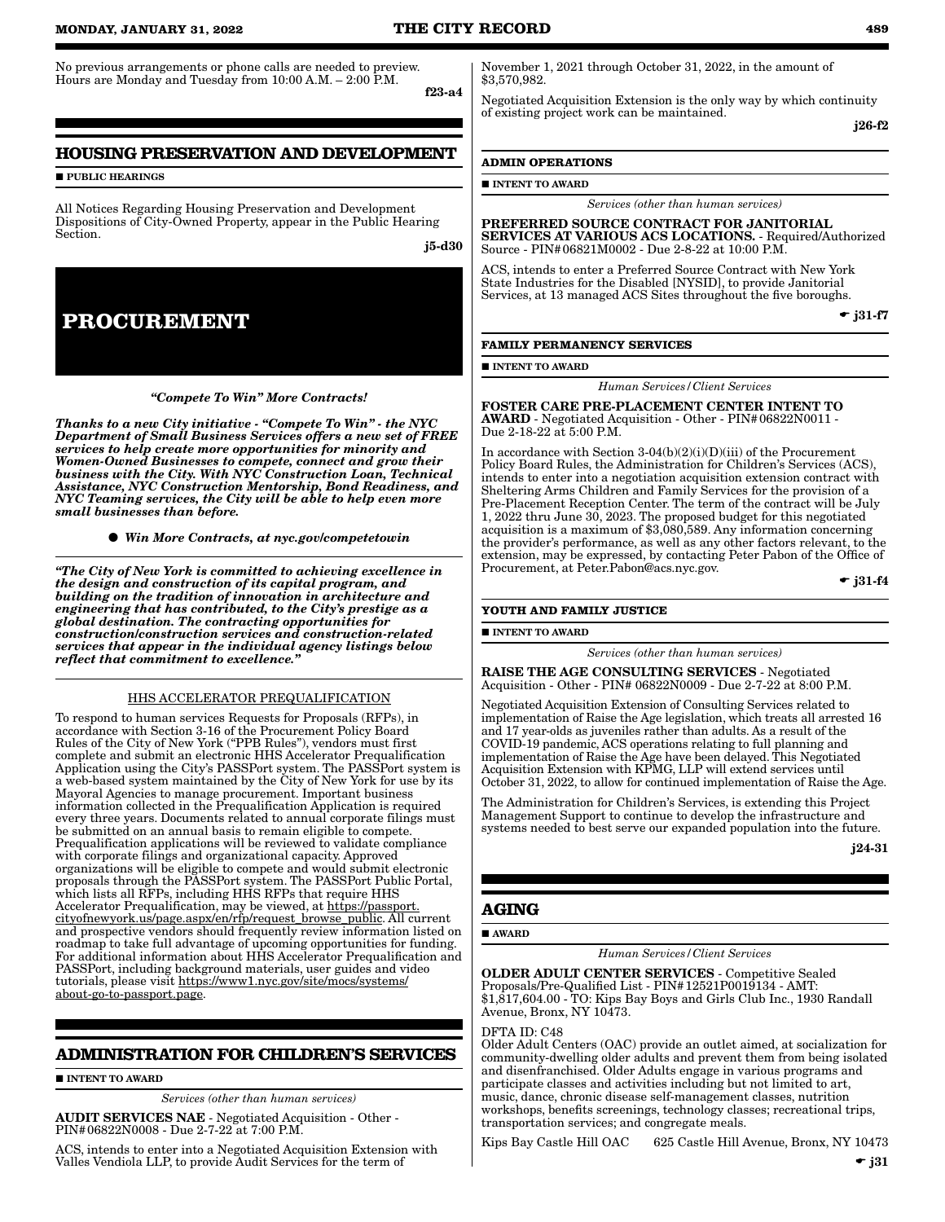No previous arrangements or phone calls are needed to preview. Hours are Monday and Tuesday from 10:00 A.M. – 2:00 P.M.

f23-a4

## HOUSING PRESERVATION AND DEVELOPMENT

■ PUBLIC HEARINGS

All Notices Regarding Housing Preservation and Development Dispositions of City-Owned Property, appear in the Public Hearing Section.

j5-d30

# PROCUREMENT

***"Compete To Win" More Contracts!***

***Thanks to a new City initiative - "Compete To Win" - the NYC Department of Small Business Services offers a new set of FREE services to help create more opportunities for minority and Women-Owned Businesses to compete, connect and grow their business with the City. With NYC Construction Loan, Technical Assistance, NYC Construction Mentorship, Bond Readiness, and NYC Teaming services, the City will be able to help even more small businesses than before.***

● ***Win More Contracts, at nyc.gov/competetowin***

***"The City of New York is committed to achieving excellence in the design and construction of its capital program, and building on the tradition of innovation in architecture and engineering that has contributed, to the City's prestige as a global destination. The contracting opportunities for construction/construction services and construction-related services that appear in the individual agency listings below reflect that commitment to excellence."***

HHS ACCELERATOR PREQUALIFICATION

To respond to human services Requests for Proposals (RFPs), in accordance with Section 3-16 of the Procurement Policy Board Rules of the City of New York ("PPB Rules"), vendors must first complete and submit an electronic HHS Accelerator Prequalification Application using the City's PASSPort system. The PASSPort system is a web-based system maintained by the City of New York for use by its Mayoral Agencies to manage procurement. Important business information collected in the Prequalification Application is required every three years. Documents related to annual corporate filings must be submitted on an annual basis to remain eligible to compete. Prequalification applications will be reviewed to validate compliance with corporate filings and organizational capacity. Approved organizations will be eligible to compete and would submit electronic proposals through the PASSPort system. The PASSPort Public Portal, which lists all RFPs, including HHS RFPs that require HHS Accelerator Prequalification, may be viewed, at https://passport.cityofnewyork.us/page.aspx/en/rfp/request_browse_public. All current and prospective vendors should frequently review information listed on roadmap to take full advantage of upcoming opportunities for funding. For additional information about HHS Accelerator Prequalification and PASSPort, including background materials, user guides and video tutorials, please visit https://www1.nyc.gov/site/mocs/systems/about-go-to-passport.page.

## ADMINISTRATION FOR CHILDREN'S SERVICES

■ INTENT TO AWARD

*Services (other than human services)*

**AUDIT SERVICES NAE** - Negotiated Acquisition - Other - PIN#06822N0008 - Due 2-7-22 at 7:00 P.M.

ACS, intends to enter into a Negotiated Acquisition Extension with Valles Vendiola LLP, to provide Audit Services for the term of November 1, 2021 through October 31, 2022, in the amount of $3,570,982.

Negotiated Acquisition Extension is the only way by which continuity of existing project work can be maintained.

j26-f2

### ADMIN OPERATIONS

■ INTENT TO AWARD

*Services (other than human services)*

**PREFERRED SOURCE CONTRACT FOR JANITORIAL SERVICES AT VARIOUS ACS LOCATIONS.** - Required/Authorized Source - PIN#06821M0002 - Due 2-8-22 at 10:00 P.M.

ACS, intends to enter a Preferred Source Contract with New York State Industries for the Disabled [NYSID], to provide Janitorial Services, at 13 managed ACS Sites throughout the five boroughs.

☛ j31-f7

### FAMILY PERMANENCY SERVICES

■ INTENT TO AWARD

*Human Services/Client Services*

**FOSTER CARE PRE-PLACEMENT CENTER INTENT TO AWARD** - Negotiated Acquisition - Other - PIN#06822N0011 - Due 2-18-22 at 5:00 P.M.

In accordance with Section 3-04(b)(2)(i)(D)(iii) of the Procurement Policy Board Rules, the Administration for Children's Services (ACS), intends to enter into a negotiation acquisition extension contract with Sheltering Arms Children and Family Services for the provision of a Pre-Placement Reception Center. The term of the contract will be July 1, 2022 thru June 30, 2023. The proposed budget for this negotiated acquisition is a maximum of $3,080,589. Any information concerning the provider's performance, as well as any other factors relevant, to the extension, may be expressed, by contacting Peter Pabon of the Office of Procurement, at Peter.Pabon@acs.nyc.gov.

☛ j31-f4

### YOUTH AND FAMILY JUSTICE

■ INTENT TO AWARD

*Services (other than human services)*

**RAISE THE AGE CONSULTING SERVICES** - Negotiated Acquisition - Other - PIN# 06822N0009 - Due 2-7-22 at 8:00 P.M.

Negotiated Acquisition Extension of Consulting Services related to implementation of Raise the Age legislation, which treats all arrested 16 and 17 year-olds as juveniles rather than adults. As a result of the COVID-19 pandemic, ACS operations relating to full planning and implementation of Raise the Age have been delayed. This Negotiated Acquisition Extension with KPMG, LLP will extend services until October 31, 2022, to allow for continued implementation of Raise the Age.

The Administration for Children's Services, is extending this Project Management Support to continue to develop the infrastructure and systems needed to best serve our expanded population into the future.

j24-31

## AGING

■ AWARD

*Human Services/Client Services*

**OLDER ADULT CENTER SERVICES** - Competitive Sealed Proposals/Pre-Qualified List - PIN#12521P0019134 - AMT: $1,817,604.00 - TO: Kips Bay Boys and Girls Club Inc., 1930 Randall Avenue, Bronx, NY 10473.

DFTA ID: C48
Older Adult Centers (OAC) provide an outlet aimed, at socialization for community-dwelling older adults and prevent them from being isolated and disenfranchised. Older Adults engage in various programs and participate classes and activities including but not limited to art, music, dance, chronic disease self-management classes, nutrition workshops, benefits screenings, technology classes; recreational trips, transportation services; and congregate meals.

Kips Bay Castle Hill OAC    625 Castle Hill Avenue, Bronx, NY 10473

☛ j31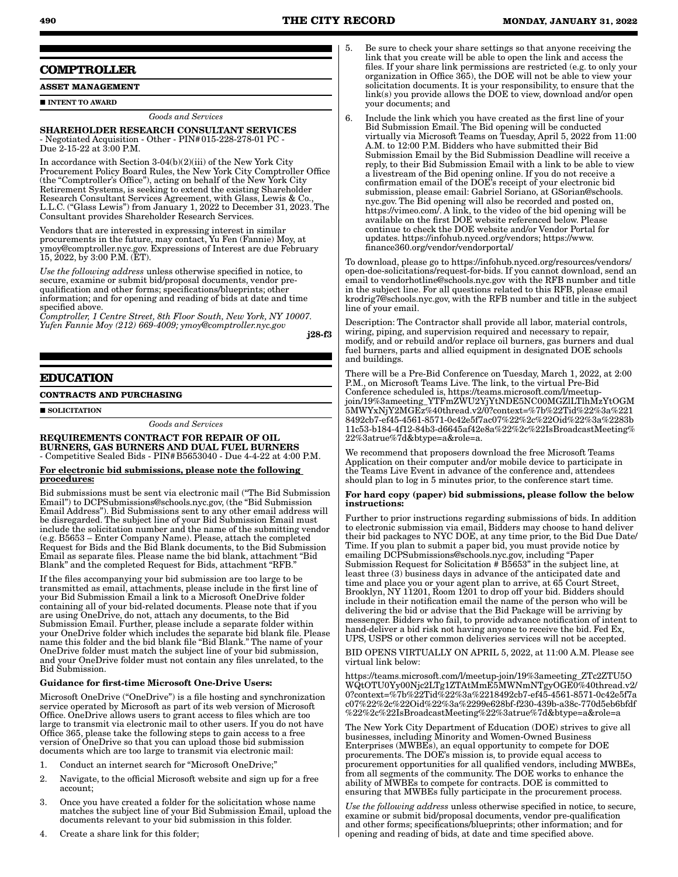## COMPTROLLER

### ASSET MANAGEMENT

■ INTENT TO AWARD

*Goods and Services*

**SHAREHOLDER RESEARCH CONSULTANT SERVICES** - Negotiated Acquisition - Other - PIN# 015-228-278-01 PC - Due 2-15-22 at 3:00 P.M.

In accordance with Section 3-04(b)(2)(iii) of the New York City Procurement Policy Board Rules, the New York City Comptroller Office (the "Comptroller's Office"), acting on behalf of the New York City Retirement Systems, is seeking to extend the existing Shareholder Research Consultant Services Agreement, with Glass, Lewis & Co., L.L.C. ("Glass Lewis") from January 1, 2022 to December 31, 2023. The Consultant provides Shareholder Research Services.

Vendors that are interested in expressing interest in similar procurements in the future, may contact, Yu Fen (Fannie) Moy, at ymoy@comptroller.nyc.gov. Expressions of Interest are due February 15, 2022, by 3:00 P.M. (ET).

*Use the following address* unless otherwise specified in notice, to secure, examine or submit bid/proposal documents, vendor pre-qualification and other forms; specifications/blueprints; other information; and for opening and reading of bids at date and time specified above.

*Comptroller, 1 Centre Street, 8th Floor South, New York, NY 10007. Yufen Fannie Moy (212) 669-4009; ymoy@comptroller.nyc.gov*

**j28-f3**

## EDUCATION

### CONTRACTS AND PURCHASING

■ SOLICITATION

*Goods and Services*

**REQUIREMENTS CONTRACT FOR REPAIR OF OIL BURNERS, GAS BURNERS AND DUAL FUEL BURNERS** - Competitive Sealed Bids - PIN# B5653040 - Due 4-4-22 at 4:00 P.M.

**For electronic bid submissions, please note the following procedures:**

Bid submissions must be sent via electronic mail ("The Bid Submission Email") to DCPSubmissions@schools.nyc.gov, (the "Bid Submission Email Address"). Bid Submissions sent to any other email address will be disregarded. The subject line of your Bid Submission Email must include the solicitation number and the name of the submitting vendor (e.g. B5653 – Enter Company Name). Please, attach the completed Request for Bids and the Bid Blank documents, to the Bid Submission Email as separate files. Please name the bid blank, attachment "Bid Blank" and the completed Request for Bids, attachment "RFB."

If the files accompanying your bid submission are too large to be transmitted as email, attachments, please include in the first line of your Bid Submission Email a link to a Microsoft OneDrive folder containing all of your bid-related documents. Please note that if you are using OneDrive, do not, attach any documents, to the Bid Submission Email. Further, please include a separate folder within your OneDrive folder which includes the separate bid blank file. Please name this folder and the bid blank file "Bid Blank." The name of your OneDrive folder must match the subject line of your bid submission, and your OneDrive folder must not contain any files unrelated, to the Bid Submission.

**Guidance for first-time Microsoft One-Drive Users:**

Microsoft OneDrive ("OneDrive") is a file hosting and synchronization service operated by Microsoft as part of its web version of Microsoft Office. OneDrive allows users to grant access to files which are too large to transmit via electronic mail to other users. If you do not have Office 365, please take the following steps to gain access to a free version of OneDrive so that you can upload those bid submission documents which are too large to transmit via electronic mail:

1. Conduct an internet search for "Microsoft OneDrive;"
2. Navigate, to the official Microsoft website and sign up for a free account;
3. Once you have created a folder for the solicitation whose name matches the subject line of your Bid Submission Email, upload the documents relevant to your bid submission in this folder.
4. Create a share link for this folder;
5. Be sure to check your share settings so that anyone receiving the link that you create will be able to open the link and access the files. If your share link permissions are restricted (e.g. to only your organization in Office 365), the DOE will not be able to view your solicitation documents. It is your responsibility, to ensure that the link(s) you provide allows the DOE to view, download and/or open your documents; and
6. Include the link which you have created as the first line of your Bid Submission Email. The Bid opening will be conducted virtually via Microsoft Teams on Tuesday, April 5, 2022 from 11:00 A.M. to 12:00 P.M. Bidders who have submitted their Bid Submission Email by the Bid Submission Deadline will receive a reply, to their Bid Submission Email with a link to be able to view a livestream of the Bid opening online. If you do not receive a confirmation email of the DOE's receipt of your electronic bid submission, please email: Gabriel Soriano, at GSorian@schools.nyc.gov. The Bid opening will also be recorded and posted on, https://vimeo.com/. A link, to the video of the bid opening will be available on the first DOE website referenced below. Please continue to check the DOE website and/or Vendor Portal for updates. https://infohub.nyced.org/vendors; https://www.finance360.org/vendor/vendorportal/

To download, please go to https://infohub.nyced.org/resources/vendors/open-doe-solicitations/request-for-bids. If you cannot download, send an email to vendorhotline@schools.nyc.gov with the RFB number and title in the subject line. For all questions related to this RFB, please email krodrig7@schools.nyc.gov, with the RFB number and title in the subject line of your email.

Description: The Contractor shall provide all labor, material controls, wiring, piping, and supervision required and necessary to repair, modify, and or rebuild and/or replace oil burners, gas burners and dual fuel burners, parts and allied equipment in designated DOE schools and buildings.

There will be a Pre-Bid Conference on Tuesday, March 1, 2022, at 2:00 P.M., on Microsoft Teams Live. The link, to the virtual Pre-Bid Conference scheduled is, https://teams.microsoft.com/l/meetup-join/19%3ameeting_YTFmZWU2YjYtNDE5NC00MGZlLTlhMzYtOGM5MWYxNjY2MGEz%40thread.v2/0?context=%7b%22Tid%22%3a%2218492cb7-ef45-4561-8571-0c42e5f7ac07%22%2c%22Oid%22%3a%2283b11c53-b184-4f12-84b3-d6645af42e8a%22%2c%22IsBroadcastMeeting%22%3atrue%7d&btype=a&role=a.

We recommend that proposers download the free Microsoft Teams Application on their computer and/or mobile device to participate in the Teams Live Event in advance of the conference and, attendees should plan to log in 5 minutes prior, to the conference start time.

**For hard copy (paper) bid submissions, please follow the below instructions:**

Further to prior instructions regarding submissions of bids. In addition to electronic submission via email, Bidders may choose to hand deliver their bid packages to NYC DOE, at any time prior, to the Bid Due Date/Time. If you plan to submit a paper bid, you must provide notice by emailing DCPSubmissions@schools.nyc.gov, including "Paper Submission Request for Solicitation # B5653" in the subject line, at least three (3) business days in advance of the anticipated date and time and place you or your agent plan to arrive, at 65 Court Street, Brooklyn, NY 11201, Room 1201 to drop off your bid. Bidders should include in their notification email the name of the person who will be delivering the bid or advise that the Bid Package will be arriving by messenger. Bidders who fail, to provide advance notification of intent to hand-deliver a bid risk not having anyone to receive the bid. Fed Ex, UPS, USPS or other common deliveries services will not be accepted.

BID OPENS VIRTUALLY ON APRIL 5, 2022, at 11:00 A.M. Please see virtual link below:

https://teams.microsoft.com/l/meetup-join/19%3ameeting_ZTc2ZTU5OWQtOTU0Yy00Njc2LTg1ZTAtMmE5MWNmNTgyOGE0%40thread.v2/0?context=%7b%22Tid%22%3a%2218492cb7-ef45-4561-8571-0c42e5f7ac07%22%2c%22Oid%22%3a%2299e628bf-f230-439b-a38c-770d5eb6bfdf%22%2c%22IsBroadcastMeeting%22%3atrue%7d&btype=a&role=a

The New York City Department of Education (DOE) strives to give all businesses, including Minority and Women-Owned Business Enterprises (MWBEs), an equal opportunity to compete for DOE procurements. The DOE's mission is, to provide equal access to procurement opportunities for all qualified vendors, including MWBEs, from all segments of the community. The DOE works to enhance the ability of MWBEs to compete for contracts. DOE is committed to ensuring that MWBEs fully participate in the procurement process.

*Use the following address* unless otherwise specified in notice, to secure, examine or submit bid/proposal documents, vendor pre-qualification and other forms; specifications/blueprints; other information; and for opening and reading of bids, at date and time specified above.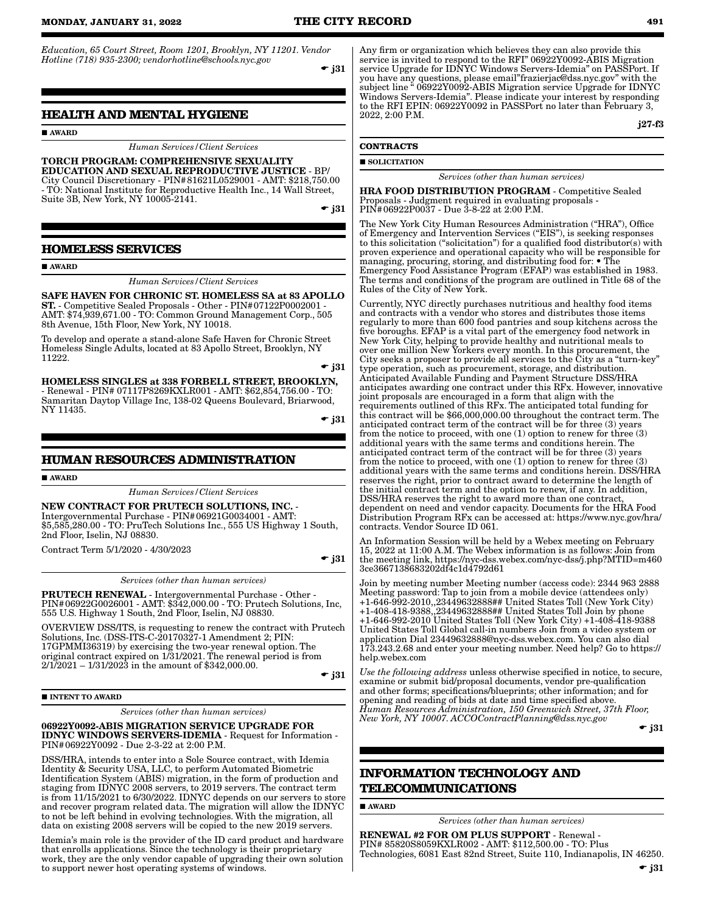*Education, 65 Court Street, Room 1201, Brooklyn, NY 11201. Vendor Hotline (718) 935-2300; vendorhotline@schools.nyc.gov*

☛ j31

## HEALTH AND MENTAL HYGIENE

■ AWARD

*Human Services/Client Services*

**TORCH PROGRAM: COMPREHENSIVE SEXUALITY EDUCATION AND SEXUAL REPRODUCTIVE JUSTICE** - BP/City Council Discretionary - PIN# 81621L0529001 - AMT: $218,750.00 - TO: National Institute for Reproductive Health Inc., 14 Wall Street, Suite 3B, New York, NY 10005-2141.

☛ j31

## HOMELESS SERVICES

■ AWARD

*Human Services/Client Services*

**SAFE HAVEN FOR CHRONIC ST. HOMELESS SA at 83 APOLLO ST.** - Competitive Sealed Proposals - Other - PIN# 07122P0002001 - AMT: $74,939,671.00 - TO: Common Ground Management Corp., 505 8th Avenue, 15th Floor, New York, NY 10018.

To develop and operate a stand-alone Safe Haven for Chronic Street Homeless Single Adults, located at 83 Apollo Street, Brooklyn, NY 11222.

☛ j31

**HOMELESS SINGLES at 338 FORBELL STREET, BROOKLYN,** - Renewal - PIN# 07117P8269KXLR001 - AMT: $62,854,756.00 - TO: Samaritan Daytop Village Inc, 138-02 Queens Boulevard, Briarwood, NY 11435.

☛ j31

## HUMAN RESOURCES ADMINISTRATION

■ AWARD

*Human Services/Client Services*

**NEW CONTRACT FOR PRUTECH SOLUTIONS, INC.** - Intergovernmental Purchase - PIN# 06921G0034001 - AMT: $5,585,280.00 - TO: PruTech Solutions Inc., 555 US Highway 1 South, 2nd Floor, Iselin, NJ 08830.

Contract Term 5/1/2020 - 4/30/2023

☛ j31

*Services (other than human services)*

**PRUTECH RENEWAL** - Intergovernmental Purchase - Other - PIN# 06922G0026001 - AMT: $342,000.00 - TO: Prutech Solutions, Inc, 555 U.S. Highway 1 South, 2nd Floor, Iselin, NJ 08830.

OVERVIEW DSS/ITS, is requesting to renew the contract with Prutech Solutions, Inc. (DSS-ITS-C-20170327-1 Amendment 2; PIN: 17GPMMI36319) by exercising the two-year renewal option. The original contract expired on 1/31/2021. The renewal period is from 2/1/2021 – 1/31/2023 in the amount of $342,000.00.

☛ j31

■ INTENT TO AWARD

*Services (other than human services)*

**06922Y0092-ABIS MIGRATION SERVICE UPGRADE FOR IDNYC WINDOWS SERVERS-IDEMIA** - Request for Information - PIN# 06922Y0092 - Due 2-3-22 at 2:00 P.M.

DSS/HRA, intends to enter into a Sole Source contract, with Idemia Identity & Security USA, LLC, to perform Automated Biometric Identification System (ABIS) migration, in the form of production and staging from IDNYC 2008 servers, to 2019 servers. The contract term is from 11/15/2021 to 6/30/2022. IDNYC depends on our servers to store and recover program related data. The migration will allow the IDNYC to not be left behind in evolving technologies. With the migration, all data on existing 2008 servers will be copied to the new 2019 servers.

Idemia's main role is the provider of the ID card product and hardware that enrolls applications. Since the technology is their proprietary work, they are the only vendor capable of upgrading their own solution to support newer host operating systems of windows.

Any firm or organization which believes they can also provide this service is invited to respond to the RFI" 06922Y0092-ABIS Migration service Upgrade for IDNYC Windows Servers-Idemia" on PASSPort. If you have any questions, please email"frazierjac@dss.nyc.gov" with the subject line " 06922Y0092-ABIS Migration service Upgrade for IDNYC Windows Servers-Idemia". Please indicate your interest by responding to the RFI EPIN: 06922Y0092 in PASSPort no later than February 3, 2022, 2:00 P.M.

j27-f3

**CONTRACTS**

■ SOLICITATION

*Services (other than human services)*

**HRA FOOD DISTRIBUTION PROGRAM** - Competitive Sealed Proposals - Judgment required in evaluating proposals - PIN# 06922P0037 - Due 3-8-22 at 2:00 P.M.

The New York City Human Resources Administration ("HRA"), Office of Emergency and Intervention Services ("EIS"), is seeking responses to this solicitation ("solicitation") for a qualified food distributor(s) with proven experience and operational capacity who will be responsible for managing, procuring, storing, and distributing food for: • The Emergency Food Assistance Program (EFAP) was established in 1983. The terms and conditions of the program are outlined in Title 68 of the Rules of the City of New York.

Currently, NYC directly purchases nutritious and healthy food items and contracts with a vendor who stores and distributes those items regularly to more than 600 food pantries and soup kitchens across the five boroughs. EFAP is a vital part of the emergency food network in New York City, helping to provide healthy and nutritional meals to over one million New Yorkers every month. In this procurement, the City seeks a proposer to provide all services to the City as a "turn-key" type operation, such as procurement, storage, and distribution. Anticipated Available Funding and Payment Structure DSS/HRA anticipates awarding one contract under this RFx. However, innovative joint proposals are encouraged in a form that align with the requirements outlined of this RFx. The anticipated total funding for this contract will be $66,000,000.00 throughout the contract term. The anticipated contract term of the contract will be for three (3) years from the notice to proceed, with one (1) option to renew for three (3) additional years with the same terms and conditions herein. The anticipated contract term of the contract will be for three (3) years from the notice to proceed, with one (1) option to renew for three (3) additional years with the same terms and conditions herein. DSS/HRA reserves the right, prior to contract award to determine the length of the initial contract term and the option to renew, if any. In addition, DSS/HRA reserves the right to award more than one contract, dependent on need and vendor capacity. Documents for the HRA Food Distribution Program RFx can be accessed at: https://www.nyc.gov/hra/contracts. Vendor Source ID 061.

An Information Session will be held by a Webex meeting on February 15, 2022 at 11:00 A.M. The Webex information is as follows: Join from the meeting link, https://nyc-dss.webex.com/nyc-dss/j.php?MTID=m4603ce3667138683202df4c1d4792d61

Join by meeting number Meeting number (access code): 2344 963 2888 Meeting password: Tap to join from a mobile device (attendees only) +1-646-992-2010,,23449632888## United States Toll (New York City) +1-408-418-9388,,23449632888## United States Toll Join by phone +1-646-992-2010 United States Toll (New York City) +1-408-418-9388 United States Toll Global call-in numbers Join from a video system or application Dial 23449632888@nyc-dss.webex.com. You can also dial 173.243.2.68 and enter your meeting number. Need help? Go to https://help.webex.com

*Use the following address* unless otherwise specified in notice, to secure, examine or submit bid/proposal documents, vendor pre-qualification and other forms; specifications/blueprints; other information; and for opening and reading of bids at date and time specified above.
*Human Resources Administration, 150 Greenwich Street, 37th Floor, New York, NY 10007. ACCOContractPlanning@dss.nyc.gov*

☛ j31

## INFORMATION TECHNOLOGY AND TELECOMMUNICATIONS

■ AWARD

*Services (other than human services)*

**RENEWAL #2 FOR OM PLUS SUPPORT** - Renewal - PIN# 85820S8059KXLR002 - AMT: $112,500.00 - TO: Plus Technologies, 6081 East 82nd Street, Suite 110, Indianapolis, IN 46250.

☛ j31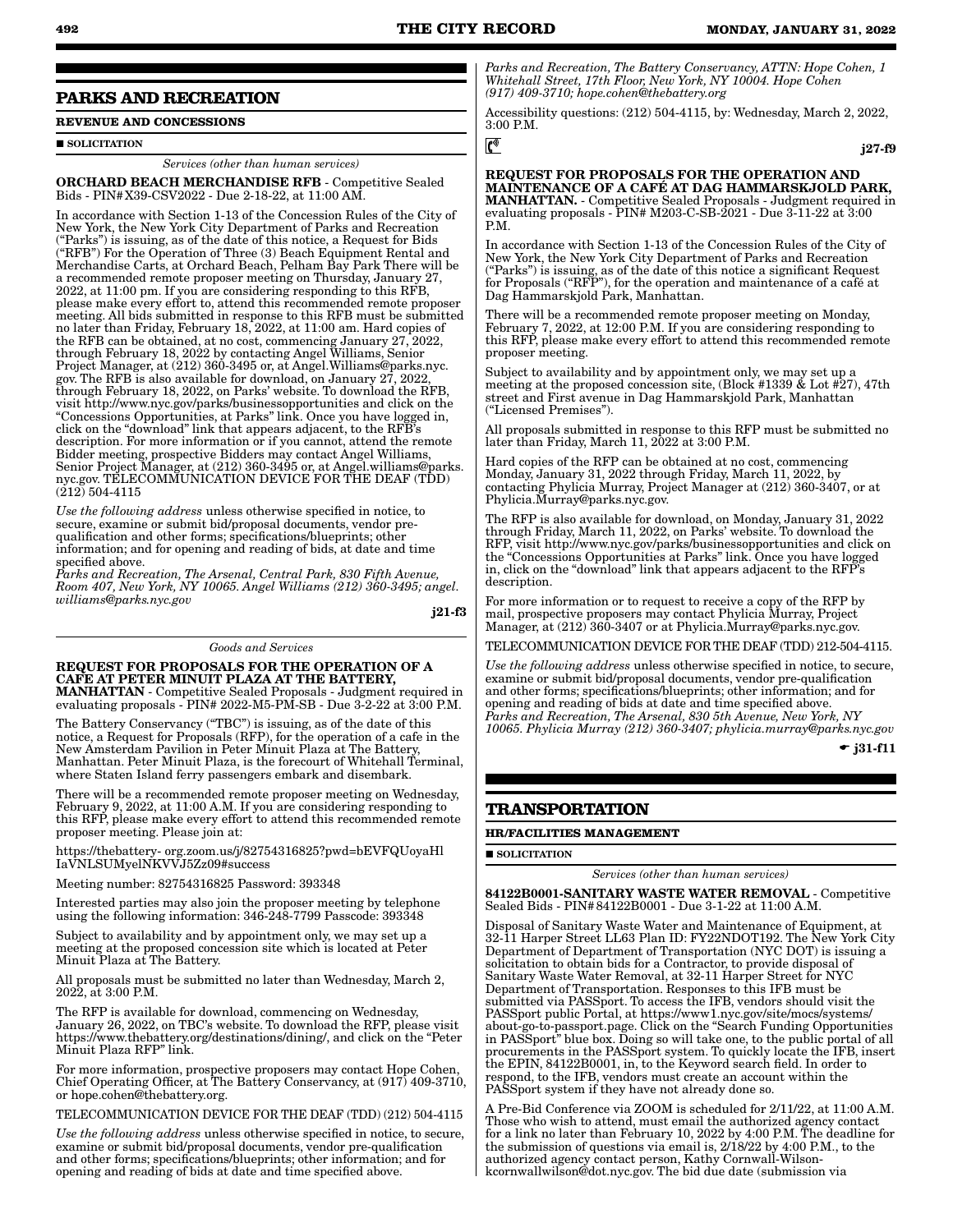## PARKS AND RECREATION

### REVENUE AND CONCESSIONS

■ **SOLICITATION**

*Services (other than human services)*

**ORCHARD BEACH MERCHANDISE RFB** - Competitive Sealed Bids - PIN#X39-CSV2022 - Due 2-18-22, at 11:00 AM.

In accordance with Section 1-13 of the Concession Rules of the City of New York, the New York City Department of Parks and Recreation ("Parks") is issuing, as of the date of this notice, a Request for Bids ("RFB") For the Operation of Three (3) Beach Equipment Rental and Merchandise Carts, at Orchard Beach, Pelham Bay Park There will be a recommended remote proposer meeting on Thursday, January 27, 2022, at 11:00 pm. If you are considering responding to this RFB, please make every effort to, attend this recommended remote proposer meeting. All bids submitted in response to this RFB must be submitted no later than Friday, February 18, 2022, at 11:00 am. Hard copies of the RFB can be obtained, at no cost, commencing January 27, 2022, through February 18, 2022 by contacting Angel Williams, Senior Project Manager, at (212) 360-3495 or, at Angel.Williams@parks.nyc.gov. The RFB is also available for download, on January 27, 2022, through February 18, 2022, on Parks' website. To download the RFB, visit http://www.nyc.gov/parks/businessopportunities and click on the "Concessions Opportunities, at Parks" link. Once you have logged in, click on the "download" link that appears adjacent, to the RFB's description. For more information or if you cannot, attend the remote Bidder meeting, prospective Bidders may contact Angel Williams, Senior Project Manager, at (212) 360-3495 or, at Angel.williams@parks.nyc.gov. TELECOMMUNICATION DEVICE FOR THE DEAF (TDD) (212) 504-4115

*Use the following address* unless otherwise specified in notice, to secure, examine or submit bid/proposal documents, vendor pre-qualification and other forms; specifications/blueprints; other information; and for opening and reading of bids, at date and time specified above.
*Parks and Recreation, The Arsenal, Central Park, 830 Fifth Avenue, Room 407, New York, NY 10065. Angel Williams (212) 360-3495; angel.williams@parks.nyc.gov*

**j21-f3**

*Goods and Services*

**REQUEST FOR PROPOSALS FOR THE OPERATION OF A CAFE AT PETER MINUIT PLAZA AT THE BATTERY, MANHATTAN** - Competitive Sealed Proposals - Judgment required in evaluating proposals - PIN# 2022-M5-PM-SB - Due 3-2-22 at 3:00 P.M.

The Battery Conservancy ("TBC") is issuing, as of the date of this notice, a Request for Proposals (RFP), for the operation of a cafe in the New Amsterdam Pavilion in Peter Minuit Plaza at The Battery, Manhattan. Peter Minuit Plaza, is the forecourt of Whitehall Terminal, where Staten Island ferry passengers embark and disembark.

There will be a recommended remote proposer meeting on Wednesday, February 9, 2022, at 11:00 A.M. If you are considering responding to this RFP, please make every effort to attend this recommended remote proposer meeting. Please join at:

https://thebattery- org.zoom.us/j/82754316825?pwd=bEVFQUoyaHlIaVNLSUMyelNKVVJ5Zz09#success

Meeting number: 82754316825 Password: 393348

Interested parties may also join the proposer meeting by telephone using the following information: 346-248-7799 Passcode: 393348

Subject to availability and by appointment only, we may set up a meeting at the proposed concession site which is located at Peter Minuit Plaza at The Battery.

All proposals must be submitted no later than Wednesday, March 2, 2022, at 3:00 P.M.

The RFP is available for download, commencing on Wednesday, January 26, 2022, on TBC's website. To download the RFP, please visit https://www.thebattery.org/destinations/dining/, and click on the "Peter Minuit Plaza RFP" link.

For more information, prospective proposers may contact Hope Cohen, Chief Operating Officer, at The Battery Conservancy, at (917) 409-3710, or hope.cohen@thebattery.org.

TELECOMMUNICATION DEVICE FOR THE DEAF (TDD) (212) 504-4115

*Use the following address* unless otherwise specified in notice, to secure, examine or submit bid/proposal documents, vendor pre-qualification and other forms; specifications/blueprints; other information; and for opening and reading of bids at date and time specified above.
*Parks and Recreation, The Battery Conservancy, ATTN: Hope Cohen, 1 Whitehall Street, 17th Floor, New York, NY 10004. Hope Cohen (917) 409-3710; hope.cohen@thebattery.org*

Accessibility questions: (212) 504-4115, by: Wednesday, March 2, 2022, 3:00 P.M.

**j27-f9**

**REQUEST FOR PROPOSALS FOR THE OPERATION AND MAINTENANCE OF A CAFÉ AT DAG HAMMARSKJOLD PARK, MANHATTAN.** - Competitive Sealed Proposals - Judgment required in evaluating proposals - PIN# M203-C-SB-2021 - Due 3-11-22 at 3:00 P.M.

In accordance with Section 1-13 of the Concession Rules of the City of New York, the New York City Department of Parks and Recreation ("Parks") is issuing, as of the date of this notice a significant Request for Proposals ("RFP"), for the operation and maintenance of a café at Dag Hammarskjold Park, Manhattan.

There will be a recommended remote proposer meeting on Monday, February 7, 2022, at 12:00 P.M. If you are considering responding to this RFP, please make every effort to attend this recommended remote proposer meeting.

Subject to availability and by appointment only, we may set up a meeting at the proposed concession site, (Block #1339 & Lot #27), 47th street and First avenue in Dag Hammarskjold Park, Manhattan ("Licensed Premises").

All proposals submitted in response to this RFP must be submitted no later than Friday, March 11, 2022 at 3:00 P.M.

Hard copies of the RFP can be obtained at no cost, commencing Monday, January 31, 2022 through Friday, March 11, 2022, by contacting Phylicia Murray, Project Manager at (212) 360-3407, or at Phylicia.Murray@parks.nyc.gov.

The RFP is also available for download, on Monday, January 31, 2022 through Friday, March 11, 2022, on Parks' website. To download the RFP, visit http://www.nyc.gov/parks/businessopportunities and click on the "Concessions Opportunities at Parks" link. Once you have logged in, click on the "download" link that appears adjacent to the RFP's description.

For more information or to request to receive a copy of the RFP by mail, prospective proposers may contact Phylicia Murray, Project Manager, at (212) 360-3407 or at Phylicia.Murray@parks.nyc.gov.

TELECOMMUNICATION DEVICE FOR THE DEAF (TDD) 212-504-4115.

*Use the following address* unless otherwise specified in notice, to secure, examine or submit bid/proposal documents, vendor pre-qualification and other forms; specifications/blueprints; other information; and for opening and reading of bids at date and time specified above.
*Parks and Recreation, The Arsenal, 830 5th Avenue, New York, NY 10065. Phylicia Murray (212) 360-3407; phylicia.murray@parks.nyc.gov*

☛ **j31-f11**

## TRANSPORTATION

### HR/FACILITIES MANAGEMENT

■ **SOLICITATION**

*Services (other than human services)*

**84122B0001-SANITARY WASTE WATER REMOVAL** - Competitive Sealed Bids - PIN# 84122B0001 - Due 3-1-22 at 11:00 A.M.

Disposal of Sanitary Waste Water and Maintenance of Equipment, at 32-11 Harper Street LL63 Plan ID: FY22NDOT192. The New York City Department of Department of Transportation (NYC DOT) is issuing a solicitation to obtain bids for a Contractor, to provide disposal of Sanitary Waste Water Removal, at 32-11 Harper Street for NYC Department of Transportation. Responses to this IFB must be submitted via PASSPort. To access the IFB, vendors should visit the PASSPort public Portal, at https://www1.nyc.gov/site/mocs/systems/about-go-to-passport.page. Click on the "Search Funding Opportunities in PASSPort" blue box. Doing so will take one, to the public portal of all procurements in the PASSport system. To quickly locate the IFB, insert the EPIN, 84122B0001, in, to the Keyword search field. In order to respond, to the IFB, vendors must create an account within the PASSport system if they have not already done so.

A Pre-Bid Conference via ZOOM is scheduled for 2/11/22, at 11:00 A.M. Those who wish to attend, must email the authorized agency contact for a link no later than February 10, 2022 by 4:00 P.M. The deadline for the submission of questions via email is, 2/18/22 by 4:00 P.M., to the authorized agency contact person, Kathy Cornwall-Wilson-kcornwallwilson@dot.nyc.gov. The bid due date (submission via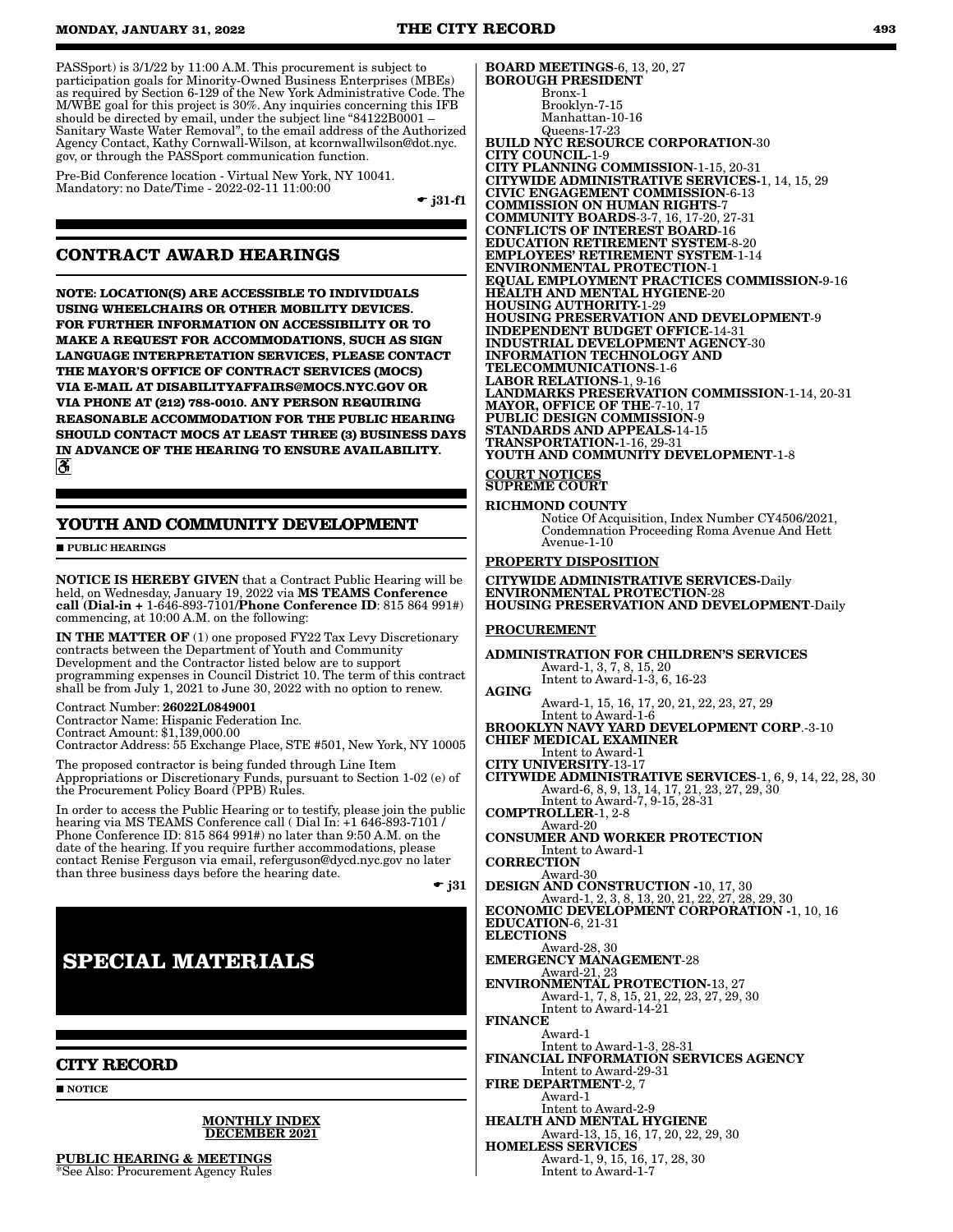PASSport) is 3/1/22 by 11:00 A.M. This procurement is subject to participation goals for Minority-Owned Business Enterprises (MBEs) as required by Section 6-129 of the New York Administrative Code. The M/WBE goal for this project is 30%. Any inquiries concerning this IFB should be directed by email, under the subject line "84122B0001 – Sanitary Waste Water Removal", to the email address of the Authorized Agency Contact, Kathy Cornwall-Wilson, at kcornwallwilson@dot.nyc.gov, or through the PASSport communication function.

Pre-Bid Conference location - Virtual New York, NY 10041. Mandatory: no Date/Time - 2022-02-11 11:00:00

☛ j31-f1

## CONTRACT AWARD HEARINGS

**NOTE: LOCATION(S) ARE ACCESSIBLE TO INDIVIDUALS USING WHEELCHAIRS OR OTHER MOBILITY DEVICES. FOR FURTHER INFORMATION ON ACCESSIBILITY OR TO MAKE A REQUEST FOR ACCOMMODATIONS, SUCH AS SIGN LANGUAGE INTERPRETATION SERVICES, PLEASE CONTACT THE MAYOR'S OFFICE OF CONTRACT SERVICES (MOCS) VIA E-MAIL AT DISABILITYAFFAIRS@MOCS.NYC.GOV OR VIA PHONE AT (212) 788-0010. ANY PERSON REQUIRING REASONABLE ACCOMMODATION FOR THE PUBLIC HEARING SHOULD CONTACT MOCS AT LEAST THREE (3) BUSINESS DAYS IN ADVANCE OF THE HEARING TO ENSURE AVAILABILITY.**

## YOUTH AND COMMUNITY DEVELOPMENT

■ **PUBLIC HEARINGS**

**NOTICE IS HEREBY GIVEN** that a Contract Public Hearing will be held, on Wednesday, January 19, 2022 via **MS TEAMS Conference call (Dial-in +** 1-646-893-7101/**Phone Conference ID**: 815 864 991#) commencing, at 10:00 A.M. on the following:

**IN THE MATTER OF** (1) one proposed FY22 Tax Levy Discretionary contracts between the Department of Youth and Community Development and the Contractor listed below are to support programming expenses in Council District 10. The term of this contract shall be from July 1, 2021 to June 30, 2022 with no option to renew.

Contract Number: **26022L0849001**
Contractor Name: Hispanic Federation Inc.
Contract Amount: $1,139,000.00
Contractor Address: 55 Exchange Place, STE #501, New York, NY 10005

The proposed contractor is being funded through Line Item Appropriations or Discretionary Funds, pursuant to Section 1-02 (e) of the Procurement Policy Board (PPB) Rules.

In order to access the Public Hearing or to testify, please join the public hearing via MS TEAMS Conference call ( Dial In: +1 646-893-7101 / Phone Conference ID: 815 864 991#) no later than 9:50 A.M. on the date of the hearing. If you require further accommodations, please contact Renise Ferguson via email, referguson@dycd.nyc.gov no later than three business days before the hearing date.

☛ j31

# SPECIAL MATERIALS

## CITY RECORD

■ **NOTICE**

**MONTHLY INDEX DECEMBER 2021**

**PUBLIC HEARING & MEETINGS**
*See Also: Procurement Agency Rules

**BOARD MEETINGS**-6, 13, 20, 27
**BOROUGH PRESIDENT**
Bronx-1
Brooklyn-7-15
Manhattan-10-16
Queens-17-23
**BUILD NYC RESOURCE CORPORATION**-30
**CITY COUNCIL**-1-9
**CITY PLANNING COMMISSION**-1-15, 20-31
**CITYWIDE ADMINISTRATIVE SERVICES**-1, 14, 15, 29
**CIVIC ENGAGEMENT COMMISSION**-6-13
**COMMISSION ON HUMAN RIGHTS**-7
**COMMUNITY BOARDS**-3-7, 16, 17-20, 27-31
**CONFLICTS OF INTEREST BOARD**-16
**EDUCATION RETIREMENT SYSTEM**-8-20
**EMPLOYEES' RETIREMENT SYSTEM**-1-14
**ENVIRONMENTAL PROTECTION**-1
**EQUAL EMPLOYMENT PRACTICES COMMISSION**-9-16
**HEALTH AND MENTAL HYGIENE**-20
**HOUSING AUTHORITY**-1-29
**HOUSING PRESERVATION AND DEVELOPMENT**-9
**INDEPENDENT BUDGET OFFICE**-14-31
**INDUSTRIAL DEVELOPMENT AGENCY**-30
**INFORMATION TECHNOLOGY AND TELECOMMUNICATIONS**-1-6
**LABOR RELATIONS**-1, 9-16
**LANDMARKS PRESERVATION COMMISSION**-1-14, 20-31
**MAYOR, OFFICE OF THE**-7-10, 17
**PUBLIC DESIGN COMMISSION**-9
**STANDARDS AND APPEALS**-14-15
**TRANSPORTATION**-1-16, 29-31
**YOUTH AND COMMUNITY DEVELOPMENT**-1-8

**COURT NOTICES**
**SUPREME COURT**

**RICHMOND COUNTY**
Notice Of Acquisition, Index Number CY4506/2021, Condemnation Proceeding Roma Avenue And Hett Avenue-1-10

**PROPERTY DISPOSITION**

**CITYWIDE ADMINISTRATIVE SERVICES**-Daily
**ENVIRONMENTAL PROTECTION**-28
**HOUSING PRESERVATION AND DEVELOPMENT**-Daily

**PROCUREMENT**

**ADMINISTRATION FOR CHILDREN'S SERVICES**
Award-1, 3, 7, 8, 15, 20
Intent to Award-1-3, 6, 16-23
**AGING**
Award-1, 15, 16, 17, 20, 21, 22, 23, 27, 29
Intent to Award-1-6
**BROOKLYN NAVY YARD DEVELOPMENT CORP**.-3-10
**CHIEF MEDICAL EXAMINER**
Intent to Award-1
**CITY UNIVERSITY**-13-17
**CITYWIDE ADMINISTRATIVE SERVICES**-1, 6, 9, 14, 22, 28, 30
Award-6, 8, 9, 13, 14, 17, 21, 23, 27, 29, 30
Intent to Award-7, 9-15, 28-31
**COMPTROLLER**-1, 2-8
Award-20
**CONSUMER AND WORKER PROTECTION**
Intent to Award-1
**CORRECTION**
Award-30
**DESIGN AND CONSTRUCTION** -10, 17, 30
Award-1, 2, 3, 8, 13, 20, 21, 22, 27, 28, 29, 30
**ECONOMIC DEVELOPMENT CORPORATION** -1, 10, 16
**EDUCATION**-6, 21-31
**ELECTIONS**
Award-28, 30
**EMERGENCY MANAGEMENT**-28
Award-21, 23
**ENVIRONMENTAL PROTECTION**-13, 27
Award-1, 7, 8, 15, 21, 22, 23, 27, 29, 30
Intent to Award-14-21
**FINANCE**
Award-1
Intent to Award-1-3, 28-31
**FINANCIAL INFORMATION SERVICES AGENCY**
Intent to Award-29-31
**FIRE DEPARTMENT**-2, 7
Award-1
Intent to Award-2-9
**HEALTH AND MENTAL HYGIENE**
Award-13, 15, 16, 17, 20, 22, 29, 30
**HOMELESS SERVICES**
Award-1, 9, 15, 16, 17, 28, 30
Intent to Award-1-7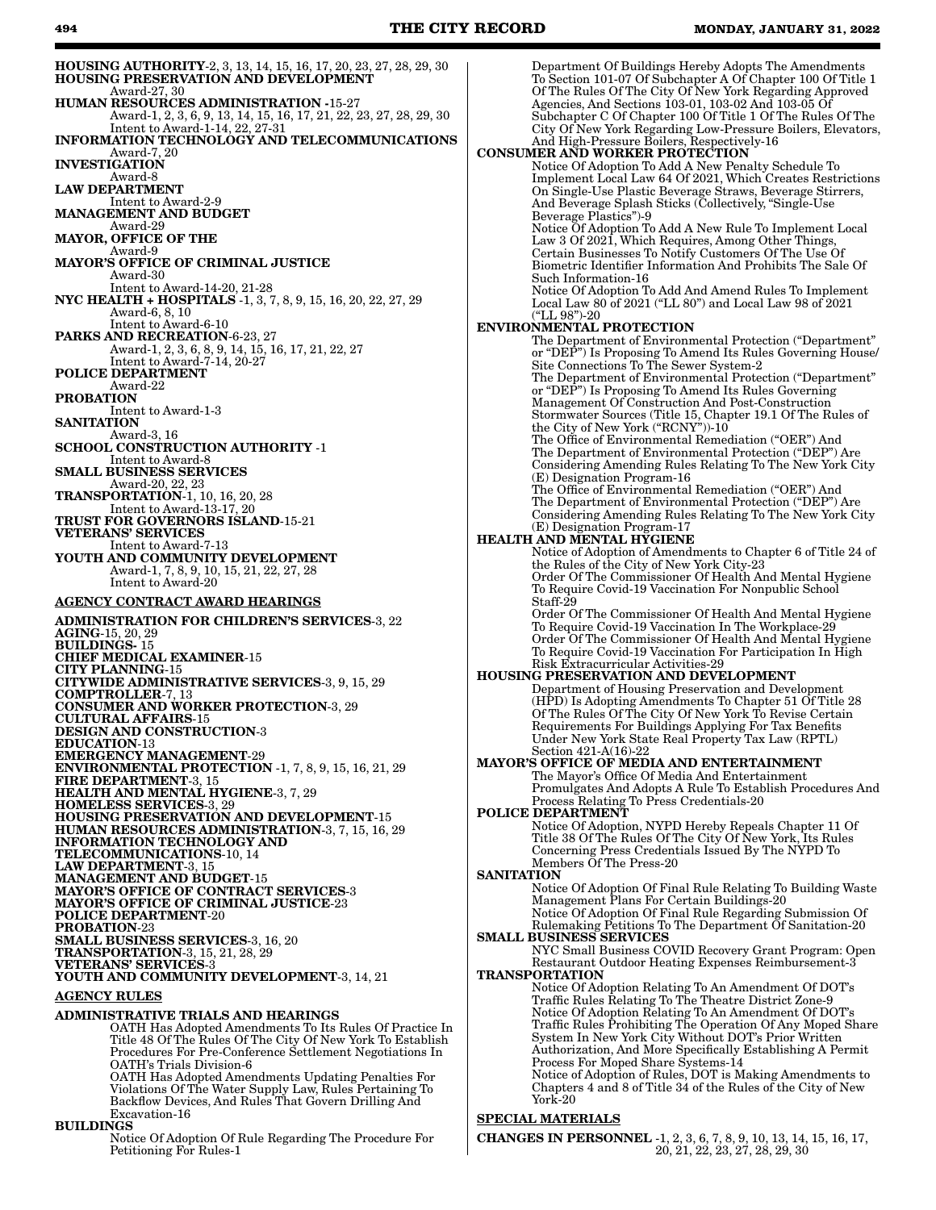**HOUSING AUTHORITY**-2, 3, 13, 14, 15, 16, 17, 20, 23, 27, 28, 29, 30
**HOUSING PRESERVATION AND DEVELOPMENT**
Award-27, 30
**HUMAN RESOURCES ADMINISTRATION** -15-27
Award-1, 2, 3, 6, 9, 13, 14, 15, 16, 17, 21, 22, 23, 27, 28, 29, 30
Intent to Award-1-14, 22, 27-31
**INFORMATION TECHNOLOGY AND TELECOMMUNICATIONS**
Award-7, 20
**INVESTIGATION**
Award-8
**LAW DEPARTMENT**
Intent to Award-2-9
**MANAGEMENT AND BUDGET**
Award-29
**MAYOR, OFFICE OF THE**
Award-9
**MAYOR'S OFFICE OF CRIMINAL JUSTICE**
Award-30
Intent to Award-14-20, 21-28
**NYC HEALTH + HOSPITALS** -1, 3, 7, 8, 9, 15, 16, 20, 22, 27, 29
Award-6, 8, 10
Intent to Award-6-10
**PARKS AND RECREATION**-6-23, 27
Award-1, 2, 3, 6, 8, 9, 14, 15, 16, 17, 21, 22, 27
Intent to Award-7-14, 20-27
**POLICE DEPARTMENT**
Award-22
**PROBATION**
Intent to Award-1-3
**SANITATION**
Award-3, 16
**SCHOOL CONSTRUCTION AUTHORITY** -1
Intent to Award-8
**SMALL BUSINESS SERVICES**
Award-20, 22, 23
**TRANSPORTATION**-1, 10, 16, 20, 28
Intent to Award-13-17, 20
**TRUST FOR GOVERNORS ISLAND**-15-21
**VETERANS' SERVICES**
Intent to Award-7-13
**YOUTH AND COMMUNITY DEVELOPMENT**
Award-1, 7, 8, 9, 10, 15, 21, 22, 27, 28
Intent to Award-20

## AGENCY CONTRACT AWARD HEARINGS

**ADMINISTRATION FOR CHILDREN'S SERVICES**-3, 22
**AGING**-15, 20, 29
**BUILDINGS**- 15
**CHIEF MEDICAL EXAMINER**-15
**CITY PLANNING**-15
**CITYWIDE ADMINISTRATIVE SERVICES**-3, 9, 15, 29
**COMPTROLLER**-7, 13
**CONSUMER AND WORKER PROTECTION**-3, 29
**CULTURAL AFFAIRS**-15
**DESIGN AND CONSTRUCTION**-3
**EDUCATION**-13
**EMERGENCY MANAGEMENT**-29
**ENVIRONMENTAL PROTECTION** -1, 7, 8, 9, 15, 16, 21, 29
**FIRE DEPARTMENT**-3, 15
**HEALTH AND MENTAL HYGIENE**-3, 7, 29
**HOMELESS SERVICES**-3, 29
**HOUSING PRESERVATION AND DEVELOPMENT**-15
**HUMAN RESOURCES ADMINISTRATION**-3, 7, 15, 16, 29
**INFORMATION TECHNOLOGY AND TELECOMMUNICATIONS**-10, 14
**LAW DEPARTMENT**-3, 15
**MANAGEMENT AND BUDGET**-15
**MAYOR'S OFFICE OF CONTRACT SERVICES**-3
**MAYOR'S OFFICE OF CRIMINAL JUSTICE**-23
**POLICE DEPARTMENT**-20
**PROBATION**-23
**SMALL BUSINESS SERVICES**-3, 16, 20
**TRANSPORTATION**-3, 15, 21, 28, 29
**VETERANS' SERVICES**-3
**YOUTH AND COMMUNITY DEVELOPMENT**-3, 14, 21

## AGENCY RULES

**ADMINISTRATIVE TRIALS AND HEARINGS**
OATH Has Adopted Amendments To Its Rules Of Practice In Title 48 Of The Rules Of The City Of New York To Establish Procedures For Pre-Conference Settlement Negotiations In OATH's Trials Division-6
OATH Has Adopted Amendments Updating Penalties For Violations Of The Water Supply Law, Rules Pertaining To Backflow Devices, And Rules That Govern Drilling And Excavation-16
**BUILDINGS**
Notice Of Adoption Of Rule Regarding The Procedure For Petitioning For Rules-1
Department Of Buildings Hereby Adopts The Amendments To Section 101-07 Of Subchapter A Of Chapter 100 Of Title 1 Of The Rules Of The City Of New York Regarding Approved Agencies, And Sections 103-01, 103-02 And 103-05 Of Subchapter C Of Chapter 100 Of Title 1 Of The Rules Of The City Of New York Regarding Low-Pressure Boilers, Elevators, And High-Pressure Boilers, Respectively-16
**CONSUMER AND WORKER PROTECTION**
Notice Of Adoption To Add A New Penalty Schedule To Implement Local Law 64 Of 2021, Which Creates Restrictions On Single-Use Plastic Beverage Straws, Beverage Stirrers, And Beverage Splash Sticks (Collectively, "Single-Use Beverage Plastics")-9
Notice Of Adoption To Add A New Rule To Implement Local Law 3 Of 2021, Which Requires, Among Other Things, Certain Businesses To Notify Customers Of The Use Of Biometric Identifier Information And Prohibits The Sale Of Such Information-16
Notice Of Adoption To Add And Amend Rules To Implement Local Law 80 of 2021 ("LL 80") and Local Law 98 of 2021 ("LL 98")-20
**ENVIRONMENTAL PROTECTION**
The Department of Environmental Protection ("Department" or "DEP") Is Proposing To Amend Its Rules Governing House/Site Connections To The Sewer System-2
The Department of Environmental Protection ("Department" or "DEP") Is Proposing To Amend Its Rules Governing Management Of Construction And Post-Construction Stormwater Sources (Title 15, Chapter 19.1 Of The Rules of the City of New York ("RCNY"))-10
The Office of Environmental Remediation ("OER") And The Department of Environmental Protection ("DEP") Are Considering Amending Rules Relating To The New York City (E) Designation Program-16
The Office of Environmental Remediation ("OER") And The Department of Environmental Protection ("DEP") Are Considering Amending Rules Relating To The New York City (E) Designation Program-17
**HEALTH AND MENTAL HYGIENE**
Notice of Adoption of Amendments to Chapter 6 of Title 24 of the Rules of the City of New York City-23
Order Of The Commissioner Of Health And Mental Hygiene To Require Covid-19 Vaccination For Nonpublic School Staff-29
Order Of The Commissioner Of Health And Mental Hygiene To Require Covid-19 Vaccination In The Workplace-29
Order Of The Commissioner Of Health And Mental Hygiene To Require Covid-19 Vaccination For Participation In High Risk Extracurricular Activities-29
**HOUSING PRESERVATION AND DEVELOPMENT**
Department of Housing Preservation and Development (HPD) Is Adopting Amendments To Chapter 51 Of Title 28 Of The Rules Of The City Of New York To Revise Certain Requirements For Buildings Applying For Tax Benefits Under New York State Real Property Tax Law (RPTL) Section 421-A(16)-22
**MAYOR'S OFFICE OF MEDIA AND ENTERTAINMENT**
The Mayor's Office Of Media And Entertainment Promulgates And Adopts A Rule To Establish Procedures And Process Relating To Press Credentials-20
**POLICE DEPARTMENT**
Notice Of Adoption, NYPD Hereby Repeals Chapter 11 Of Title 38 Of The Rules Of The City Of New York, Its Rules Concerning Press Credentials Issued By The NYPD To Members Of The Press-20
**SANITATION**
Notice Of Adoption Of Final Rule Relating To Building Waste Management Plans For Certain Buildings-20
Notice Of Adoption Of Final Rule Regarding Submission Of Rulemaking Petitions To The Department Of Sanitation-20
**SMALL BUSINESS SERVICES**
NYC Small Business COVID Recovery Grant Program: Open Restaurant Outdoor Heating Expenses Reimbursement-3
**TRANSPORTATION**
Notice Of Adoption Relating To An Amendment Of DOT's Traffic Rules Relating To The Theatre District Zone-9
Notice Of Adoption Relating To An Amendment Of DOT's Traffic Rules Prohibiting The Operation Of Any Moped Share System In New York City Without DOT's Prior Written Authorization, And More Specifically Establishing A Permit Process For Moped Share Systems-14
Notice of Adoption of Rules, DOT is Making Amendments to Chapters 4 and 8 of Title 34 of the Rules of the City of New York-20

## SPECIAL MATERIALS

**CHANGES IN PERSONNEL** -1, 2, 3, 6, 7, 8, 9, 10, 13, 14, 15, 16, 17, 20, 21, 22, 23, 27, 28, 29, 30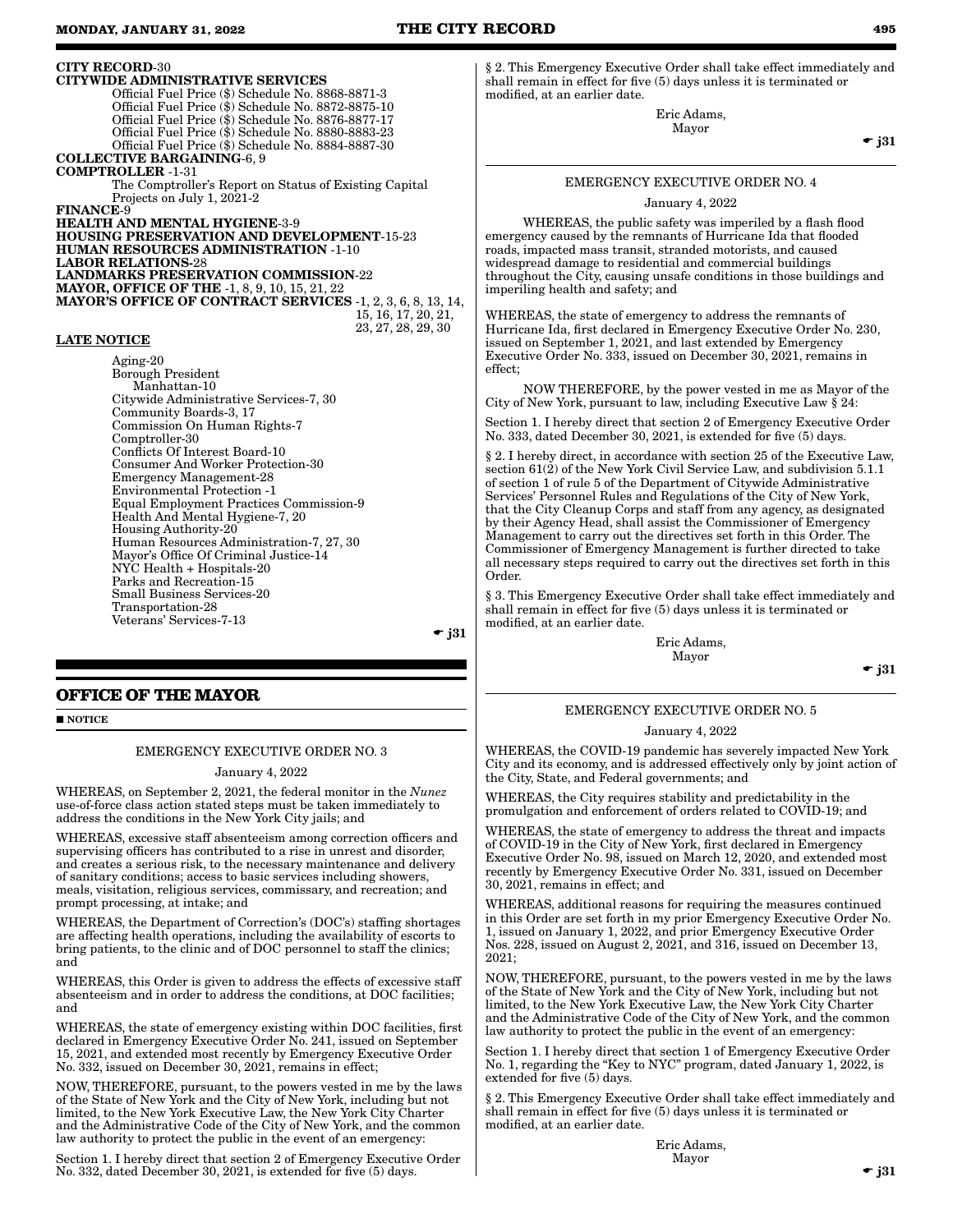**CITY RECORD**-30

**CITYWIDE ADMINISTRATIVE SERVICES**

Official Fuel Price ($) Schedule No. 8868-8871-3
Official Fuel Price ($) Schedule No. 8872-8875-10
Official Fuel Price ($) Schedule No. 8876-8877-17
Official Fuel Price ($) Schedule No. 8880-8883-23
Official Fuel Price ($) Schedule No. 8884-8887-30

**COLLECTIVE BARGAINING**-6, 9

**COMPTROLLER** -1-31

The Comptroller's Report on Status of Existing Capital Projects on July 1, 2021-2

**FINANCE**-9

**HEALTH AND MENTAL HYGIENE**-3-9

**HOUSING PRESERVATION AND DEVELOPMENT**-15-23

**HUMAN RESOURCES ADMINISTRATION** -1-10

**LABOR RELATIONS**-28

**LANDMARKS PRESERVATION COMMISSION**-22

**MAYOR, OFFICE OF THE** -1, 8, 9, 10, 15, 21, 22

**MAYOR'S OFFICE OF CONTRACT SERVICES** -1, 2, 3, 6, 8, 13, 14, 15, 16, 17, 20, 21, 23, 27, 28, 29, 30

**LATE NOTICE**

Aging-20
Borough President Manhattan-10
Citywide Administrative Services-7, 30
Community Boards-3, 17
Commission On Human Rights-7
Comptroller-30
Conflicts Of Interest Board-10
Consumer And Worker Protection-30
Emergency Management-28
Environmental Protection -1
Equal Employment Practices Commission-9
Health And Mental Hygiene-7, 20
Housing Authority-20
Human Resources Administration-7, 27, 30
Mayor's Office Of Criminal Justice-14
NYC Health + Hospitals-20
Parks and Recreation-15
Small Business Services-20
Transportation-28
Veterans' Services-7-13

☛ j31

## OFFICE OF THE MAYOR

■ NOTICE

EMERGENCY EXECUTIVE ORDER NO. 3

January 4, 2022

WHEREAS, on September 2, 2021, the federal monitor in the *Nunez* use-of-force class action stated steps must be taken immediately to address the conditions in the New York City jails; and

WHEREAS, excessive staff absenteeism among correction officers and supervising officers has contributed to a rise in unrest and disorder, and creates a serious risk, to the necessary maintenance and delivery of sanitary conditions; access to basic services including showers, meals, visitation, religious services, commissary, and recreation; and prompt processing, at intake; and

WHEREAS, the Department of Correction's (DOC's) staffing shortages are affecting health operations, including the availability of escorts to bring patients, to the clinic and of DOC personnel to staff the clinics; and

WHEREAS, this Order is given to address the effects of excessive staff absenteeism and in order to address the conditions, at DOC facilities; and

WHEREAS, the state of emergency existing within DOC facilities, first declared in Emergency Executive Order No. 241, issued on September 15, 2021, and extended most recently by Emergency Executive Order No. 332, issued on December 30, 2021, remains in effect;

NOW, THEREFORE, pursuant, to the powers vested in me by the laws of the State of New York and the City of New York, including but not limited, to the New York Executive Law, the New York City Charter and the Administrative Code of the City of New York, and the common law authority to protect the public in the event of an emergency:

Section 1. I hereby direct that section 2 of Emergency Executive Order No. 332, dated December 30, 2021, is extended for five (5) days.

§ 2. This Emergency Executive Order shall take effect immediately and shall remain in effect for five (5) days unless it is terminated or modified, at an earlier date.

Eric Adams,
Mayor

☛ j31

EMERGENCY EXECUTIVE ORDER NO. 4

January 4, 2022

WHEREAS, the public safety was imperiled by a flash flood emergency caused by the remnants of Hurricane Ida that flooded roads, impacted mass transit, stranded motorists, and caused widespread damage to residential and commercial buildings throughout the City, causing unsafe conditions in those buildings and imperiling health and safety; and

WHEREAS, the state of emergency to address the remnants of Hurricane Ida, first declared in Emergency Executive Order No. 230, issued on September 1, 2021, and last extended by Emergency Executive Order No. 333, issued on December 30, 2021, remains in effect;

NOW THEREFORE, by the power vested in me as Mayor of the City of New York, pursuant to law, including Executive Law § 24:

Section 1. I hereby direct that section 2 of Emergency Executive Order No. 333, dated December 30, 2021, is extended for five (5) days.

§ 2. I hereby direct, in accordance with section 25 of the Executive Law, section 61(2) of the New York Civil Service Law, and subdivision 5.1.1 of section 1 of rule 5 of the Department of Citywide Administrative Services' Personnel Rules and Regulations of the City of New York, that the City Cleanup Corps and staff from any agency, as designated by their Agency Head, shall assist the Commissioner of Emergency Management to carry out the directives set forth in this Order. The Commissioner of Emergency Management is further directed to take all necessary steps required to carry out the directives set forth in this Order.

§ 3. This Emergency Executive Order shall take effect immediately and shall remain in effect for five (5) days unless it is terminated or modified, at an earlier date.

Eric Adams,
Mayor

☛ j31

EMERGENCY EXECUTIVE ORDER NO. 5

January 4, 2022

WHEREAS, the COVID-19 pandemic has severely impacted New York City and its economy, and is addressed effectively only by joint action of the City, State, and Federal governments; and

WHEREAS, the City requires stability and predictability in the promulgation and enforcement of orders related to COVID-19; and

WHEREAS, the state of emergency to address the threat and impacts of COVID-19 in the City of New York, first declared in Emergency Executive Order No. 98, issued on March 12, 2020, and extended most recently by Emergency Executive Order No. 331, issued on December 30, 2021, remains in effect; and

WHEREAS, additional reasons for requiring the measures continued in this Order are set forth in my prior Emergency Executive Order No. 1, issued on January 1, 2022, and prior Emergency Executive Order Nos. 228, issued on August 2, 2021, and 316, issued on December 13, 2021;

NOW, THEREFORE, pursuant, to the powers vested in me by the laws of the State of New York and the City of New York, including but not limited, to the New York Executive Law, the New York City Charter and the Administrative Code of the City of New York, and the common law authority to protect the public in the event of an emergency:

Section 1. I hereby direct that section 1 of Emergency Executive Order No. 1, regarding the "Key to NYC" program, dated January 1, 2022, is extended for five (5) days.

§ 2. This Emergency Executive Order shall take effect immediately and shall remain in effect for five (5) days unless it is terminated or modified, at an earlier date.

Eric Adams,
Mayor

☛ j31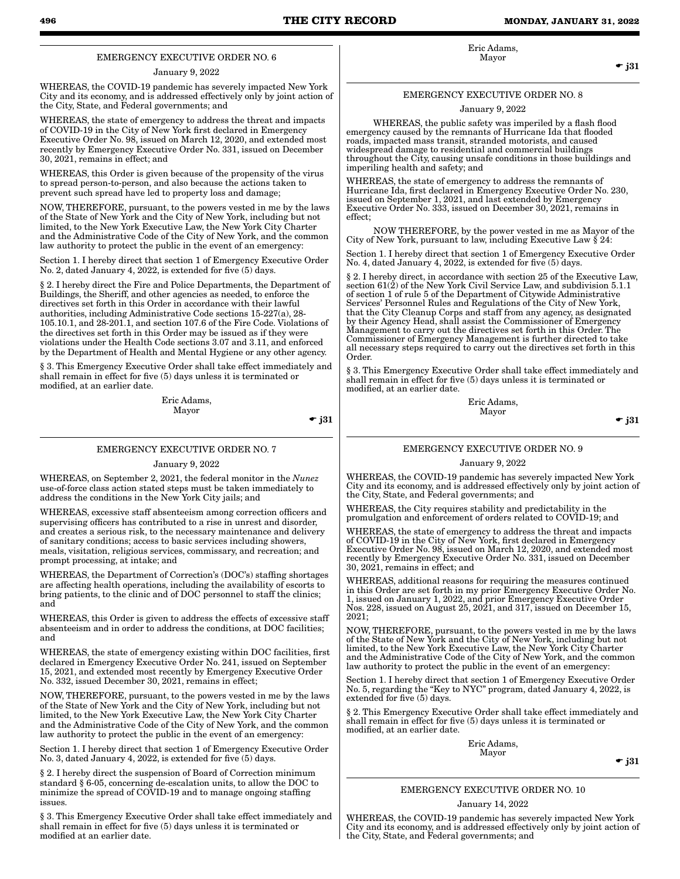## EMERGENCY EXECUTIVE ORDER NO. 6

January 9, 2022

WHEREAS, the COVID-19 pandemic has severely impacted New York City and its economy, and is addressed effectively only by joint action of the City, State, and Federal governments; and

WHEREAS, the state of emergency to address the threat and impacts of COVID-19 in the City of New York first declared in Emergency Executive Order No. 98, issued on March 12, 2020, and extended most recently by Emergency Executive Order No. 331, issued on December 30, 2021, remains in effect; and

WHEREAS, this Order is given because of the propensity of the virus to spread person-to-person, and also because the actions taken to prevent such spread have led to property loss and damage;

NOW, THEREFORE, pursuant, to the powers vested in me by the laws of the State of New York and the City of New York, including but not limited, to the New York Executive Law, the New York City Charter and the Administrative Code of the City of New York, and the common law authority to protect the public in the event of an emergency:

Section 1. I hereby direct that section 1 of Emergency Executive Order No. 2, dated January 4, 2022, is extended for five (5) days.

§ 2. I hereby direct the Fire and Police Departments, the Department of Buildings, the Sheriff, and other agencies as needed, to enforce the directives set forth in this Order in accordance with their lawful authorities, including Administrative Code sections 15-227(a), 28-105.10.1, and 28-201.1, and section 107.6 of the Fire Code. Violations of the directives set forth in this Order may be issued as if they were violations under the Health Code sections 3.07 and 3.11, and enforced by the Department of Health and Mental Hygiene or any other agency.

§ 3. This Emergency Executive Order shall take effect immediately and shall remain in effect for five (5) days unless it is terminated or modified, at an earlier date.

Eric Adams,
Mayor

☛ j31

## EMERGENCY EXECUTIVE ORDER NO. 7

January 9, 2022

WHEREAS, on September 2, 2021, the federal monitor in the *Nunez* use-of-force class action stated steps must be taken immediately to address the conditions in the New York City jails; and

WHEREAS, excessive staff absenteeism among correction officers and supervising officers has contributed to a rise in unrest and disorder, and creates a serious risk, to the necessary maintenance and delivery of sanitary conditions; access to basic services including showers, meals, visitation, religious services, commissary, and recreation; and prompt processing, at intake; and

WHEREAS, the Department of Correction's (DOC's) staffing shortages are affecting health operations, including the availability of escorts to bring patients, to the clinic and of DOC personnel to staff the clinics; and

WHEREAS, this Order is given to address the effects of excessive staff absenteeism and in order to address the conditions, at DOC facilities; and

WHEREAS, the state of emergency existing within DOC facilities, first declared in Emergency Executive Order No. 241, issued on September 15, 2021, and extended most recently by Emergency Executive Order No. 332, issued December 30, 2021, remains in effect;

NOW, THEREFORE, pursuant, to the powers vested in me by the laws of the State of New York and the City of New York, including but not limited, to the New York Executive Law, the New York City Charter and the Administrative Code of the City of New York, and the common law authority to protect the public in the event of an emergency:

Section 1. I hereby direct that section 1 of Emergency Executive Order No. 3, dated January 4, 2022, is extended for five (5) days.

§ 2. I hereby direct the suspension of Board of Correction minimum standard § 6-05, concerning de-escalation units, to allow the DOC to minimize the spread of COVID-19 and to manage ongoing staffing issues.

§ 3. This Emergency Executive Order shall take effect immediately and shall remain in effect for five (5) days unless it is terminated or modified at an earlier date.

Eric Adams,
Mayor

☛ j31

## EMERGENCY EXECUTIVE ORDER NO. 8

January 9, 2022

WHEREAS, the public safety was imperiled by a flash flood emergency caused by the remnants of Hurricane Ida that flooded roads, impacted mass transit, stranded motorists, and caused widespread damage to residential and commercial buildings throughout the City, causing unsafe conditions in those buildings and imperiling health and safety; and

WHEREAS, the state of emergency to address the remnants of Hurricane Ida, first declared in Emergency Executive Order No. 230, issued on September 1, 2021, and last extended by Emergency Executive Order No. 333, issued on December 30, 2021, remains in effect;

NOW THEREFORE, by the power vested in me as Mayor of the City of New York, pursuant to law, including Executive Law § 24:

Section 1. I hereby direct that section 1 of Emergency Executive Order No. 4, dated January 4, 2022, is extended for five (5) days.

§ 2. I hereby direct, in accordance with section 25 of the Executive Law, section 61(2) of the New York Civil Service Law, and subdivision 5.1.1 of section 1 of rule 5 of the Department of Citywide Administrative Services' Personnel Rules and Regulations of the City of New York, that the City Cleanup Corps and staff from any agency, as designated by their Agency Head, shall assist the Commissioner of Emergency Management to carry out the directives set forth in this Order. The Commissioner of Emergency Management is further directed to take all necessary steps required to carry out the directives set forth in this Order.

§ 3. This Emergency Executive Order shall take effect immediately and shall remain in effect for five (5) days unless it is terminated or modified, at an earlier date.

Eric Adams,
Mayor

☛ j31

## EMERGENCY EXECUTIVE ORDER NO. 9

January 9, 2022

WHEREAS, the COVID-19 pandemic has severely impacted New York City and its economy, and is addressed effectively only by joint action of the City, State, and Federal governments; and

WHEREAS, the City requires stability and predictability in the promulgation and enforcement of orders related to COVID-19; and

WHEREAS, the state of emergency to address the threat and impacts of COVID-19 in the City of New York, first declared in Emergency Executive Order No. 98, issued on March 12, 2020, and extended most recently by Emergency Executive Order No. 331, issued on December 30, 2021, remains in effect; and

WHEREAS, additional reasons for requiring the measures continued in this Order are set forth in my prior Emergency Executive Order No. 1, issued on January 1, 2022, and prior Emergency Executive Order Nos. 228, issued on August 25, 2021, and 317, issued on December 15, 2021;

NOW, THEREFORE, pursuant, to the powers vested in me by the laws of the State of New York and the City of New York, including but not limited, to the New York Executive Law, the New York City Charter and the Administrative Code of the City of New York, and the common law authority to protect the public in the event of an emergency:

Section 1. I hereby direct that section 1 of Emergency Executive Order No. 5, regarding the "Key to NYC" program, dated January 4, 2022, is extended for five (5) days.

§ 2. This Emergency Executive Order shall take effect immediately and shall remain in effect for five (5) days unless it is terminated or modified, at an earlier date.

Eric Adams,
Mayor

☛ j31

## EMERGENCY EXECUTIVE ORDER NO. 10

January 14, 2022

WHEREAS, the COVID-19 pandemic has severely impacted New York City and its economy, and is addressed effectively only by joint action of the City, State, and Federal governments; and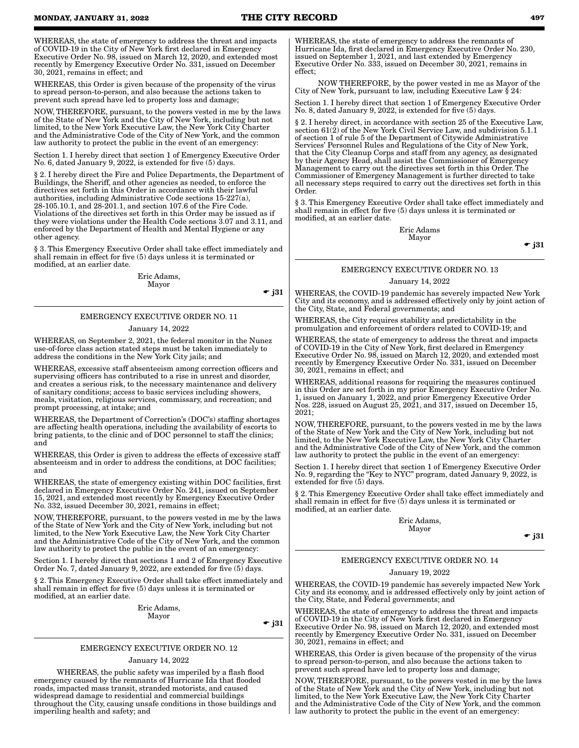WHEREAS, the state of emergency to address the threat and impacts of COVID-19 in the City of New York first declared in Emergency Executive Order No. 98, issued on March 12, 2020, and extended most recently by Emergency Executive Order No. 331, issued on December 30, 2021, remains in effect; and

WHEREAS, this Order is given because of the propensity of the virus to spread person-to-person, and also because the actions taken to prevent such spread have led to property loss and damage;

NOW, THEREFORE, pursuant, to the powers vested in me by the laws of the State of New York and the City of New York, including but not limited, to the New York Executive Law, the New York City Charter and the Administrative Code of the City of New York, and the common law authority to protect the public in the event of an emergency:

Section 1. I hereby direct that section 1 of Emergency Executive Order No. 6, dated January 9, 2022, is extended for five (5) days.

§ 2. I hereby direct the Fire and Police Departments, the Department of Buildings, the Sheriff, and other agencies as needed, to enforce the directives set forth in this Order in accordance with their lawful authorities, including Administrative Code sections 15-227(a), 28-105.10.1, and 28-201.1, and section 107.6 of the Fire Code. Violations of the directives set forth in this Order may be issued as if they were violations under the Health Code sections 3.07 and 3.11, and enforced by the Department of Health and Mental Hygiene or any other agency.

§ 3. This Emergency Executive Order shall take effect immediately and shall remain in effect for five (5) days unless it is terminated or modified, at an earlier date.

Eric Adams,
Mayor

☛ j31

## EMERGENCY EXECUTIVE ORDER NO. 11

January 14, 2022

WHEREAS, on September 2, 2021, the federal monitor in the Nunez use-of-force class action stated steps must be taken immediately to address the conditions in the New York City jails; and

WHEREAS, excessive staff absenteeism among correction officers and supervising officers has contributed to a rise in unrest and disorder, and creates a serious risk, to the necessary maintenance and delivery of sanitary conditions; access to basic services including showers, meals, visitation, religious services, commissary, and recreation; and prompt processing, at intake; and

WHEREAS, the Department of Correction's (DOC's) staffing shortages are affecting health operations, including the availability of escorts to bring patients, to the clinic and of DOC personnel to staff the clinics; and

WHEREAS, this Order is given to address the effects of excessive staff absenteeism and in order to address the conditions, at DOC facilities; and

WHEREAS, the state of emergency existing within DOC facilities, first declared in Emergency Executive Order No. 241, issued on September 15, 2021, and extended most recently by Emergency Executive Order No. 332, issued December 30, 2021, remains in effect;

NOW, THEREFORE, pursuant, to the powers vested in me by the laws of the State of New York and the City of New York, including but not limited, to the New York Executive Law, the New York City Charter and the Administrative Code of the City of New York, and the common law authority to protect the public in the event of an emergency:

Section 1. I hereby direct that sections 1 and 2 of Emergency Executive Order No. 7, dated January 9, 2022, are extended for five (5) days.

§ 2. This Emergency Executive Order shall take effect immediately and shall remain in effect for five (5) days unless it is terminated or modified, at an earlier date.

Eric Adams,
Mayor

☛ j31

## EMERGENCY EXECUTIVE ORDER NO. 12

January 14, 2022

WHEREAS, the public safety was imperiled by a flash flood emergency caused by the remnants of Hurricane Ida that flooded roads, impacted mass transit, stranded motorists, and caused widespread damage to residential and commercial buildings throughout the City, causing unsafe conditions in those buildings and imperiling health and safety; and

WHEREAS, the state of emergency to address the remnants of Hurricane Ida, first declared in Emergency Executive Order No. 230, issued on September 1, 2021, and last extended by Emergency Executive Order No. 333, issued on December 30, 2021, remains in effect;

NOW THEREFORE, by the power vested in me as Mayor of the City of New York, pursuant to law, including Executive Law § 24:

Section 1. I hereby direct that section 1 of Emergency Executive Order No. 8, dated January 9, 2022, is extended for five (5) days.

§ 2. I hereby direct, in accordance with section 25 of the Executive Law, section 61(2) of the New York Civil Service Law, and subdivision 5.1.1 of section 1 of rule 5 of the Department of Citywide Administrative Services' Personnel Rules and Regulations of the City of New York, that the City Cleanup Corps and staff from any agency, as designated by their Agency Head, shall assist the Commissioner of Emergency Management to carry out the directives set forth in this Order. The Commissioner of Emergency Management is further directed to take all necessary steps required to carry out the directives set forth in this Order.

§ 3. This Emergency Executive Order shall take effect immediately and shall remain in effect for five (5) days unless it is terminated or modified, at an earlier date.

Eric Adams
Mayor

☛ j31

## EMERGENCY EXECUTIVE ORDER NO. 13

January 14, 2022

WHEREAS, the COVID-19 pandemic has severely impacted New York City and its economy, and is addressed effectively only by joint action of the City, State, and Federal governments; and

WHEREAS, the City requires stability and predictability in the promulgation and enforcement of orders related to COVID-19; and

WHEREAS, the state of emergency to address the threat and impacts of COVID-19 in the City of New York, first declared in Emergency Executive Order No. 98, issued on March 12, 2020, and extended most recently by Emergency Executive Order No. 331, issued on December 30, 2021, remains in effect; and

WHEREAS, additional reasons for requiring the measures continued in this Order are set forth in my prior Emergency Executive Order No. 1, issued on January 1, 2022, and prior Emergency Executive Order Nos. 228, issued on August 25, 2021, and 317, issued on December 15, 2021;

NOW, THEREFORE, pursuant, to the powers vested in me by the laws of the State of New York and the City of New York, including but not limited, to the New York Executive Law, the New York City Charter and the Administrative Code of the City of New York, and the common law authority to protect the public in the event of an emergency:

Section 1. I hereby direct that section 1 of Emergency Executive Order No. 9, regarding the "Key to NYC" program, dated January 9, 2022, is extended for five (5) days.

§ 2. This Emergency Executive Order shall take effect immediately and shall remain in effect for five (5) days unless it is terminated or modified, at an earlier date.

Eric Adams,
Mayor

☛ j31

## EMERGENCY EXECUTIVE ORDER NO. 14

January 19, 2022

WHEREAS, the COVID-19 pandemic has severely impacted New York City and its economy, and is addressed effectively only by joint action of the City, State, and Federal governments; and

WHEREAS, the state of emergency to address the threat and impacts of COVID-19 in the City of New York first declared in Emergency Executive Order No. 98, issued on March 12, 2020, and extended most recently by Emergency Executive Order No. 331, issued on December 30, 2021, remains in effect; and

WHEREAS, this Order is given because of the propensity of the virus to spread person-to-person, and also because the actions taken to prevent such spread have led to property loss and damage;

NOW, THEREFORE, pursuant, to the powers vested in me by the laws of the State of New York and the City of New York, including but not limited, to the New York Executive Law, the New York City Charter and the Administrative Code of the City of New York, and the common law authority to protect the public in the event of an emergency: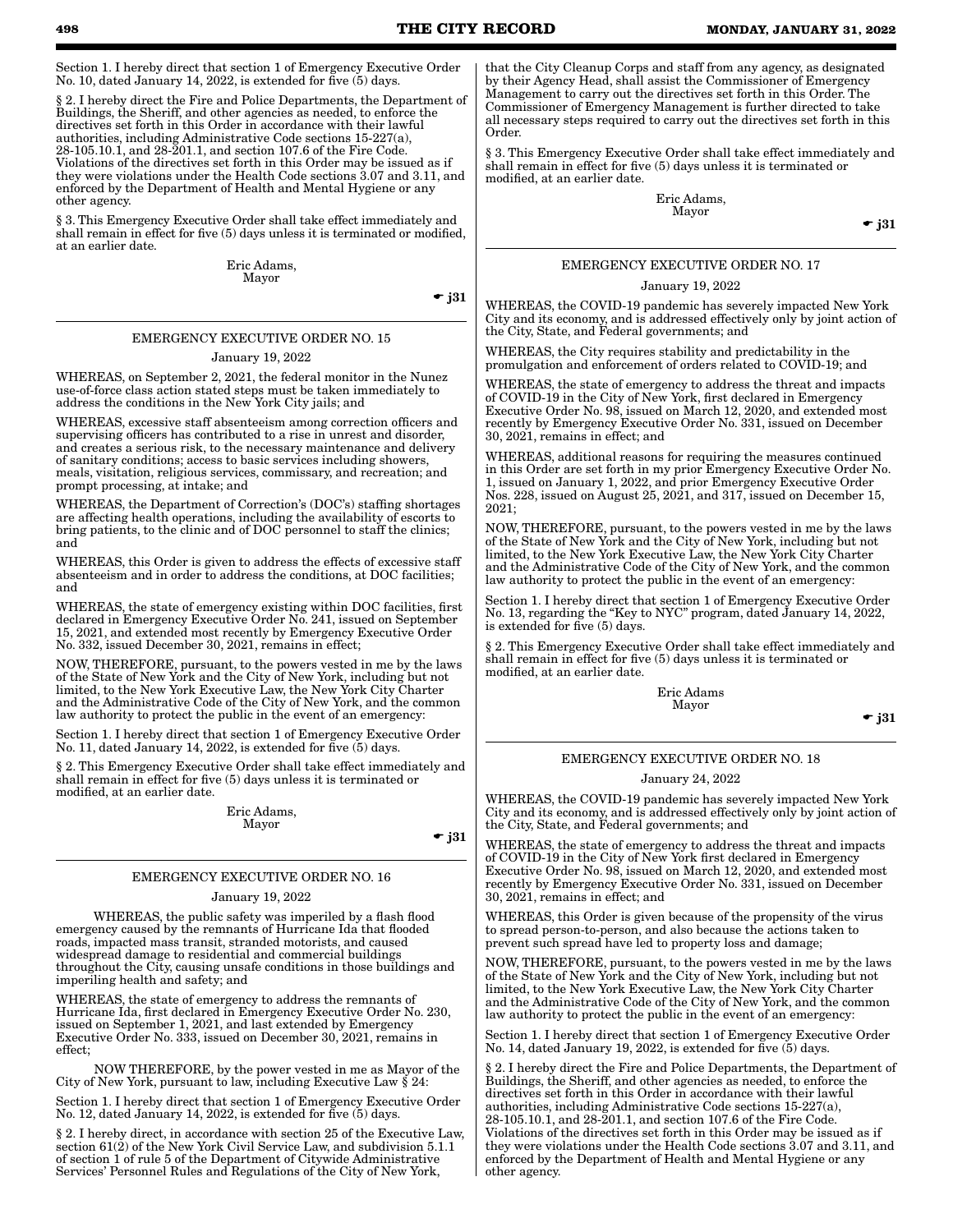Section 1. I hereby direct that section 1 of Emergency Executive Order No. 10, dated January 14, 2022, is extended for five (5) days.

§ 2. I hereby direct the Fire and Police Departments, the Department of Buildings, the Sheriff, and other agencies as needed, to enforce the directives set forth in this Order in accordance with their lawful authorities, including Administrative Code sections 15-227(a), 28-105.10.1, and 28-201.1, and section 107.6 of the Fire Code. Violations of the directives set forth in this Order may be issued as if they were violations under the Health Code sections 3.07 and 3.11, and enforced by the Department of Health and Mental Hygiene or any other agency.

§ 3. This Emergency Executive Order shall take effect immediately and shall remain in effect for five (5) days unless it is terminated or modified, at an earlier date.

Eric Adams,
Mayor

☛ j31

## EMERGENCY EXECUTIVE ORDER NO. 15

January 19, 2022

WHEREAS, on September 2, 2021, the federal monitor in the Nunez use-of-force class action stated steps must be taken immediately to address the conditions in the New York City jails; and

WHEREAS, excessive staff absenteeism among correction officers and supervising officers has contributed to a rise in unrest and disorder, and creates a serious risk, to the necessary maintenance and delivery of sanitary conditions; access to basic services including showers, meals, visitation, religious services, commissary, and recreation; and prompt processing, at intake; and

WHEREAS, the Department of Correction's (DOC's) staffing shortages are affecting health operations, including the availability of escorts to bring patients, to the clinic and of DOC personnel to staff the clinics; and

WHEREAS, this Order is given to address the effects of excessive staff absenteeism and in order to address the conditions, at DOC facilities; and

WHEREAS, the state of emergency existing within DOC facilities, first declared in Emergency Executive Order No. 241, issued on September 15, 2021, and extended most recently by Emergency Executive Order No. 332, issued December 30, 2021, remains in effect;

NOW, THEREFORE, pursuant, to the powers vested in me by the laws of the State of New York and the City of New York, including but not limited, to the New York Executive Law, the New York City Charter and the Administrative Code of the City of New York, and the common law authority to protect the public in the event of an emergency:

Section 1. I hereby direct that section 1 of Emergency Executive Order No. 11, dated January 14, 2022, is extended for five (5) days.

§ 2. This Emergency Executive Order shall take effect immediately and shall remain in effect for five (5) days unless it is terminated or modified, at an earlier date.

Eric Adams,
Mayor

☛ j31

## EMERGENCY EXECUTIVE ORDER NO. 16

January 19, 2022

WHEREAS, the public safety was imperiled by a flash flood emergency caused by the remnants of Hurricane Ida that flooded roads, impacted mass transit, stranded motorists, and caused widespread damage to residential and commercial buildings throughout the City, causing unsafe conditions in those buildings and imperiling health and safety; and

WHEREAS, the state of emergency to address the remnants of Hurricane Ida, first declared in Emergency Executive Order No. 230, issued on September 1, 2021, and last extended by Emergency Executive Order No. 333, issued on December 30, 2021, remains in effect;

NOW THEREFORE, by the power vested in me as Mayor of the City of New York, pursuant to law, including Executive Law § 24:

Section 1. I hereby direct that section 1 of Emergency Executive Order No. 12, dated January 14, 2022, is extended for five (5) days.

§ 2. I hereby direct, in accordance with section 25 of the Executive Law, section 61(2) of the New York Civil Service Law, and subdivision 5.1.1 of section 1 of rule 5 of the Department of Citywide Administrative Services' Personnel Rules and Regulations of the City of New York, that the City Cleanup Corps and staff from any agency, as designated by their Agency Head, shall assist the Commissioner of Emergency Management to carry out the directives set forth in this Order. The Commissioner of Emergency Management is further directed to take all necessary steps required to carry out the directives set forth in this Order.

§ 3. This Emergency Executive Order shall take effect immediately and shall remain in effect for five (5) days unless it is terminated or modified, at an earlier date.

Eric Adams,
Mayor

☛ j31

## EMERGENCY EXECUTIVE ORDER NO. 17

January 19, 2022

WHEREAS, the COVID-19 pandemic has severely impacted New York City and its economy, and is addressed effectively only by joint action of the City, State, and Federal governments; and

WHEREAS, the City requires stability and predictability in the promulgation and enforcement of orders related to COVID-19; and

WHEREAS, the state of emergency to address the threat and impacts of COVID-19 in the City of New York, first declared in Emergency Executive Order No. 98, issued on March 12, 2020, and extended most recently by Emergency Executive Order No. 331, issued on December 30, 2021, remains in effect; and

WHEREAS, additional reasons for requiring the measures continued in this Order are set forth in my prior Emergency Executive Order No. 1, issued on January 1, 2022, and prior Emergency Executive Order Nos. 228, issued on August 25, 2021, and 317, issued on December 15, 2021;

NOW, THEREFORE, pursuant, to the powers vested in me by the laws of the State of New York and the City of New York, including but not limited, to the New York Executive Law, the New York City Charter and the Administrative Code of the City of New York, and the common law authority to protect the public in the event of an emergency:

Section 1. I hereby direct that section 1 of Emergency Executive Order No. 13, regarding the "Key to NYC" program, dated January 14, 2022, is extended for five (5) days.

§ 2. This Emergency Executive Order shall take effect immediately and shall remain in effect for five (5) days unless it is terminated or modified, at an earlier date.

Eric Adams
Mayor

☛ j31

## EMERGENCY EXECUTIVE ORDER NO. 18

January 24, 2022

WHEREAS, the COVID-19 pandemic has severely impacted New York City and its economy, and is addressed effectively only by joint action of the City, State, and Federal governments; and

WHEREAS, the state of emergency to address the threat and impacts of COVID-19 in the City of New York first declared in Emergency Executive Order No. 98, issued on March 12, 2020, and extended most recently by Emergency Executive Order No. 331, issued on December 30, 2021, remains in effect; and

WHEREAS, this Order is given because of the propensity of the virus to spread person-to-person, and also because the actions taken to prevent such spread have led to property loss and damage;

NOW, THEREFORE, pursuant, to the powers vested in me by the laws of the State of New York and the City of New York, including but not limited, to the New York Executive Law, the New York City Charter and the Administrative Code of the City of New York, and the common law authority to protect the public in the event of an emergency:

Section 1. I hereby direct that section 1 of Emergency Executive Order No. 14, dated January 19, 2022, is extended for five (5) days.

§ 2. I hereby direct the Fire and Police Departments, the Department of Buildings, the Sheriff, and other agencies as needed, to enforce the directives set forth in this Order in accordance with their lawful authorities, including Administrative Code sections 15-227(a), 28-105.10.1, and 28-201.1, and section 107.6 of the Fire Code. Violations of the directives set forth in this Order may be issued as if they were violations under the Health Code sections 3.07 and 3.11, and enforced by the Department of Health and Mental Hygiene or any other agency.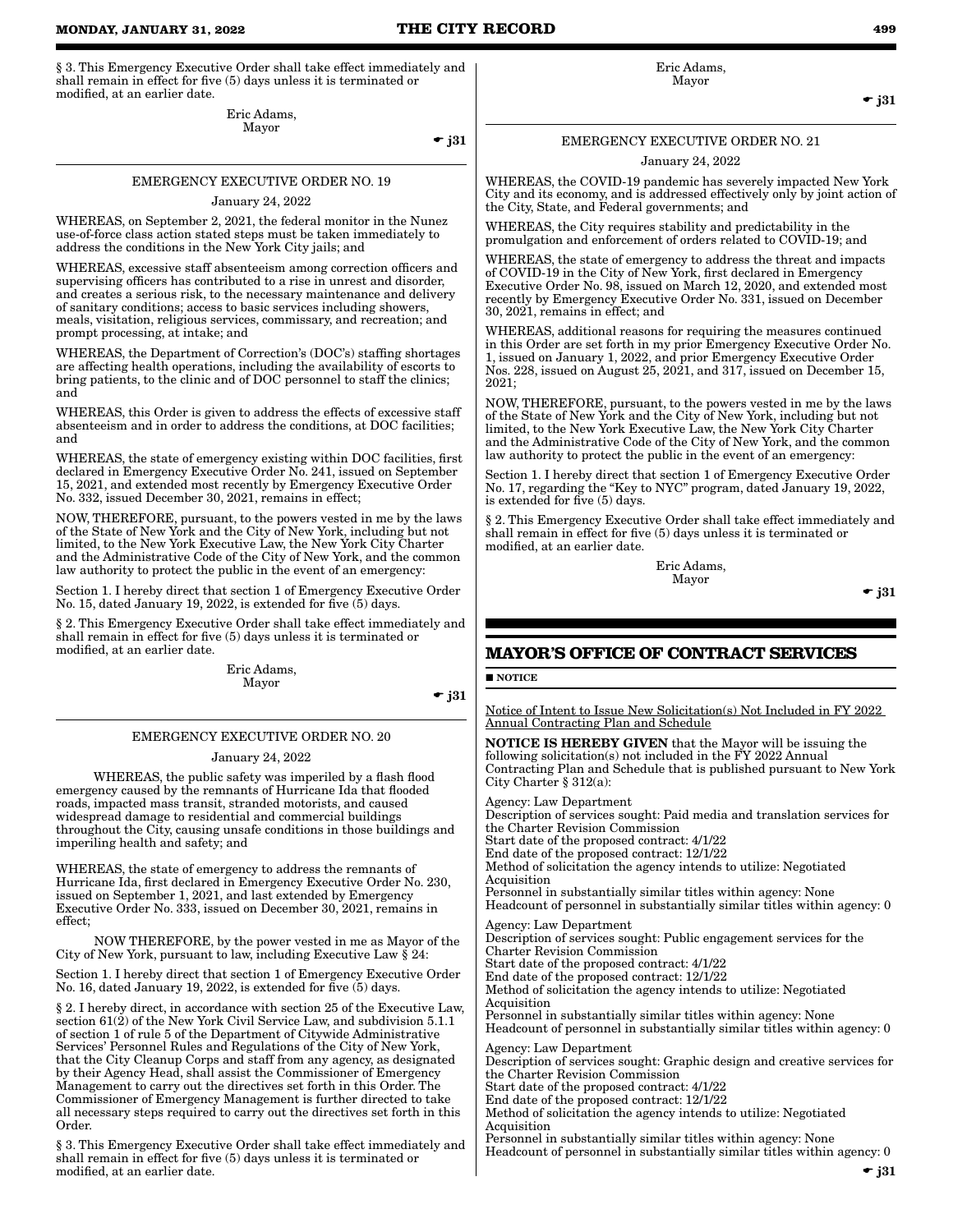§ 3. This Emergency Executive Order shall take effect immediately and shall remain in effect for five (5) days unless it is terminated or modified, at an earlier date.

Eric Adams,
Mayor

☛ j31

EMERGENCY EXECUTIVE ORDER NO. 19

January 24, 2022

WHEREAS, on September 2, 2021, the federal monitor in the Nunez use-of-force class action stated steps must be taken immediately to address the conditions in the New York City jails; and

WHEREAS, excessive staff absenteeism among correction officers and supervising officers has contributed to a rise in unrest and disorder, and creates a serious risk, to the necessary maintenance and delivery of sanitary conditions; access to basic services including showers, meals, visitation, religious services, commissary, and recreation; and prompt processing, at intake; and

WHEREAS, the Department of Correction's (DOC's) staffing shortages are affecting health operations, including the availability of escorts to bring patients, to the clinic and of DOC personnel to staff the clinics; and

WHEREAS, this Order is given to address the effects of excessive staff absenteeism and in order to address the conditions, at DOC facilities; and

WHEREAS, the state of emergency existing within DOC facilities, first declared in Emergency Executive Order No. 241, issued on September 15, 2021, and extended most recently by Emergency Executive Order No. 332, issued December 30, 2021, remains in effect;

NOW, THEREFORE, pursuant, to the powers vested in me by the laws of the State of New York and the City of New York, including but not limited, to the New York Executive Law, the New York City Charter and the Administrative Code of the City of New York, and the common law authority to protect the public in the event of an emergency:

Section 1. I hereby direct that section 1 of Emergency Executive Order No. 15, dated January 19, 2022, is extended for five (5) days.

§ 2. This Emergency Executive Order shall take effect immediately and shall remain in effect for five (5) days unless it is terminated or modified, at an earlier date.

Eric Adams,
Mayor

☛ j31

EMERGENCY EXECUTIVE ORDER NO. 20

January 24, 2022

WHEREAS, the public safety was imperiled by a flash flood emergency caused by the remnants of Hurricane Ida that flooded roads, impacted mass transit, stranded motorists, and caused widespread damage to residential and commercial buildings throughout the City, causing unsafe conditions in those buildings and imperiling health and safety; and

WHEREAS, the state of emergency to address the remnants of Hurricane Ida, first declared in Emergency Executive Order No. 230, issued on September 1, 2021, and last extended by Emergency Executive Order No. 333, issued on December 30, 2021, remains in effect;

NOW THEREFORE, by the power vested in me as Mayor of the City of New York, pursuant to law, including Executive Law § 24:

Section 1. I hereby direct that section 1 of Emergency Executive Order No. 16, dated January 19, 2022, is extended for five (5) days.

§ 2. I hereby direct, in accordance with section 25 of the Executive Law, section 61(2) of the New York Civil Service Law, and subdivision 5.1.1 of section 1 of rule 5 of the Department of Citywide Administrative Services' Personnel Rules and Regulations of the City of New York, that the City Cleanup Corps and staff from any agency, as designated by their Agency Head, shall assist the Commissioner of Emergency Management to carry out the directives set forth in this Order. The Commissioner of Emergency Management is further directed to take all necessary steps required to carry out the directives set forth in this Order.

§ 3. This Emergency Executive Order shall take effect immediately and shall remain in effect for five (5) days unless it is terminated or modified, at an earlier date.

Eric Adams,
Mayor

☛ j31

EMERGENCY EXECUTIVE ORDER NO. 21

January 24, 2022

WHEREAS, the COVID-19 pandemic has severely impacted New York City and its economy, and is addressed effectively only by joint action of the City, State, and Federal governments; and

WHEREAS, the City requires stability and predictability in the promulgation and enforcement of orders related to COVID-19; and

WHEREAS, the state of emergency to address the threat and impacts of COVID-19 in the City of New York, first declared in Emergency Executive Order No. 98, issued on March 12, 2020, and extended most recently by Emergency Executive Order No. 331, issued on December 30, 2021, remains in effect; and

WHEREAS, additional reasons for requiring the measures continued in this Order are set forth in my prior Emergency Executive Order No. 1, issued on January 1, 2022, and prior Emergency Executive Order Nos. 228, issued on August 25, 2021, and 317, issued on December 15, 2021;

NOW, THEREFORE, pursuant, to the powers vested in me by the laws of the State of New York and the City of New York, including but not limited, to the New York Executive Law, the New York City Charter and the Administrative Code of the City of New York, and the common law authority to protect the public in the event of an emergency:

Section 1. I hereby direct that section 1 of Emergency Executive Order No. 17, regarding the "Key to NYC" program, dated January 19, 2022, is extended for five (5) days.

§ 2. This Emergency Executive Order shall take effect immediately and shall remain in effect for five (5) days unless it is terminated or modified, at an earlier date.

Eric Adams,
Mayor

☛ j31

## MAYOR'S OFFICE OF CONTRACT SERVICES

■ NOTICE

Notice of Intent to Issue New Solicitation(s) Not Included in FY 2022 Annual Contracting Plan and Schedule

**NOTICE IS HEREBY GIVEN** that the Mayor will be issuing the following solicitation(s) not included in the FY 2022 Annual Contracting Plan and Schedule that is published pursuant to New York City Charter § 312(a):

Agency: Law Department
Description of services sought: Paid media and translation services for the Charter Revision Commission
Start date of the proposed contract: 4/1/22
End date of the proposed contract: 12/1/22
Method of solicitation the agency intends to utilize: Negotiated Acquisition
Personnel in substantially similar titles within agency: None
Headcount of personnel in substantially similar titles within agency: 0

Agency: Law Department
Description of services sought: Public engagement services for the Charter Revision Commission
Start date of the proposed contract: 4/1/22
End date of the proposed contract: 12/1/22
Method of solicitation the agency intends to utilize: Negotiated Acquisition
Personnel in substantially similar titles within agency: None
Headcount of personnel in substantially similar titles within agency: 0

Agency: Law Department
Description of services sought: Graphic design and creative services for the Charter Revision Commission
Start date of the proposed contract: 4/1/22
End date of the proposed contract: 12/1/22
Method of solicitation the agency intends to utilize: Negotiated Acquisition
Personnel in substantially similar titles within agency: None
Headcount of personnel in substantially similar titles within agency: 0

☛ j31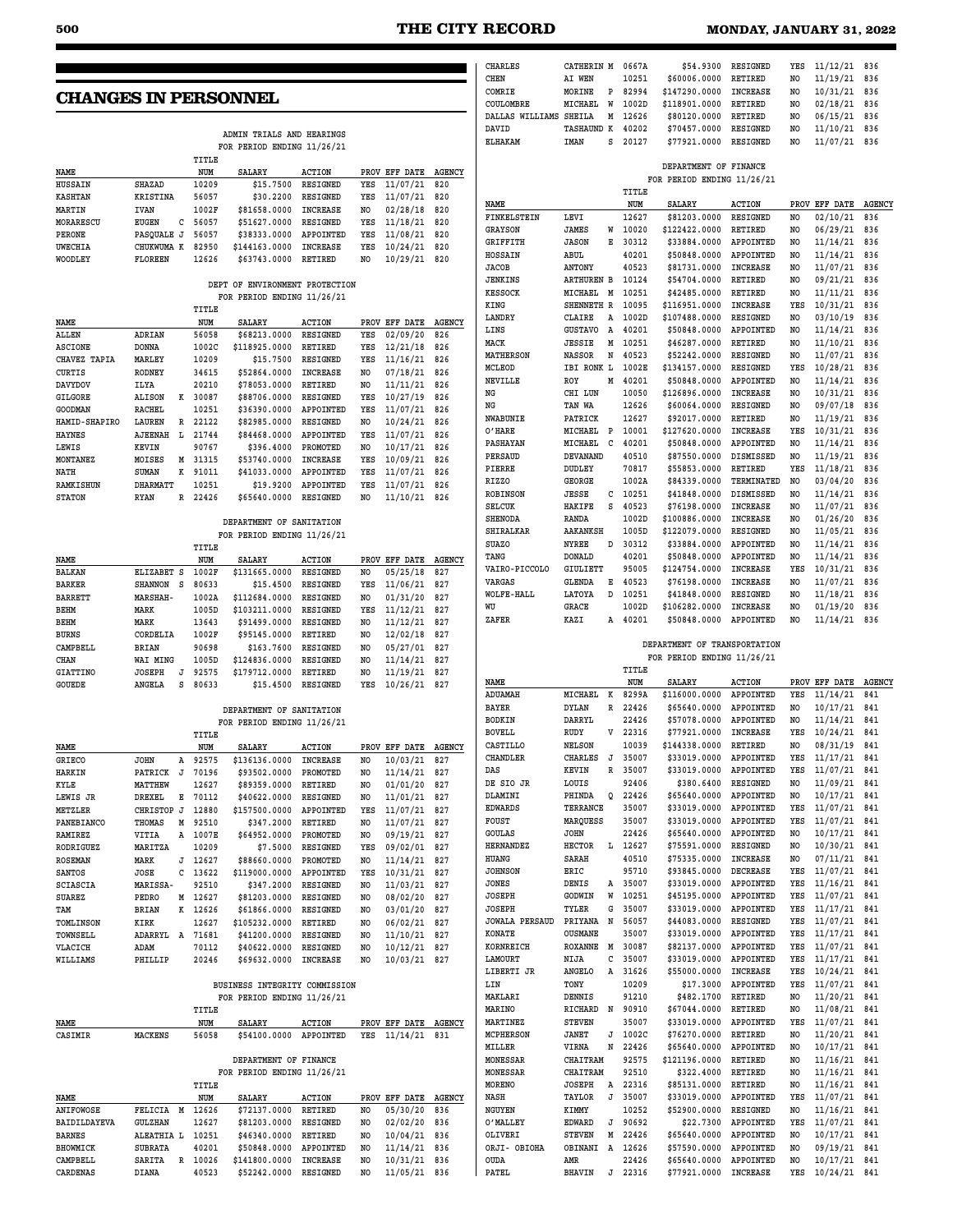## CHANGES IN PERSONNEL

ADMIN TRIALS AND HEARINGS
FOR PERIOD ENDING 11/26/21

| NAME | | | TITLE NUM | SALARY | ACTION | PROV | EFF DATE | AGENCY |
|---|---|---|---|---|---|---|---|---|
| HUSSAIN | SHAZAD | | 10209 | $15.7500 | RESIGNED | YES | 11/07/21 | 820 |
| KASHTAN | KRISTINA | | 56057 | $30.2200 | RESIGNED | YES | 11/07/21 | 820 |
| MARTIN | IVAN | | 1002F | $81658.0000 | INCREASE | NO | 02/28/18 | 820 |
| MORARESCU | EUGEN | C | 56057 | $51627.0000 | RESIGNED | YES | 11/18/21 | 820 |
| PERONE | PASQUALE | J | 56057 | $38333.0000 | APPOINTED | YES | 11/08/21 | 820 |
| UWECHIA | CHUKWUMA | K | 82950 | $144163.0000 | INCREASE | YES | 10/24/21 | 820 |
| WOODLEY | FLOREEN | | 12626 | $63743.0000 | RETIRED | NO | 10/29/21 | 820 |

DEPT OF ENVIRONMENT PROTECTION
FOR PERIOD ENDING 11/26/21

| NAME | | | TITLE NUM | SALARY | ACTION | PROV | EFF DATE | AGENCY |
|---|---|---|---|---|---|---|---|---|
| ALLEN | ADRIAN | | 56058 | $68213.0000 | RESIGNED | YES | 02/09/20 | 826 |
| ASCIONE | DONNA | | 1002C | $118925.0000 | RETIRED | YES | 12/21/18 | 826 |
| CHAVEZ TAPIA | MARLEY | | 10209 | $15.7500 | RESIGNED | YES | 11/16/21 | 826 |
| CURTIS | RODNEY | | 34615 | $52864.0000 | INCREASE | NO | 07/18/21 | 826 |
| DAVYDOV | ILYA | | 20210 | $78053.0000 | RETIRED | NO | 11/11/21 | 826 |
| GILGORE | ALISON | K | 30087 | $88706.0000 | RESIGNED | YES | 10/27/19 | 826 |
| GOODMAN | RACHEL | | 10251 | $36390.0000 | APPOINTED | YES | 11/07/21 | 826 |
| HAMID-SHAPIRO | LAUREN | R | 22122 | $82985.0000 | RESIGNED | NO | 10/24/21 | 826 |
| HAYNES | AJEENAH | L | 21744 | $84468.0000 | APPOINTED | YES | 11/07/21 | 826 |
| LEWIS | KEVIN | | 90767 | $396.4000 | PROMOTED | NO | 10/17/21 | 826 |
| MONTANEZ | MOISES | M | 31315 | $53740.0000 | INCREASE | YES | 10/09/21 | 826 |
| NATH | SUMAN | K | 91011 | $41033.0000 | APPOINTED | YES | 11/07/21 | 826 |
| RAMKISHUN | DHARMATT | | 10251 | $19.9200 | APPOINTED | YES | 11/07/21 | 826 |
| STATON | RYAN | R | 22426 | $65640.0000 | RESIGNED | NO | 11/10/21 | 826 |

DEPARTMENT OF SANITATION
FOR PERIOD ENDING 11/26/21

| NAME | | | TITLE NUM | SALARY | ACTION | PROV | EFF DATE | AGENCY |
|---|---|---|---|---|---|---|---|---|
| BALKAN | ELIZABET | S | 1002F | $131665.0000 | RESIGNED | NO | 05/25/18 | 827 |
| BARKER | SHANNON | S | 80633 | $15.4500 | RESIGNED | YES | 11/06/21 | 827 |
| BARRETT | MARSHAH- | | 1002A | $112684.0000 | RESIGNED | NO | 01/31/20 | 827 |
| BEHM | MARK | | 1005D | $103211.0000 | RESIGNED | YES | 11/12/21 | 827 |
| BEHM | MARK | | 13643 | $91499.0000 | RESIGNED | NO | 11/12/21 | 827 |
| BURNS | CORDELIA | | 1002F | $95145.0000 | RETIRED | NO | 12/02/18 | 827 |
| CAMPBELL | BRIAN | | 90698 | $163.7600 | RESIGNED | NO | 05/27/21 | 827 |
| CHAN | WAI MING | | 1005D | $124836.0000 | RESIGNED | NO | 11/14/21 | 827 |
| GIATTINO | JOSEPH | J | 92575 | $179712.0000 | RETIRED | NO | 11/19/21 | 827 |
| GOUEDE | ANGELA | S | 80633 | $15.4500 | RESIGNED | YES | 10/26/21 | 827 |

DEPARTMENT OF SANITATION
FOR PERIOD ENDING 11/26/21

| NAME | | | TITLE NUM | SALARY | ACTION | PROV | EFF DATE | AGENCY |
|---|---|---|---|---|---|---|---|---|
| GRIECO | JOHN | A | 92575 | $136136.0000 | INCREASE | NO | 10/03/21 | 827 |
| HARKIN | PATRICK | J | 70196 | $93502.0000 | PROMOTED | NO | 11/14/21 | 827 |
| KYLE | MATTHEW | | 12627 | $89359.0000 | RETIRED | NO | 01/01/20 | 827 |
| LEWIS JR | DREXEL | E | 70112 | $40622.0000 | RESIGNED | NO | 11/01/21 | 827 |
| METZLER | CHRISTOP | J | 12880 | $157500.0000 | APPOINTED | YES | 11/07/21 | 827 |
| PANEBIANCO | THOMAS | M | 92510 | $347.2000 | RETIRED | NO | 11/07/21 | 827 |
| RAMIREZ | VITIA | A | 1007E | $64952.0000 | PROMOTED | NO | 09/19/21 | 827 |
| RODRIGUEZ | MARITZA | | 10209 | $7.5000 | RESIGNED | YES | 09/02/01 | 827 |
| ROSEMAN | MARK | J | 12627 | $88660.0000 | PROMOTED | NO | 11/14/21 | 827 |
| SANTOS | JOSE | C | 13622 | $119000.0000 | APPOINTED | YES | 10/31/21 | 827 |
| SCIASCIA | MARISSA- | | 92510 | $347.2000 | RESIGNED | NO | 11/03/21 | 827 |
| SUAREZ | PEDRO | M | 12627 | $81203.0000 | RESIGNED | NO | 08/02/20 | 827 |
| TAM | BRIAN | K | 12626 | $61866.0000 | RESIGNED | NO | 03/01/20 | 827 |
| TOMLINSON | KIRK | | 12627 | $105232.0000 | RETIRED | NO | 06/02/21 | 827 |
| TOWNSELL | ADARRYL | A | 71681 | $41200.0000 | RESIGNED | NO | 11/10/21 | 827 |
| VLACICH | ADAM | | 70112 | $40622.0000 | RESIGNED | NO | 10/12/21 | 827 |
| WILLIAMS | PHILLIP | | 20246 | $69632.0000 | INCREASE | NO | 10/03/21 | 827 |

BUSINESS INTEGRITY COMMISSION
FOR PERIOD ENDING 11/26/21

| NAME | | | TITLE NUM | SALARY | ACTION | PROV | EFF DATE | AGENCY |
|---|---|---|---|---|---|---|---|---|
| CASIMIR | MACKENS | | 56058 | $54100.0000 | APPOINTED | YES | 11/14/21 | 831 |

DEPARTMENT OF FINANCE
FOR PERIOD ENDING 11/26/21

| NAME | | | TITLE NUM | SALARY | ACTION | PROV | EFF DATE | AGENCY |
|---|---|---|---|---|---|---|---|---|
| ANIFOWOSE | FELICIA | M | 12626 | $72137.0000 | RETIRED | NO | 05/30/20 | 836 |
| BAIDILDAYEVA | GULZHAN | | 12627 | $81203.0000 | RESIGNED | NO | 02/02/20 | 836 |
| BARNES | ALEATHIA | L | 10251 | $46340.0000 | RETIRED | NO | 10/04/21 | 836 |
| BHOWMICK | SUBRATA | | 40201 | $50848.0000 | APPOINTED | NO | 11/14/21 | 836 |
| CAMPBELL | SARITA | R | 10026 | $141800.0000 | INCREASE | NO | 10/31/21 | 836 |
| CARDENAS | DIANA | | 40523 | $52242.0000 | RESIGNED | NO | 11/05/21 | 836 |
| CHARLES | CATHERIN | M | 0667A | $54.9300 | RESIGNED | YES | 11/12/21 | 836 |
| CHEN | AI WEN | | 10251 | $60006.0000 | RETIRED | NO | 11/19/21 | 836 |
| COMRIE | MORINE | P | 82994 | $147290.0000 | INCREASE | NO | 10/31/21 | 836 |
| COULOMBRE | MICHAEL | W | 1002D | $118901.0000 | RETIRED | NO | 02/18/21 | 836 |
| DALLAS WILLIAMS | SHEILA | M | 12626 | $80120.0000 | RETIRED | NO | 06/15/21 | 836 |
| DAVID | TASHAUND | K | 40202 | $70457.0000 | RESIGNED | NO | 11/10/21 | 836 |
| ELHAKAM | IMAN | S | 20127 | $77921.0000 | RESIGNED | NO | 11/07/21 | 836 |

DEPARTMENT OF FINANCE
FOR PERIOD ENDING 11/26/21

| NAME | | | TITLE NUM | SALARY | ACTION | PROV | EFF DATE | AGENCY |
|---|---|---|---|---|---|---|---|---|
| FINKELSTEIN | LEVI | | 12627 | $81203.0000 | RESIGNED | NO | 02/10/21 | 836 |
| GRAYSON | JAMES | W | 10020 | $122422.0000 | RETIRED | NO | 06/29/21 | 836 |
| GRIFFITH | JASON | E | 30312 | $33884.0000 | APPOINTED | NO | 11/14/21 | 836 |
| HOSSAIN | ABUL | | 40201 | $50848.0000 | APPOINTED | NO | 11/14/21 | 836 |
| JACOB | ANTONY | | 40523 | $81731.0000 | INCREASE | NO | 11/07/21 | 836 |
| JENKINS | ARTHUREN | B | 10124 | $54704.0000 | RETIRED | NO | 09/21/21 | 836 |
| KESSOCK | MICHAEL | M | 10251 | $42485.0000 | RETIRED | NO | 11/11/21 | 836 |
| KING | SHENNETH | R | 10095 | $116951.0000 | INCREASE | YES | 10/31/21 | 836 |
| LANDRY | CLAIRE | A | 1002D | $107488.0000 | RESIGNED | NO | 03/10/19 | 836 |
| LINS | GUSTAVO | A | 40201 | $50848.0000 | APPOINTED | NO | 11/14/21 | 836 |
| MACK | JESSIE | M | 10251 | $46287.0000 | RETIRED | NO | 11/10/21 | 836 |
| MATHERSON | NASSOR | N | 40523 | $52242.0000 | RESIGNED | NO | 11/07/21 | 836 |
| MCLEOD | IBI RONK | L | 1002E | $134157.0000 | RESIGNED | YES | 10/28/21 | 836 |
| NEVILLE | ROY | M | 40201 | $50848.0000 | APPOINTED | NO | 11/14/21 | 836 |
| NG | CHI LUN | | 10050 | $126896.0000 | INCREASE | NO | 10/31/21 | 836 |
| NG | TAN WA | | 12626 | $60064.0000 | RESIGNED | NO | 09/07/18 | 836 |
| NWABUNIE | PATRICK | | 12627 | $92017.0000 | RETIRED | NO | 11/19/21 | 836 |
| O'HARE | MICHAEL | P | 10001 | $127620.0000 | INCREASE | YES | 10/31/21 | 836 |
| PASHAYAN | MICHAEL | C | 40201 | $50848.0000 | APPOINTED | NO | 11/14/21 | 836 |
| PERSAUD | DEVANAND | | 40510 | $87550.0000 | DISMISSED | NO | 11/19/21 | 836 |
| PIERRE | DUDLEY | | 70817 | $55853.0000 | RETIRED | YES | 11/18/21 | 836 |
| RIZZO | GEORGE | | 1002A | $84339.0000 | TERMINATED | NO | 03/04/20 | 836 |
| ROBINSON | JESSE | C | 10251 | $41848.0000 | DISMISSED | NO | 11/14/21 | 836 |
| SELCUK | HAKIFE | S | 40523 | $76198.0000 | INCREASE | NO | 11/07/21 | 836 |
| SHENODA | RANDA | | 1002D | $100886.0000 | INCREASE | NO | 01/26/20 | 836 |
| SHIRALKAR | AAKANKSH | | 1005D | $122079.0000 | RESIGNED | NO | 11/05/21 | 836 |
| SUAZO | NYREE | D | 30312 | $33884.0000 | APPOINTED | NO | 11/14/21 | 836 |
| TANG | DONALD | | 40201 | $50848.0000 | APPOINTED | NO | 11/14/21 | 836 |
| VAIRO-PICCOLO | GIULIETT | | 95005 | $124754.0000 | INCREASE | YES | 10/31/21 | 836 |
| VARGAS | GLENDA | E | 40523 | $76198.0000 | INCREASE | NO | 11/07/21 | 836 |
| WOLFE-HALL | LATOYA | D | 10251 | $41848.0000 | RESIGNED | NO | 11/18/21 | 836 |
| WU | GRACE | | 1002D | $106282.0000 | INCREASE | NO | 01/19/20 | 836 |
| ZAFER | KAZI | A | 40201 | $50848.0000 | APPOINTED | NO | 11/14/21 | 836 |

DEPARTMENT OF TRANSPORTATION
FOR PERIOD ENDING 11/26/21

| NAME | | | TITLE NUM | SALARY | ACTION | PROV | EFF DATE | AGENCY |
|---|---|---|---|---|---|---|---|---|
| ADUAMAH | MICHAEL | K | 8299A | $116000.0000 | APPOINTED | YES | 11/14/21 | 841 |
| BAYER | DYLAN | R | 22426 | $65640.0000 | APPOINTED | NO | 10/17/21 | 841 |
| BODKIN | DARRYL | | 22426 | $57078.0000 | APPOINTED | NO | 11/14/21 | 841 |
| BOVELL | RUDY | V | 22316 | $77921.0000 | INCREASE | YES | 10/24/21 | 841 |
| CASTILLO | NELSON | | 10039 | $144338.0000 | RETIRED | NO | 08/31/19 | 841 |
| CHANDLER | CHARLES | J | 35007 | $33019.0000 | APPOINTED | YES | 11/17/21 | 841 |
| DAS | KEVIN | R | 35007 | $33019.0000 | APPOINTED | YES | 11/07/21 | 841 |
| DE SIO JR | LOUIS | | 92406 | $380.6400 | RESIGNED | NO | 11/09/21 | 841 |
| DLAMINI | PHINDA | Q | 22426 | $65640.0000 | APPOINTED | NO | 10/17/21 | 841 |
| EDWARDS | TERRANCE | | 35007 | $33019.0000 | APPOINTED | YES | 11/07/21 | 841 |
| FOUST | MARQUESS | | 35007 | $33019.0000 | APPOINTED | YES | 11/07/21 | 841 |
| GOULAS | JOHN | | 22426 | $65640.0000 | APPOINTED | NO | 10/17/21 | 841 |
| HERNANDEZ | HECTOR | L | 12627 | $75591.0000 | RESIGNED | NO | 10/30/21 | 841 |
| HUANG | SARAH | | 40510 | $75335.0000 | INCREASE | NO | 07/11/21 | 841 |
| JOHNSON | ERIC | | 95710 | $93845.0000 | DECREASE | YES | 11/07/21 | 841 |
| JONES | DENNIS | A | 35007 | $33019.0000 | APPOINTED | YES | 11/16/21 | 841 |
| JOSEPH | GODWIN | W | 10251 | $45195.0000 | APPOINTED | YES | 11/07/21 | 841 |
| JOSEPH | TYLER | G | 35007 | $33019.0000 | APPOINTED | YES | 11/17/21 | 841 |
| JOWALA PERSAUD | PRIYANA | N | 56057 | $44083.0000 | RESIGNED | YES | 11/07/21 | 841 |
| KONATE | OUSMANE | | 35007 | $33019.0000 | APPOINTED | YES | 11/17/21 | 841 |
| KORNREICH | ROXANNE | M | 30087 | $82137.0000 | APPOINTED | YES | 11/07/21 | 841 |
| LAMOURT | NIJA | C | 35007 | $33019.0000 | APPOINTED | YES | 11/17/21 | 841 |
| LIBERTI JR | ANGELO | A | 31626 | $55000.0000 | INCREASE | YES | 10/24/21 | 841 |
| LIN | TONY | | 10209 | $17.3000 | APPOINTED | YES | 11/07/21 | 841 |
| MAKLARI | DENNIS | | 91210 | $482.1700 | RETIRED | NO | 11/20/21 | 841 |
| MARINO | RICHARD | N | 90910 | $67044.0000 | RETIRED | NO | 11/08/21 | 841 |
| MARTINEZ | STEVEN | | 35007 | $33019.0000 | APPOINTED | YES | 11/07/21 | 841 |
| MCPHERSON | JANET | J | 1002C | $76270.0000 | RETIRED | NO | 11/20/21 | 841 |
| MILLER | VIRNA | N | 22426 | $65640.0000 | APPOINTED | NO | 10/17/21 | 841 |
| MONESSAR | CHAITRAM | | 92575 | $121196.0000 | RETIRED | NO | 11/16/21 | 841 |
| MONESSAR | CHAITRAM | | 92510 | $322.4000 | RETIRED | NO | 11/16/21 | 841 |
| MORENO | JOSEPH | A | 22316 | $85131.0000 | RETIRED | NO | 11/16/21 | 841 |
| NASH | TAYLOR | J | 35007 | $33019.0000 | APPOINTED | YES | 11/07/21 | 841 |
| NGUYEN | KIMMY | | 10252 | $52900.0000 | RESIGNED | NO | 11/16/21 | 841 |
| O'MALLEY | EDWARD | J | 90692 | $22.7300 | APPOINTED | YES | 11/07/21 | 841 |
| OLIVERI | STEVEN | M | 22426 | $65640.0000 | APPOINTED | NO | 10/17/21 | 841 |
| ORJI- OBIOHA | OBINANI | A | 12626 | $57590.0000 | APPOINTED | NO | 09/19/21 | 841 |
| OUDA | AMR | | 22426 | $65640.0000 | APPOINTED | NO | 10/17/21 | 841 |
| PATEL | BHAVIN | J | 22316 | $77921.0000 | INCREASE | YES | 10/24/21 | 841 |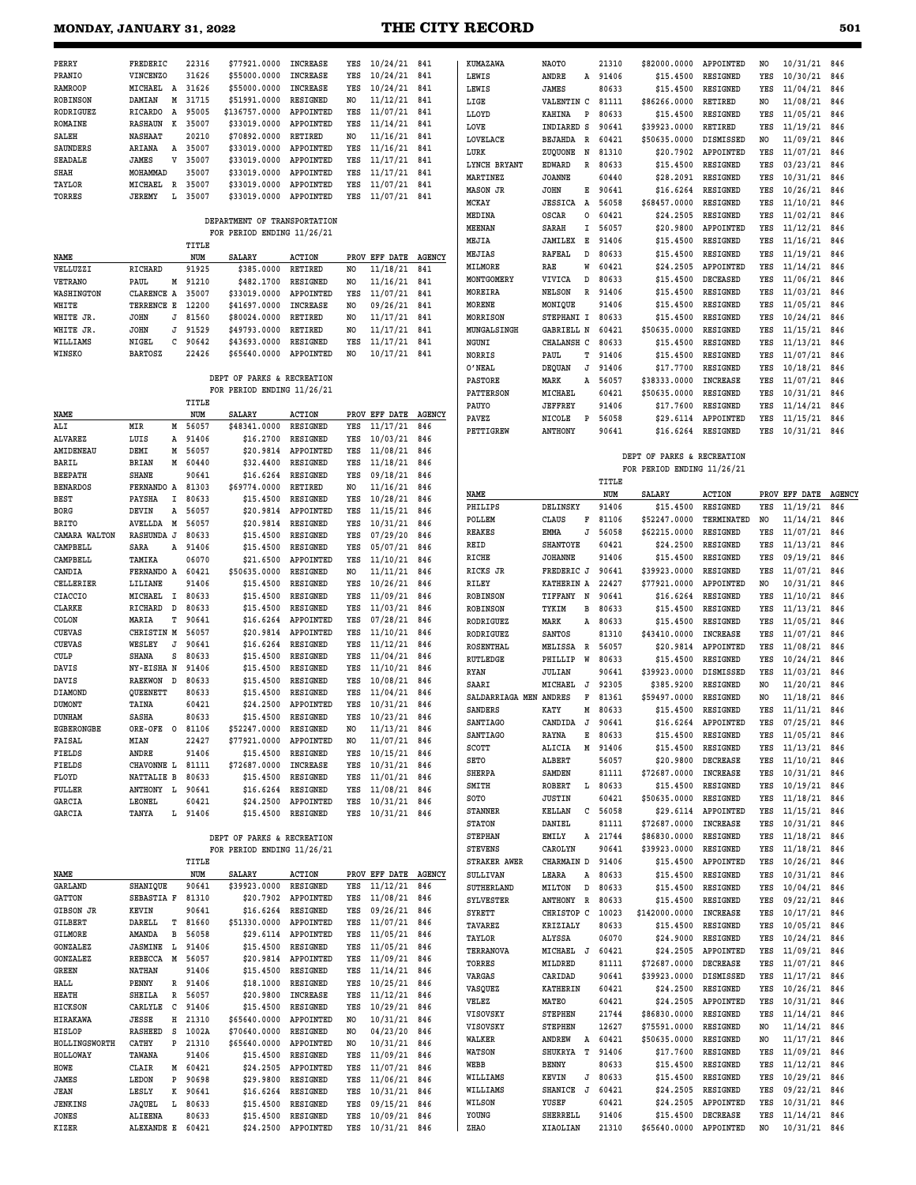| NAME | | | TITLE NUM | SALARY | ACTION | PROV | EFF DATE | AGENCY |
|---|---|---|---|---|---|---|---|---|
| PERRY | FREDERIC | | 22316 | $77921.0000 | INCREASE | YES | 10/24/21 | 841 |
| PRANIO | VINCENZO | | 31626 | $55000.0000 | INCREASE | YES | 10/24/21 | 841 |
| RAMROOP | MICHAEL | A | 31626 | $55000.0000 | INCREASE | YES | 10/24/21 | 841 |
| ROBINSON | DAMIAN | M | 31715 | $51991.0000 | RESIGNED | NO | 11/12/21 | 841 |
| RODRIGUEZ | RICARDO | A | 95005 | $136757.0000 | APPOINTED | YES | 11/07/21 | 841 |
| ROMAINE | RASHAUN | K | 35007 | $33019.0000 | APPOINTED | YES | 11/14/21 | 841 |
| SALEH | NASHAAT | | 20210 | $70892.0000 | RETIRED | NO | 11/16/21 | 841 |
| SAUNDERS | ARIANA | A | 35007 | $33019.0000 | APPOINTED | YES | 11/16/21 | 841 |
| SEADALE | JAMES | V | 35007 | $33019.0000 | APPOINTED | YES | 11/17/21 | 841 |
| SHAH | MOHAMMAD | | 35007 | $33019.0000 | APPOINTED | YES | 11/17/21 | 841 |
| TAYLOR | MICHAEL | R | 35007 | $33019.0000 | APPOINTED | YES | 11/07/21 | 841 |
| TORRES | JEREMY | L | 35007 | $33019.0000 | APPOINTED | YES | 11/07/21 | 841 |

DEPARTMENT OF TRANSPORTATION
FOR PERIOD ENDING 11/26/21

| NAME | | | TITLE NUM | SALARY | ACTION | PROV | EFF DATE | AGENCY |
|---|---|---|---|---|---|---|---|---|
| VELLUZZI | RICHARD | | 91925 | $385.0000 | RETIRED | NO | 11/18/21 | 841 |
| VETRANO | PAUL | M | 91210 | $482.1700 | RESIGNED | NO | 11/16/21 | 841 |
| WASHINGTON | CLARENCE | A | 35007 | $33019.0000 | APPOINTED | YES | 11/07/21 | 841 |
| WHITE | TERRENCE | E | 12200 | $41697.0000 | INCREASE | NO | 09/26/21 | 841 |
| WHITE JR. | JOHN | J | 81560 | $80024.0000 | RETIRED | NO | 11/17/21 | 841 |
| WHITE JR. | JOHN | J | 91529 | $49793.0000 | RETIRED | NO | 11/17/21 | 841 |
| WILLIAMS | NIGEL | C | 90642 | $43693.0000 | RESIGNED | YES | 11/17/21 | 841 |
| WINSKO | BARTOSZ | | 22426 | $65640.0000 | APPOINTED | NO | 10/17/21 | 841 |

DEPT OF PARKS & RECREATION
FOR PERIOD ENDING 11/26/21

| NAME | | | TITLE NUM | SALARY | ACTION | PROV | EFF DATE | AGENCY |
|---|---|---|---|---|---|---|---|---|
| ALI | MIR | M | 56057 | $48341.0000 | RESIGNED | YES | 11/17/21 | 846 |
| ALVAREZ | LUIS | A | 91406 | $16.2700 | RESIGNED | YES | 10/03/21 | 846 |
| AMIDENEAU | DEMI | M | 56057 | $20.9814 | APPOINTED | YES | 11/08/21 | 846 |
| BARIL | BRIAN | M | 60440 | $32.4400 | RESIGNED | YES | 11/18/21 | 846 |
| BEEPATH | SHANE | | 90641 | $16.6264 | RESIGNED | YES | 09/18/21 | 846 |
| BENARDOS | FERNANDO | A | 81303 | $69774.0000 | RETIRED | NO | 11/16/21 | 846 |
| BEST | PAYSHA | I | 80633 | $15.4500 | RESIGNED | YES | 10/28/21 | 846 |
| BORG | DEVIN | A | 56057 | $20.9814 | APPOINTED | YES | 11/15/21 | 846 |
| BRITO | AVELLDA | M | 56057 | $20.9814 | RESIGNED | YES | 10/31/21 | 846 |
| CAMARA WALTON | RASHUNDA | J | 80633 | $15.4500 | RESIGNED | YES | 07/29/20 | 846 |
| CAMPBELL | SARA | A | 91406 | $15.4500 | RESIGNED | YES | 05/07/21 | 846 |
| CAMPBELL | TAMIKA | | 06070 | $21.6500 | APPOINTED | YES | 11/10/21 | 846 |
| CANDIA | FERNANDO | A | 60421 | $50635.0000 | RESIGNED | NO | 11/11/21 | 846 |
| CELLERIER | LILIANE | | 91406 | $15.4500 | RESIGNED | YES | 10/26/21 | 846 |
| CIACCIO | MICHAEL | I | 80633 | $15.4500 | RESIGNED | YES | 11/09/21 | 846 |
| CLARKE | RICHARD | D | 80633 | $15.4500 | RESIGNED | YES | 11/03/21 | 846 |
| COLON | MARIA | T | 90641 | $16.6264 | APPOINTED | YES | 07/28/21 | 846 |
| CUEVAS | CHRISTIN | M | 56057 | $20.9814 | APPOINTED | YES | 11/10/21 | 846 |
| CUEVAS | WESLEY | J | 90641 | $16.6264 | RESIGNED | YES | 11/12/21 | 846 |
| CULP | SHANA | S | 80633 | $15.4500 | RESIGNED | YES | 11/04/21 | 846 |
| DAVIS | NY-EISHA | N | 91406 | $15.4500 | RESIGNED | YES | 11/10/21 | 846 |
| DAVIS | RAEKWON | D | 80633 | $15.4500 | RESIGNED | YES | 10/08/21 | 846 |
| DIAMOND | QUEENETT | | 80633 | $15.4500 | RESIGNED | YES | 11/04/21 | 846 |
| DUMONT | TAINA | | 60421 | $24.2500 | APPOINTED | YES | 10/31/21 | 846 |
| DUNHAM | SASHA | | 80633 | $15.4500 | RESIGNED | YES | 10/23/21 | 846 |
| EGBERONGBE | ORE-OFE | O | 81106 | $52247.0000 | RESIGNED | NO | 11/13/21 | 846 |
| FAISAL | MIAN | | 22427 | $77921.0000 | APPOINTED | NO | 11/07/21 | 846 |
| FIELDS | ANDRE | | 91406 | $15.4500 | RESIGNED | YES | 10/15/21 | 846 |
| FIELDS | CHAVONNE | L | 81111 | $72687.0000 | INCREASE | YES | 10/31/21 | 846 |
| FLOYD | NATTALIE | B | 80633 | $15.4500 | RESIGNED | YES | 11/01/21 | 846 |
| FULLER | ANTHONY | L | 90641 | $16.6264 | RESIGNED | YES | 11/08/21 | 846 |
| GARCIA | LEONEL | | 60421 | $24.2500 | APPOINTED | YES | 10/31/21 | 846 |
| GARCIA | TANYA | L | 91406 | $15.4500 | RESIGNED | YES | 10/31/21 | 846 |

DEPT OF PARKS & RECREATION
FOR PERIOD ENDING 11/26/21

| NAME | | | TITLE NUM | SALARY | ACTION | PROV | EFF DATE | AGENCY |
|---|---|---|---|---|---|---|---|---|
| GARLAND | SHANIQUE | | 90641 | $39923.0000 | RESIGNED | YES | 11/12/21 | 846 |
| GATTON | SEBASTIA | F | 81310 | $20.7902 | APPOINTED | YES | 11/08/21 | 846 |
| GIBSON JR | KEVIN | | 90641 | $16.6264 | RESIGNED | YES | 09/26/21 | 846 |
| GILBERT | DARELL | T | 81660 | $51330.0000 | APPOINTED | YES | 11/07/21 | 846 |
| GILMORE | AMANDA | B | 56058 | $29.6114 | APPOINTED | YES | 11/05/21 | 846 |
| GONZALEZ | JASMINE | L | 91406 | $15.4500 | RESIGNED | YES | 11/05/21 | 846 |
| GONZALEZ | REBECCA | M | 56057 | $20.9814 | APPOINTED | YES | 11/09/21 | 846 |
| GREEN | NATHAN | | 91406 | $15.4500 | RESIGNED | YES | 11/14/21 | 846 |
| HALL | PENNY | R | 91406 | $18.1000 | RESIGNED | YES | 10/25/21 | 846 |
| HEATH | SHEILA | R | 56057 | $20.9800 | INCREASE | YES | 11/12/21 | 846 |
| HICKSON | CARLYLE | C | 91406 | $15.4500 | RESIGNED | YES | 10/29/21 | 846 |
| HIRAKAWA | JESSE | H | 21310 | $65640.0000 | APPOINTED | NO | 10/31/21 | 846 |
| HISLOP | RASHEED | S | 1002A | $70640.0000 | RESIGNED | NO | 04/23/20 | 846 |
| HOLLINGSWORTH | CATHY | P | 21310 | $65640.0000 | APPOINTED | NO | 10/31/21 | 846 |
| HOLLOWAY | TAWANA | | 91406 | $15.4500 | RESIGNED | YES | 11/09/21 | 846 |
| HOWE | CLAIR | M | 60421 | $24.2505 | APPOINTED | YES | 11/07/21 | 846 |
| JAMES | LEDON | P | 90698 | $29.9800 | RESIGNED | YES | 11/06/21 | 846 |
| JEAN | LESLY | K | 90641 | $16.6264 | RESIGNED | YES | 10/31/21 | 846 |
| JENKINS | JAQUEL | L | 80633 | $15.4500 | RESIGNED | YES | 09/15/21 | 846 |
| JONES | ALIEENA | | 80633 | $15.4500 | RESIGNED | YES | 10/09/21 | 846 |
| KIZER | ALEXANDE | E | 60421 | $24.2500 | APPOINTED | YES | 10/31/21 | 846 |
| KUMAZAWA | NAOTO | | 21310 | $82000.0000 | APPOINTED | NO | 10/31/21 | 846 |
| LEWIS | ANDRE | A | 91406 | $15.4500 | RESIGNED | YES | 10/30/21 | 846 |
| LEWIS | JAMES | | 80633 | $15.4500 | RESIGNED | YES | 11/04/21 | 846 |
| LIGE | VALENTIN | C | 81111 | $86266.0000 | RETIRED | NO | 11/08/21 | 846 |
| LLOYD | KAHINA | P | 80633 | $15.4500 | RESIGNED | YES | 11/05/21 | 846 |
| LOVE | INDIARED | S | 90641 | $39923.0000 | RETIRED | YES | 11/19/21 | 846 |
| LOVELACE | BEJAHDA | R | 60421 | $50635.0000 | DISMISSED | NO | 11/09/21 | 846 |
| LURK | ZUQUONE | N | 81310 | $20.7902 | APPOINTED | YES | 11/07/21 | 846 |
| LYNCH BRYANT | EDWARD | R | 80633 | $15.4500 | RESIGNED | YES | 03/23/21 | 846 |
| MARTINEZ | JOANNE | | 60440 | $28.2091 | RESIGNED | YES | 10/31/21 | 846 |
| MASON JR | JOHN | E | 90641 | $16.6264 | RESIGNED | YES | 10/26/21 | 846 |
| MCKAY | JESSICA | A | 56058 | $68457.0000 | RESIGNED | YES | 11/10/21 | 846 |
| MEDINA | OSCAR | O | 60421 | $24.2505 | RESIGNED | YES | 11/02/21 | 846 |
| MEENAN | SARAH | I | 56057 | $20.9800 | APPOINTED | YES | 11/12/21 | 846 |
| MEJIA | JAMILEX | E | 91406 | $15.4500 | RESIGNED | YES | 11/16/21 | 846 |
| MEJIAS | RAFEAL | D | 80633 | $15.4500 | RESIGNED | YES | 11/19/21 | 846 |
| MILMORE | RAE | W | 60421 | $24.2505 | APPOINTED | YES | 11/14/21 | 846 |
| MONTGOMERY | VIVICA | D | 80633 | $15.4500 | DECEASED | YES | 11/06/21 | 846 |
| MOREIRA | NELSON | R | 91406 | $15.4500 | RESIGNED | YES | 11/03/21 | 846 |
| MORENE | MONIQUE | | 91406 | $15.4500 | RESIGNED | YES | 11/05/21 | 846 |
| MORRISON | STEPHANI | I | 80633 | $15.4500 | RESIGNED | YES | 10/24/21 | 846 |
| MUNGALSINGH | GABRIELL | N | 60421 | $50635.0000 | RESIGNED | YES | 11/15/21 | 846 |
| NGUNI | CHALANSH | C | 80633 | $15.4500 | RESIGNED | YES | 11/13/21 | 846 |
| NORRIS | PAUL | T | 91406 | $15.4500 | RESIGNED | YES | 11/07/21 | 846 |
| O'NEAL | DEQUAN | J | 91406 | $17.7700 | RESIGNED | YES | 10/18/21 | 846 |
| PASTORE | MARK | A | 56057 | $38333.0000 | INCREASE | YES | 11/07/21 | 846 |
| PATTERSON | MICHAEL | | 60421 | $50635.0000 | RESIGNED | YES | 10/31/21 | 846 |
| PAUYO | JEFFREY | | 91406 | $17.7600 | RESIGNED | YES | 11/14/21 | 846 |
| PAVEZ | NICOLE | P | 56058 | $29.6114 | APPOINTED | YES | 11/15/21 | 846 |
| PETTIGREW | ANTHONY | | 90641 | $16.6264 | RESIGNED | YES | 10/31/21 | 846 |

DEPT OF PARKS & RECREATION
FOR PERIOD ENDING 11/26/21

| NAME | | | TITLE NUM | SALARY | ACTION | PROV | EFF DATE | AGENCY |
|---|---|---|---|---|---|---|---|---|
| PHILIPS | DELINSKY | | 91406 | $15.4500 | RESIGNED | YES | 11/19/21 | 846 |
| POLLEM | CLAUS | F | 81106 | $52247.0000 | TERMINATED | NO | 11/14/21 | 846 |
| REAKES | EMMA | J | 56058 | $62215.0000 | RESIGNED | YES | 11/07/21 | 846 |
| REID | SHANTOYE | | 60421 | $24.2500 | RESIGNED | YES | 11/13/21 | 846 |
| RICHE | JOHANNE | | 91406 | $15.4500 | RESIGNED | YES | 09/19/21 | 846 |
| RICKS JR | FREDERIC | J | 90641 | $39923.0000 | RESIGNED | YES | 11/07/21 | 846 |
| RILEY | KATHERIN | A | 22427 | $77921.0000 | APPOINTED | NO | 10/31/21 | 846 |
| ROBINSON | TIFFANY | N | 90641 | $16.6264 | RESIGNED | YES | 11/10/21 | 846 |
| ROBINSON | TYKIM | B | 80633 | $15.4500 | RESIGNED | YES | 11/13/21 | 846 |
| RODRIGUEZ | MARK | A | 80633 | $15.4500 | RESIGNED | YES | 11/05/21 | 846 |
| RODRIGUEZ | SANTOS | | 81310 | $43410.0000 | INCREASE | YES | 11/07/21 | 846 |
| ROSENTHAL | MELISSA | R | 56057 | $20.9814 | APPOINTED | YES | 11/08/21 | 846 |
| RUTLEDGE | PHILLIP | W | 80633 | $15.4500 | RESIGNED | YES | 10/24/21 | 846 |
| RYAN | JULIAN | | 90641 | $39923.0000 | DISMISSED | YES | 11/03/21 | 846 |
| SAARI | MICHAEL | J | 92305 | $385.9200 | RESIGNED | NO | 11/20/21 | 846 |
| SALDARRIAGA MEN | ANDRES | F | 81361 | $59497.0000 | RESIGNED | NO | 11/18/21 | 846 |
| SANDERS | KATY | M | 80633 | $15.4500 | RESIGNED | YES | 11/11/21 | 846 |
| SANTIAGO | CANDIDA | J | 90641 | $16.6264 | APPOINTED | YES | 07/25/21 | 846 |
| SANTIAGO | RAYNA | E | 80633 | $15.4500 | RESIGNED | YES | 11/05/21 | 846 |
| SCOTT | ALICIA | M | 91406 | $15.4500 | RESIGNED | YES | 11/13/21 | 846 |
| SETO | ALBERT | | 56057 | $20.9800 | DECREASE | YES | 11/10/21 | 846 |
| SHERPA | SAMDEN | | 81111 | $72687.0000 | INCREASE | YES | 10/31/21 | 846 |
| SMITH | ROBERT | L | 80633 | $15.4500 | RESIGNED | YES | 10/19/21 | 846 |
| SOTO | JUSTIN | | 60421 | $50635.0000 | RESIGNED | YES | 11/18/21 | 846 |
| STANNER | KELLAN | C | 56058 | $29.6114 | APPOINTED | YES | 11/15/21 | 846 |
| STATON | DANIEL | | 81111 | $72687.0000 | INCREASE | YES | 10/31/21 | 846 |
| STEPHAN | EMILY | A | 21744 | $86830.0000 | RESIGNED | YES | 11/18/21 | 846 |
| STEVENS | CAROLYN | | 90641 | $39923.0000 | RESIGNED | YES | 11/18/21 | 846 |
| STRAKER AWER | CHARMAIN | D | 91406 | $15.4500 | APPOINTED | YES | 10/26/21 | 846 |
| SULLIVAN | LEARA | A | 80633 | $15.4500 | RESIGNED | YES | 10/31/21 | 846 |
| SUTHERLAND | MILTON | D | 80633 | $15.4500 | RESIGNED | YES | 10/04/21 | 846 |
| SYLVESTER | ANTHONY | R | 80633 | $15.4500 | RESIGNED | YES | 09/22/21 | 846 |
| SYRETT | CHRISTOP | C | 10023 | $142000.0000 | INCREASE | YES | 10/17/21 | 846 |
| TAVAREZ | KRIZIALY | | 80633 | $15.4500 | RESIGNED | YES | 10/05/21 | 846 |
| TAYLOR | ALYSSA | | 06070 | $24.9000 | RESIGNED | YES | 10/24/21 | 846 |
| TERRANOVA | MICHAEL | J | 60421 | $24.2505 | APPOINTED | YES | 11/09/21 | 846 |
| TORRES | MILDRED | | 81111 | $72687.0000 | DECREASE | YES | 11/07/21 | 846 |
| VARGAS | CARIDAD | | 90641 | $39923.0000 | DISMISSED | YES | 11/17/21 | 846 |
| VASQUEZ | KATHERIN | | 60421 | $24.2500 | RESIGNED | YES | 10/26/21 | 846 |
| VELEZ | MATEO | | 60421 | $24.2505 | APPOINTED | YES | 10/31/21 | 846 |
| VISOVSKY | STEPHEN | | 21744 | $86830.0000 | RESIGNED | YES | 11/14/21 | 846 |
| VISOVSKY | STEPHEN | | 12627 | $75591.0000 | RESIGNED | NO | 11/14/21 | 846 |
| WALKER | ANDREW | A | 60421 | $50635.0000 | RESIGNED | NO | 11/17/21 | 846 |
| WATSON | SHUKRYA | T | 91406 | $17.7600 | RESIGNED | YES | 11/09/21 | 846 |
| WEBB | BENNY | | 80633 | $15.4500 | RESIGNED | YES | 11/12/21 | 846 |
| WILLIAMS | KEVIN | J | 80633 | $15.4500 | RESIGNED | YES | 10/29/21 | 846 |
| WILLIAMS | SHANICE | J | 60421 | $24.2505 | RESIGNED | YES | 09/22/21 | 846 |
| WILSON | YUSEF | | 60421 | $24.2505 | APPOINTED | YES | 10/31/21 | 846 |
| YOUNG | SHERRELL | | 91406 | $15.4500 | DECREASE | YES | 11/14/21 | 846 |
| ZHAO | XIAOLIAN | | 21310 | $65640.0000 | APPOINTED | NO | 10/31/21 | 846 |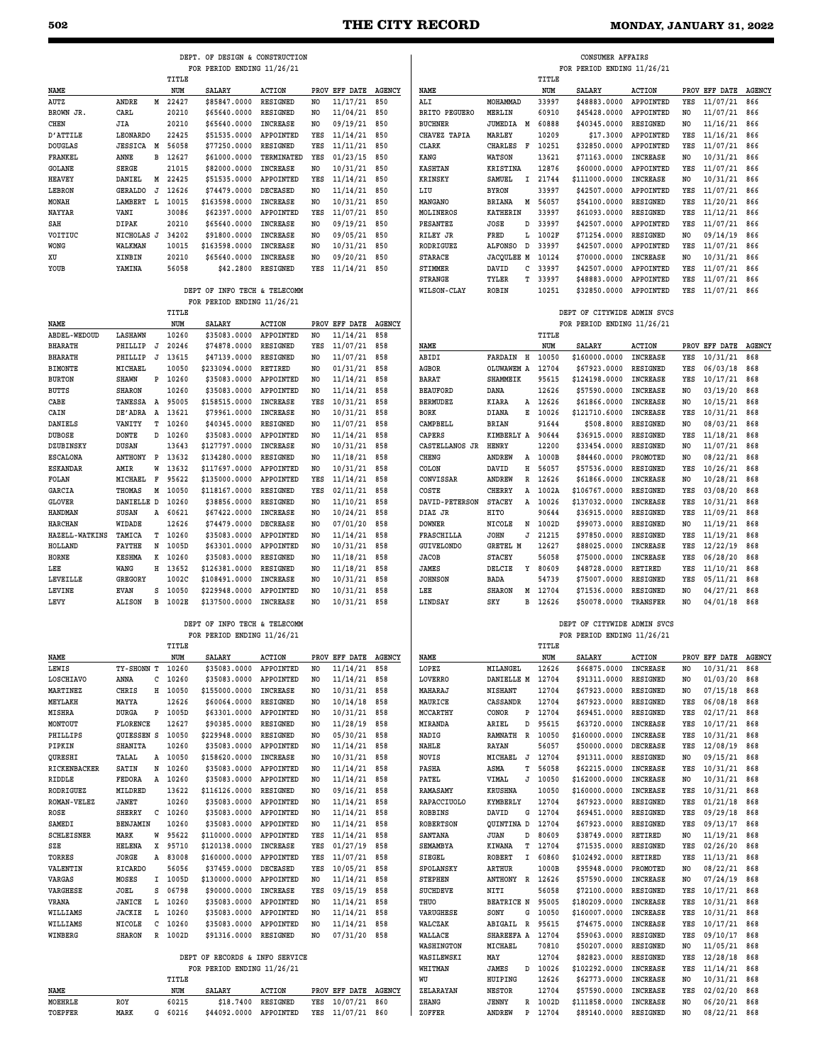### DEPT. OF DESIGN & CONSTRUCTION
FOR PERIOD ENDING 11/26/21

| NAME | | | TITLE NUM | SALARY | ACTION | PROV | EFF DATE | AGENCY |
|---|---|---|---|---|---|---|---|---|
| AUTZ | ANDRE | M | 22427 | $85847.0000 | RESIGNED | NO | 11/17/21 | 850 |
| BROWN JR. | CARL | | 20210 | $65640.0000 | RESIGNED | NO | 11/04/21 | 850 |
| CHEN | JIA | | 20210 | $65640.0000 | INCREASE | NO | 09/19/21 | 850 |
| D'ATTILE | LEONARDO | | 22425 | $51535.0000 | APPOINTED | YES | 11/14/21 | 850 |
| DOUGLAS | JESSICA | M | 56058 | $77250.0000 | RESIGNED | YES | 11/11/21 | 850 |
| FRANKEL | ANNE | B | 12627 | $61000.0000 | TERMINATED | YES | 01/23/15 | 850 |
| GOLANE | SERGE | | 21015 | $82000.0000 | INCREASE | NO | 10/31/21 | 850 |
| HEAVEY | DANIEL | M | 22425 | $51535.0000 | APPOINTED | YES | 11/14/21 | 850 |
| LEBRON | GERALDO | J | 12626 | $74479.0000 | DECEASED | NO | 11/14/21 | 850 |
| MONAH | LAMBERT | L | 10015 | $163598.0000 | INCREASE | NO | 10/31/21 | 850 |
| NAYYAR | VANI | | 30086 | $62397.0000 | APPOINTED | YES | 11/07/21 | 850 |
| SAH | DIPAK | | 20210 | $65640.0000 | INCREASE | NO | 09/19/21 | 850 |
| VOITIUC | NICHOLAS | J | 34202 | $91800.0000 | INCREASE | NO | 09/05/21 | 850 |
| WONG | WALKMAN | | 10015 | $163598.0000 | INCREASE | NO | 10/31/21 | 850 |
| XU | XINBIN | | 20210 | $65640.0000 | INCREASE | NO | 09/20/21 | 850 |
| YOUB | YAMINA | | 56058 | $42.2800 | RESIGNED | YES | 11/14/21 | 850 |

### DEPT OF INFO TECH & TELECOMM
FOR PERIOD ENDING 11/26/21

| NAME | | | TITLE NUM | SALARY | ACTION | PROV | EFF DATE | AGENCY |
|---|---|---|---|---|---|---|---|---|
| ABDEL-WEDOUD | LASHAWN | | 10260 | $35083.0000 | APPOINTED | NO | 11/14/21 | 858 |
| BHARATH | PHILLIP | J | 20246 | $74878.0000 | RESIGNED | YES | 11/07/21 | 858 |
| BHARATH | PHILLIP | J | 13615 | $47139.0000 | RESIGNED | NO | 11/07/21 | 858 |
| BIMONTE | MICHAEL | | 10050 | $233094.0000 | RETIRED | NO | 01/31/21 | 858 |
| BURTON | SHAWN | P | 10260 | $35083.0000 | APPOINTED | NO | 11/14/21 | 858 |
| BUTTS | SHARON | | 10260 | $35083.0000 | APPOINTED | NO | 11/14/21 | 858 |
| CABE | TANESSA | A | 95005 | $158515.0000 | INCREASE | YES | 10/31/21 | 858 |
| CAIN | DE'ADRA | A | 13621 | $79961.0000 | INCREASE | NO | 10/31/21 | 858 |
| DANIELS | VANITY | T | 10260 | $40345.0000 | RESIGNED | NO | 11/07/21 | 858 |
| DUBOSE | DONTE | D | 10260 | $35083.0000 | APPOINTED | NO | 11/14/21 | 858 |
| DZUBINSKY | DUSAN | | 13643 | $127797.0000 | INCREASE | NO | 10/31/21 | 858 |
| ESCALONA | ANTHONY | P | 13632 | $134280.0000 | RESIGNED | NO | 11/18/21 | 858 |
| ESKANDAR | AMIR | W | 13632 | $117697.0000 | APPOINTED | NO | 10/31/21 | 858 |
| FOLAN | MICHAEL | F | 95622 | $135000.0000 | APPOINTED | YES | 11/14/21 | 858 |
| GARCIA | THOMAS | M | 10050 | $118167.0000 | RESIGNED | YES | 02/11/21 | 858 |
| GLOVER | DANIELLE | D | 10260 | $38856.0000 | RESIGNED | NO | 11/10/21 | 858 |
| HANDMAN | SUSAN | A | 60621 | $67422.0000 | INCREASE | NO | 10/24/21 | 858 |
| HARCHAN | WIDADE | | 12626 | $74479.0000 | DECREASE | NO | 07/01/20 | 858 |
| HAZELL-WATKINS | TAMICA | T | 10260 | $35083.0000 | APPOINTED | NO | 11/14/21 | 858 |
| HOLLAND | FAYTHE | N | 1005D | $63301.0000 | APPOINTED | NO | 10/31/21 | 858 |
| HORNE | KESHMA | K | 10260 | $35083.0000 | RESIGNED | NO | 11/18/21 | 858 |
| LEE | WANG | H | 13652 | $126381.0000 | RESIGNED | NO | 11/18/21 | 858 |
| LEVEILLE | GREGORY | | 1002C | $108491.0000 | INCREASE | NO | 10/31/21 | 858 |
| LEVINE | EVAN | S | 10050 | $229948.0000 | APPOINTED | NO | 10/31/21 | 858 |
| LEVY | ALISON | B | 1002E | $137500.0000 | INCREASE | NO | 10/31/21 | 858 |

### DEPT OF INFO TECH & TELECOMM
FOR PERIOD ENDING 11/26/21

| NAME | | | TITLE NUM | SALARY | ACTION | PROV | EFF DATE | AGENCY |
|---|---|---|---|---|---|---|---|---|
| LEWIS | TY-SHONN | T | 10260 | $35083.0000 | APPOINTED | NO | 11/14/21 | 858 |
| LOSCHIAVO | ANNA | C | 10260 | $35083.0000 | APPOINTED | NO | 11/14/21 | 858 |
| MARTINEZ | CHRIS | H | 10050 | $155000.0000 | INCREASE | NO | 10/31/21 | 858 |
| MEYLAKH | MAYYA | | 12626 | $60064.0000 | RESIGNED | NO | 10/14/18 | 858 |
| MISHRA | DURGA | P | 1005D | $63301.0000 | APPOINTED | NO | 10/31/21 | 858 |
| MONTOUT | FLORENCE | | 12627 | $90385.0000 | RESIGNED | NO | 11/28/19 | 858 |
| PHILLIPS | QUIESSEN | S | 10050 | $229948.0000 | RESIGNED | NO | 05/30/21 | 858 |
| PIPKIN | SHANITA | | 10260 | $35083.0000 | APPOINTED | NO | 11/14/21 | 858 |
| QURESHI | TALAL | A | 10050 | $158620.0000 | INCREASE | NO | 10/31/21 | 858 |
| RICKENBACKER | SATIN | N | 10260 | $35083.0000 | APPOINTED | NO | 11/14/21 | 858 |
| RIDDLE | FEDORA | A | 10260 | $35083.0000 | APPOINTED | NO | 11/14/21 | 858 |
| RODRIGUEZ | MILDRED | | 13622 | $116126.0000 | RESIGNED | NO | 09/16/21 | 858 |
| ROMAN-VELEZ | JANET | | 10260 | $35083.0000 | APPOINTED | NO | 11/14/21 | 858 |
| ROSE | SHERRY | C | 10260 | $35083.0000 | APPOINTED | NO | 11/14/21 | 858 |
| SAMEDI | BENJAMIN | | 10260 | $35083.0000 | APPOINTED | NO | 11/14/21 | 858 |
| SCHLEISNER | MARK | W | 95622 | $110000.0000 | APPOINTED | YES | 11/14/21 | 858 |
| SZE | HELENA | X | 95710 | $120138.0000 | INCREASE | YES | 01/27/19 | 858 |
| TORRES | JORGE | A | 83008 | $160000.0000 | APPOINTED | YES | 11/07/21 | 858 |
| VALENTIN | RICARDO | | 56056 | $37459.0000 | DECEASED | YES | 10/05/21 | 858 |
| VARGAS | MOSES | I | 1005D | $130000.0000 | APPOINTED | NO | 11/14/21 | 858 |
| VARGHESE | JOEL | S | 06798 | $90000.0000 | INCREASE | YES | 09/15/19 | 858 |
| VRANA | JANICE | L | 10260 | $35083.0000 | APPOINTED | NO | 11/14/21 | 858 |
| WILLIAMS | JACKIE | L | 10260 | $35083.0000 | APPOINTED | NO | 11/14/21 | 858 |
| WILLIAMS | NICOLE | C | 10260 | $35083.0000 | APPOINTED | NO | 11/14/21 | 858 |
| WINBERG | SHARON | R | 1002D | $91316.0000 | RESIGNED | NO | 07/31/20 | 858 |

### DEPT OF RECORDS & INFO SERVICE
FOR PERIOD ENDING 11/26/21

| NAME | | | TITLE NUM | SALARY | ACTION | PROV | EFF DATE | AGENCY |
|---|---|---|---|---|---|---|---|---|
| MOEHRLE | ROY | | 60215 | $18.7400 | RESIGNED | YES | 10/07/21 | 860 |
| TOEPFER | MARK | G | 60216 | $44092.0000 | APPOINTED | YES | 11/07/21 | 860 |

### CONSUMER AFFAIRS
FOR PERIOD ENDING 11/26/21

| NAME | | | TITLE NUM | SALARY | ACTION | PROV | EFF DATE | AGENCY |
|---|---|---|---|---|---|---|---|---|
| ALI | MOHAMMAD | | 33997 | $48883.0000 | APPOINTED | YES | 11/07/21 | 866 |
| BRITO PEGUERO | MERLIN | | 60910 | $45428.0000 | APPOINTED | NO | 11/07/21 | 866 |
| BUCHNER | JUMEDIA | M | 60888 | $40345.0000 | RESIGNED | NO | 11/16/21 | 866 |
| CHAVEZ TAPIA | MARLEY | | 10209 | $17.3000 | APPOINTED | YES | 11/16/21 | 866 |
| CLARK | CHARLES | F | 10251 | $32850.0000 | APPOINTED | YES | 11/07/21 | 866 |
| KANG | WATSON | | 13621 | $71163.0000 | INCREASE | NO | 10/31/21 | 866 |
| KASHTAN | KRISTINA | | 12876 | $60000.0000 | APPOINTED | YES | 11/07/21 | 866 |
| KRINSKY | SAMUEL | I | 21744 | $111000.0000 | INCREASE | NO | 10/31/21 | 866 |
| LIU | BYRON | | 33997 | $42507.0000 | APPOINTED | YES | 11/07/21 | 866 |
| MANGANO | BRIANA | M | 56057 | $54100.0000 | RESIGNED | YES | 11/20/21 | 866 |
| MOLINEROS | KATHERIN | | 33997 | $61093.0000 | RESIGNED | YES | 11/12/21 | 866 |
| PESANTEZ | JOSE | D | 33997 | $42507.0000 | APPOINTED | YES | 11/07/21 | 866 |
| RILEY JR | FRED | L | 1002F | $71254.0000 | RESIGNED | NO | 09/14/19 | 866 |
| RODRIGUEZ | ALFONSO | D | 33997 | $42507.0000 | APPOINTED | YES | 11/07/21 | 866 |
| STARACE | JACQULEE | M | 10124 | $70000.0000 | INCREASE | NO | 10/31/21 | 866 |
| STIMMER | DAVID | C | 33997 | $42507.0000 | APPOINTED | YES | 11/07/21 | 866 |
| STRANGE | TYLER | T | 33997 | $48883.0000 | APPOINTED | YES | 11/07/21 | 866 |
| WILSON-CLAY | ROBIN | | 10251 | $32850.0000 | APPOINTED | YES | 11/07/21 | 866 |

### DEPT OF CITYWIDE ADMIN SVCS
FOR PERIOD ENDING 11/26/21

| NAME | | | TITLE NUM | SALARY | ACTION | PROV | EFF DATE | AGENCY |
|---|---|---|---|---|---|---|---|---|
| ABIDI | FARDAIN | H | 10050 | $160000.0000 | INCREASE | YES | 10/31/21 | 868 |
| AGBOR | OLUWAWEM | A | 12704 | $67923.0000 | RESIGNED | YES | 06/03/18 | 868 |
| BARAT | SHAMMEIK | | 95615 | $124198.0000 | INCREASE | YES | 10/17/21 | 868 |
| BEAUFORD | DANA | | 12626 | $57590.0000 | INCREASE | NO | 03/19/20 | 868 |
| BERMUDEZ | KIARA | A | 12626 | $61866.0000 | INCREASE | NO | 10/15/21 | 868 |
| BORK | DIANA | E | 10026 | $121710.6000 | INCREASE | YES | 10/31/21 | 868 |
| CAMPBELL | BRIAN | | 91644 | $508.8000 | RESIGNED | NO | 08/03/21 | 868 |
| CAPERS | KIMBERLY | A | 90644 | $36915.0000 | RESIGNED | YES | 11/18/21 | 868 |
| CASTELLANOS JR | HENRY | | 12200 | $33454.0000 | RESIGNED | NO | 11/07/21 | 868 |
| CHENG | ANDREW | A | 1000B | $84460.0000 | PROMOTED | NO | 08/22/21 | 868 |
| COLON | DAVID | H | 56057 | $57536.0000 | RESIGNED | YES | 10/26/21 | 868 |
| CONVISSAR | ANDREW | R | 12626 | $61866.0000 | INCREASE | NO | 10/28/21 | 868 |
| COSTE | CHERRY | A | 1002A | $106767.0000 | RESIGNED | YES | 03/08/20 | 868 |
| DAVID-PETERSON | STACEY | A | 10026 | $137032.0000 | INCREASE | YES | 10/31/21 | 868 |
| DIAZ JR | HITO | | 90644 | $36915.0000 | RESIGNED | YES | 11/09/21 | 868 |
| DOWNER | NICOLE | N | 1002D | $99073.0000 | RESIGNED | NO | 11/19/21 | 868 |
| FRASCHILLA | JOHN | J | 21215 | $97850.0000 | RESIGNED | YES | 11/19/21 | 868 |
| GUIVELONDO | GRETEL | M | 12627 | $88025.0000 | INCREASE | YES | 12/22/19 | 868 |
| JACOB | STACEY | | 56058 | $75000.0000 | INCREASE | YES | 06/28/20 | 868 |
| JAMES | DELCIE | Y | 80609 | $48728.0000 | RETIRED | YES | 11/10/21 | 868 |
| JOHNSON | BADA | | 54739 | $75007.0000 | RESIGNED | YES | 05/11/21 | 868 |
| LEE | SHARON | M | 12704 | $71536.0000 | RESIGNED | NO | 04/27/21 | 868 |
| LINDSAY | SKY | B | 12626 | $50078.0000 | TRANSFER | NO | 04/01/18 | 868 |

### DEPT OF CITYWIDE ADMIN SVCS
FOR PERIOD ENDING 11/26/21

| NAME | | | TITLE NUM | SALARY | ACTION | PROV | EFF DATE | AGENCY |
|---|---|---|---|---|---|---|---|---|
| LOPEZ | MILANGEL | | 12626 | $66875.0000 | INCREASE | NO | 10/31/21 | 868 |
| LOVERRO | DANIELLE | M | 12704 | $91311.0000 | RESIGNED | NO | 01/03/20 | 868 |
| MAHARAJ | NISHANT | | 12704 | $67923.0000 | RESIGNED | NO | 07/15/18 | 868 |
| MAURICE | CASSANDR | | 12704 | $67923.0000 | RESIGNED | YES | 06/08/18 | 868 |
| MCCARTHY | CONOR | P | 12704 | $69451.0000 | RESIGNED | YES | 02/17/21 | 868 |
| MIRANDA | ARIEL | D | 95615 | $63720.0000 | INCREASE | YES | 10/17/21 | 868 |
| NADIG | RAMNATH | R | 10050 | $160000.0000 | INCREASE | YES | 10/31/21 | 868 |
| NAHLE | RAYAN | | 56057 | $50000.0000 | DECREASE | YES | 12/08/19 | 868 |
| NOVIS | MICHAEL | J | 12704 | $91311.0000 | RESIGNED | NO | 09/15/21 | 868 |
| PASHA | ASMA | T | 56058 | $62215.0000 | INCREASE | YES | 10/31/21 | 868 |
| PATEL | VIMAL | J | 10050 | $162000.0000 | INCREASE | NO | 10/31/21 | 868 |
| RAMASAMY | KRUSHNA | | 10050 | $160000.0000 | INCREASE | YES | 10/31/21 | 868 |
| RAPACCIUOLO | KYMBERLY | | 12704 | $67923.0000 | RESIGNED | YES | 01/21/18 | 868 |
| ROBBINS | DAVID | G | 12704 | $69451.0000 | RESIGNED | YES | 09/29/18 | 868 |
| ROBERTSON | QUINTINA | D | 12704 | $67923.0000 | RESIGNED | YES | 09/13/17 | 868 |
| SANTANA | JUAN | D | 80609 | $38749.0000 | RETIRED | NO | 11/19/21 | 868 |
| SEMAMBYA | KIWANA | T | 12704 | $71535.0000 | RESIGNED | YES | 02/26/20 | 868 |
| SIEGEL | ROBERT | I | 60860 | $102492.0000 | RETIRED | YES | 11/13/21 | 868 |
| SPOLANSKY | ARTHUR | | 1000B | $95948.0000 | PROMOTED | NO | 08/22/21 | 868 |
| STEPHEN | ANTHONY | R | 12626 | $57590.0000 | INCREASE | NO | 07/24/19 | 868 |
| SUCHDEVE | NITI | | 56058 | $72100.0000 | RESIGNED | YES | 10/17/21 | 868 |
| THUO | BEATRICE | N | 95005 | $180209.0000 | INCREASE | YES | 10/31/21 | 868 |
| VARUGHESE | SONY | G | 10050 | $160007.0000 | INCREASE | YES | 10/31/21 | 868 |
| WALCZAK | ABIGAIL | R | 95615 | $74675.0000 | INCREASE | YES | 10/17/21 | 868 |
| WALLACE | SHAREEFA | A | 12704 | $59063.0000 | RESIGNED | YES | 09/10/17 | 868 |
| WASHINGTON | MICHAEL | | 70810 | $50207.0000 | RESIGNED | NO | 11/05/21 | 868 |
| WASILEWSKI | MAY | | 12704 | $82823.0000 | RESIGNED | YES | 12/28/18 | 868 |
| WHITMAN | JAMES | D | 10026 | $102292.0000 | INCREASE | YES | 11/14/21 | 868 |
| WU | HUIPING | | 12626 | $62773.0000 | INCREASE | NO | 10/31/21 | 868 |
| ZELARAYAN | NESTOR | | 12704 | $57590.0000 | INCREASE | YES | 02/02/20 | 868 |
| ZHANG | JENNY | R | 1002D | $111858.0000 | INCREASE | NO | 06/20/21 | 868 |
| ZOFFER | ANDREW | P | 12704 | $89140.0000 | RESIGNED | NO | 08/22/21 | 868 |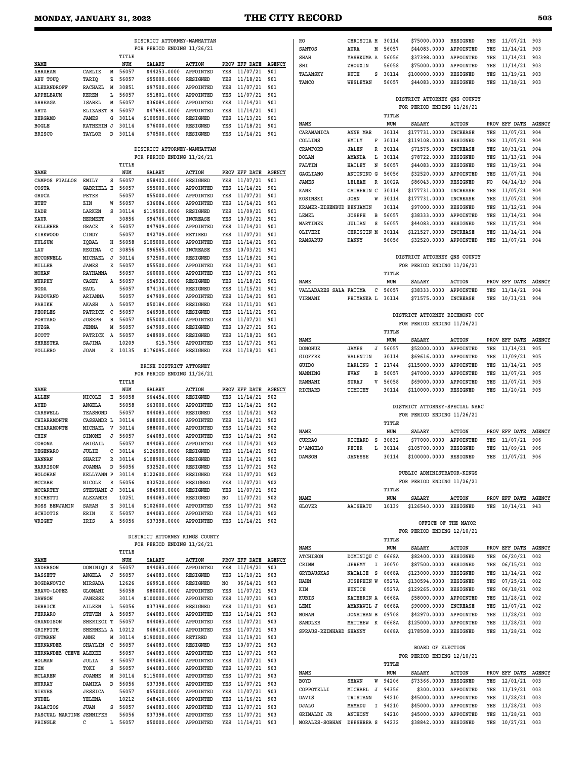### DISTRICT ATTORNEY-MANHATTAN
FOR PERIOD ENDING 11/26/21

| NAME | | | TITLE NUM | SALARY | ACTION | PROV | EFF DATE | AGENCY |
|---|---|---|---|---|---|---|---|---|
| ABRAHAM | CARLIE | M | 56057 | $44253.0000 | APPOINTED | YES | 11/07/21 | 901 |
| ABU TOUQ | TARIQ | Z | 56057 | $55000.0000 | RESIGNED | YES | 11/18/21 | 901 |
| ALEXANDROFF | RACHAEL | M | 30851 | $97500.0000 | APPOINTED | YES | 11/07/21 | 901 |
| APPELBAUM | KEREN | L | 56057 | $51801.0000 | APPOINTED | YES | 11/07/21 | 901 |
| ARREAGA | ISABEL | M | 56057 | $36084.0000 | APPOINTED | YES | 11/14/21 | 901 |
| ARTZ | ELIZABET | B | 56057 | $47694.0000 | APPOINTED | YES | 11/14/21 | 901 |
| BERGAMO | JAMES | G | 30114 | $100500.0000 | RESIGNED | YES | 11/13/21 | 901 |
| BOGLE | KATHERIN | J | 30114 | $76000.0000 | RESIGNED | YES | 11/18/21 | 901 |
| BRISCO | TAYLOR | D | 30114 | $70500.0000 | RESIGNED | YES | 11/14/21 | 901 |

### DISTRICT ATTORNEY-MANHATTAN
FOR PERIOD ENDING 11/26/21

| NAME | | | TITLE NUM | SALARY | ACTION | PROV | EFF DATE | AGENCY |
|---|---|---|---|---|---|---|---|---|
| CAMPOS FIALLOS | EMILY | S | 56057 | $58402.0000 | RESIGNED | YES | 11/07/21 | 901 |
| COSTA | GABRIELLE | E | 56057 | $55000.0000 | APPOINTED | YES | 11/14/21 | 901 |
| GRUCA | PETER | | 56057 | $55000.0000 | APPOINTED | YES | 11/07/21 | 901 |
| HTET | ZIN | W | 56057 | $36084.0000 | APPOINTED | YES | 11/14/21 | 901 |
| KADE | LARKEN | S | 30114 | $119500.0000 | RESIGNED | YES | 11/09/21 | 901 |
| KAUR | HERMEET | | 30856 | $94766.0000 | INCREASE | YES | 10/03/21 | 901 |
| KELLEHER | GRACE | R | 56057 | $47909.0000 | APPOINTED | YES | 11/14/21 | 901 |
| KIRKWOOD | CINDY | | 56057 | $42709.0000 | RETIRED | YES | 11/07/21 | 901 |
| KULSUM | IQBAL | H | 56058 | $105000.0000 | APPOINTED | YES | 11/14/21 | 901 |
| LAU | REGINA | C | 30856 | $96565.0000 | INCREASE | YES | 10/03/21 | 901 |
| MCCONNELL | MICHAEL | J | 30114 | $72500.0000 | RESIGNED | YES | 11/18/21 | 901 |
| MILLER | JAMES | E | 56057 | $55500.0000 | APPOINTED | YES | 11/14/21 | 901 |
| MOHAN | RAYHANNA | | 56057 | $60000.0000 | APPOINTED | YES | 11/07/21 | 901 |
| MURPHY | CASEY | A | 56057 | $54932.0000 | RESIGNED | YES | 11/18/21 | 901 |
| NODA | SAUL | | 56057 | $74134.0000 | RESIGNED | YES | 11/15/21 | 901 |
| PADOVANO | ARIANNA | | 56057 | $47909.0000 | APPOINTED | YES | 11/14/21 | 901 |
| PARIKH | AKASH | A | 56057 | $50184.0000 | RESIGNED | YES | 11/11/21 | 901 |
| PEOPLES | PATRICK | C | 56057 | $46938.0000 | RESIGNED | YES | 11/11/21 | 901 |
| PORTARO | JOSEPH | B | 56057 | $55000.0000 | APPOINTED | YES | 11/07/21 | 901 |
| RUZGA | JENNA | M | 56057 | $47909.0000 | RESIGNED | YES | 10/27/21 | 901 |
| SCOTT | PATRICK | A | 56057 | $48909.0000 | RESIGNED | YES | 11/18/21 | 901 |
| SHRESTHA | SAJINA | | 10209 | $15.7500 | APPOINTED | YES | 11/17/21 | 901 |
| VOLLERO | JOAN | E | 10135 | $176095.0000 | RESIGNED | YES | 11/18/21 | 901 |

### BRONX DISTRICT ATTORNEY
FOR PERIOD ENDING 11/26/21

| NAME | | | TITLE NUM | SALARY | ACTION | PROV | EFF DATE | AGENCY |
|---|---|---|---|---|---|---|---|---|
| ALLEN | NICOLE | E | 56058 | $64454.0000 | RESIGNED | YES | 11/14/21 | 902 |
| AYED | ANGELA | | 56058 | $63000.0000 | APPOINTED | YES | 11/14/21 | 902 |
| CARSWELL | TEASHONDA | | 56057 | $44083.0000 | RESIGNED | YES | 11/14/21 | 902 |
| CHIARAMONTE | CASSANDR | L | 30114 | $88000.0000 | APPOINTED | YES | 11/14/21 | 902 |
| CHIARAMONTE | MICHAEL | V | 30114 | $88000.0000 | APPOINTED | YES | 11/14/21 | 902 |
| CHIN | SIMONE | J | 56057 | $44083.0000 | APPOINTED | YES | 11/14/21 | 902 |
| CORONA | ABIGAIL | | 56057 | $44083.0000 | APPOINTED | YES | 11/14/21 | 902 |
| DEGENARO | JULIE | C | 30114 | $126500.0000 | RESIGNED | YES | 11/14/21 | 902 |
| HANNAN | SHARIF | R | 30114 | $108900.0000 | RESIGNED | YES | 11/14/21 | 902 |
| HARRISON | JOANNA | D | 56056 | $32520.0000 | RESIGNED | YES | 11/07/21 | 902 |
| HOLOHAN | KELLYANN | P | 30114 | $122600.0000 | RESIGNED | YES | 11/07/21 | 902 |
| MCCABE | NICOLE | R | 56056 | $32520.0000 | RESIGNED | YES | 11/07/21 | 902 |
| MCCARTHY | STEPHANI | J | 30114 | $84900.0000 | RESIGNED | YES | 11/07/21 | 902 |
| RICHETTI | ALEXANDR | | 10251 | $44083.0000 | RESIGNED | NO | 11/07/21 | 902 |
| ROSS BENJAMIN | SARAH | E | 30114 | $102600.0000 | APPOINTED | YES | 11/07/21 | 902 |
| SCHIOTIS | ERIN | K | 56057 | $44083.0000 | APPOINTED | YES | 11/14/21 | 902 |
| WRIGHT | IRIS | A | 56056 | $37398.0000 | APPOINTED | YES | 11/14/21 | 902 |

### DISTRICT ATTORNEY KINGS COUNTY
FOR PERIOD ENDING 11/26/21

| NAME | | | TITLE NUM | SALARY | ACTION | PROV | EFF DATE | AGENCY |
|---|---|---|---|---|---|---|---|---|
| ANDERSON | DOMINIQU | S | 56057 | $44083.0000 | APPOINTED | YES | 11/14/21 | 903 |
| BASSETT | ANGELA | J | 56057 | $44083.0000 | RESIGNED | YES | 11/10/21 | 903 |
| BOGDANOVIC | MIRSADA | | 12626 | $69918.0000 | RESIGNED | NO | 06/14/21 | 903 |
| BRAVO-LOPEZ | GLOMANI | | 56058 | $80000.0000 | APPOINTED | YES | 11/07/21 | 903 |
| DAWSON | JANESSE | | 30114 | $100000.0000 | APPOINTED | YES | 11/07/21 | 903 |
| DERRICK | AILEEN | L | 56056 | $37398.0000 | RESIGNED | YES | 11/11/21 | 903 |
| FERRARO | STEVEN | A | 56057 | $44083.0000 | APPOINTED | YES | 11/14/21 | 903 |
| GRANDISON | SHERIECI | T | 56057 | $44083.0000 | APPOINTED | YES | 11/07/21 | 903 |
| GRIFFITH | SHERNELL | A | 10212 | $48410.0000 | APPOINTED | YES | 11/07/21 | 903 |
| GUTMANN | ANNE | M | 30114 | $190000.0000 | RETIRED | YES | 11/19/21 | 903 |
| HERNANDEZ | SHAYLIN | C | 56057 | $44083.0000 | RESIGNED | YES | 10/07/21 | 903 |
| HERNANDEZ CHEVE | ALEXEE | | 56057 | $44083.0000 | APPOINTED | YES | 11/07/21 | 903 |
| HOLMAN | JULIA | R | 56057 | $44083.0000 | APPOINTED | YES | 11/07/21 | 903 |
| KIM | TOKI | S | 56057 | $44083.0000 | APPOINTED | YES | 11/07/21 | 903 |
| MCLAREN | JOANNE | M | 30114 | $115000.0000 | APPOINTED | YES | 11/07/21 | 903 |
| MURRAY | DAMIKA | D | 56056 | $37398.0000 | APPOINTED | YES | 11/07/21 | 903 |
| NIEVES | JESSICA | | 56057 | $55000.0000 | APPOINTED | YES | 11/07/21 | 903 |
| NUDEL | YELENA | | 10212 | $48410.0000 | APPOINTED | YES | 11/16/21 | 903 |
| PALACIOS | JUAN | S | 56057 | $44083.0000 | APPOINTED | YES | 11/07/21 | 903 |
| PASCUAL MARTINE | JENNIFER | | 56056 | $37398.0000 | APPOINTED | YES | 11/07/21 | 903 |
| PRINGLE | C | L | 56057 | $50000.0000 | APPOINTED | YES | 11/14/21 | 903 |
| RO | CHRISTIA | H | 30114 | $75000.0000 | RESIGNED | YES | 11/07/21 | 903 |
| SANTOS | AURA | M | 56057 | $44083.0000 | APPOINTED | YES | 11/14/21 | 903 |
| SHAH | YASHKUMA | A | 56056 | $37398.0000 | APPOINTED | YES | 11/14/21 | 903 |
| SHI | ZHOUXIN | | 56058 | $75000.0000 | APPOINTED | YES | 11/14/21 | 903 |
| TALANSKY | RUTH | S | 30114 | $100000.0000 | RESIGNED | YES | 11/19/21 | 903 |
| TANCO | WESLEYAN | | 56057 | $44083.0000 | RESIGNED | YES | 11/18/21 | 903 |

### DISTRICT ATTORNEY QNS COUNTY
FOR PERIOD ENDING 11/26/21

| NAME | | | TITLE NUM | SALARY | ACTION | PROV | EFF DATE | AGENCY |
|---|---|---|---|---|---|---|---|---|
| CARAMANICA | ANNE MAR | | 30114 | $177731.0000 | INCREASE | YES | 11/07/21 | 904 |
| COLLINS | EMILY | F | 30114 | $119108.0000 | RESIGNED | YES | 11/07/21 | 904 |
| CRAWFORD | JALEN | R | 30114 | $71575.0000 | INCREASE | YES | 10/31/21 | 904 |
| DOLAN | AMANDA | L | 30114 | $78722.0000 | RESIGNED | YES | 11/13/21 | 904 |
| FALTIN | HAILEY | N | 56057 | $44083.0000 | RESIGNED | YES | 11/19/21 | 904 |
| GAGLIANO | ANTONINO | G | 56056 | $32520.0000 | APPOINTED | YES | 11/07/21 | 904 |
| JAMES | LELEAH | R | 1002A | $86043.0000 | RESIGNED | NO | 04/14/19 | 904 |
| KANE | CATHERIN | C | 30114 | $177731.0000 | INCREASE | YES | 11/07/21 | 904 |
| KOSINSKI | JOHN | W | 30114 | $177731.0000 | INCREASE | YES | 11/07/21 | 904 |
| KRAMER-EISENBUD | BENJAMIN | | 30114 | $97000.0000 | RESIGNED | YES | 11/12/21 | 904 |
| LEMEL | JOSEPH | B | 56057 | $38333.0000 | APPOINTED | YES | 11/14/21 | 904 |
| MARTINEZ | JULIAN | S | 56057 | $44083.0000 | RESIGNED | YES | 11/17/21 | 904 |
| OLIVERI | CHRISTIN | M | 30114 | $121527.0000 | INCREASE | YES | 11/14/21 | 904 |
| RAMSARUP | DANNY | | 56056 | $32520.0000 | APPOINTED | YES | 11/07/21 | 904 |

### DISTRICT ATTORNEY QNS COUNTY
FOR PERIOD ENDING 11/26/21

| NAME | | | TITLE NUM | SALARY | ACTION | PROV | EFF DATE | AGENCY |
|---|---|---|---|---|---|---|---|---|
| VALLADARES SALA | FATIMA | C | 56057 | $38333.0000 | APPOINTED | YES | 11/14/21 | 904 |
| VIRMANI | PRIYANKA | L | 30114 | $71575.0000 | INCREASE | YES | 10/31/21 | 904 |

### DISTRICT ATTORNEY RICHMOND COU
FOR PERIOD ENDING 11/26/21

| NAME | | | TITLE NUM | SALARY | ACTION | PROV | EFF DATE | AGENCY |
|---|---|---|---|---|---|---|---|---|
| DONOHUE | JAMES | J | 56057 | $52000.0000 | APPOINTED | YES | 11/14/21 | 905 |
| GIOFFRE | VALENTIN | | 30114 | $69616.0000 | APPOINTED | YES | 11/09/21 | 905 |
| GUIDO | DARLING | I | 21744 | $115000.0000 | APPOINTED | YES | 11/14/21 | 905 |
| MANNING | EVAN | B | 56057 | $47000.0000 | APPOINTED | YES | 11/07/21 | 905 |
| RAMNANI | SURAJ | V | 56058 | $69000.0000 | APPOINTED | YES | 11/07/21 | 905 |
| RICHARD | TIMOTHY | | 30114 | $110000.0000 | RESIGNED | YES | 11/20/21 | 905 |

### DISTRICT ATTORNEY-SPECIAL NARC
FOR PERIOD ENDING 11/26/21

| NAME | | | TITLE NUM | SALARY | ACTION | PROV | EFF DATE | AGENCY |
|---|---|---|---|---|---|---|---|---|
| CURRAO | RICHARD | S | 30832 | $77000.0000 | APPOINTED | YES | 11/07/21 | 906 |
| D'ANGELO | PETER | L | 30114 | $105700.0000 | RESIGNED | YES | 11/09/21 | 906 |
| DAWSON | JANESSE | | 30114 | $100000.0000 | RESIGNED | YES | 11/07/21 | 906 |

### PUBLIC ADMINISTRATOR-KINGS
FOR PERIOD ENDING 11/26/21

| NAME | | | TITLE NUM | SALARY | ACTION | PROV | EFF DATE | AGENCY |
|---|---|---|---|---|---|---|---|---|
| GLOVER | AAISHATU | | 10139 | $126540.0000 | RESIGNED | YES | 10/14/21 | 943 |

### OFFICE OF THE MAYOR
FOR PERIOD ENDING 12/10/21

| NAME | | | TITLE NUM | SALARY | ACTION | PROV | EFF DATE | AGENCY |
|---|---|---|---|---|---|---|---|---|
| ATCHISON | DOMINIQU | C | 0668A | $82400.0000 | RESIGNED | YES | 06/20/21 | 002 |
| CRIMM | JEREMY | I | 30070 | $87500.0000 | RESIGNED | YES | 06/15/21 | 002 |
| GRYBAUSKAS | NATALIE | S | 0668A | $123000.0000 | RESIGNED | YES | 11/14/21 | 002 |
| HAHN | JOSEPHIN | W | 0527A | $130594.0000 | RESIGNED | YES | 07/25/21 | 002 |
| KIM | EUNICE | | 0527A | $129265.0000 | RESIGNED | YES | 06/18/21 | 002 |
| KUBIS | KATHERIN | A | 0668A | $58000.0000 | APPOINTED | YES | 11/28/21 | 002 |
| LEMI | AMANAWIL | J | 0668A | $90000.0000 | INCREASE | YES | 11/07/21 | 002 |
| MOHAN | JONATHAN | B | 09708 | $42970.0000 | APPOINTED | YES | 11/28/21 | 002 |
| SANDLER | MATTHEW | K | 0668A | $125000.0000 | APPOINTED | YES | 11/28/21 | 002 |
| SPRAUS-REINHARD | SHANNY | | 0668A | $178508.0000 | RESIGNED | YES | 11/28/21 | 002 |

### BOARD OF ELECTION
FOR PERIOD ENDING 12/10/21

| NAME | | | TITLE NUM | SALARY | ACTION | PROV | EFF DATE | AGENCY |
|---|---|---|---|---|---|---|---|---|
| BOYD | SHAWN | W | 94206 | $73366.0000 | RESIGNED | YES | 12/01/21 | 003 |
| COPPOTELLI | MICHAEL | J | 94356 | $300.0000 | APPOINTED | YES | 11/19/21 | 003 |
| DAVIS | TRISTANN | | 94210 | $45000.0000 | APPOINTED | YES | 11/28/21 | 003 |
| DJALO | MAMADU | I | 94210 | $45000.0000 | APPOINTED | YES | 11/28/21 | 003 |
| GRIMALDI JR | ANTHONY | | 94210 | $45000.0000 | APPOINTED | YES | 11/28/21 | 003 |
| MORALES-SOBHAN | DEESHREA | S | 94232 | $38842.0000 | RESIGNED | YES | 10/27/21 | 003 |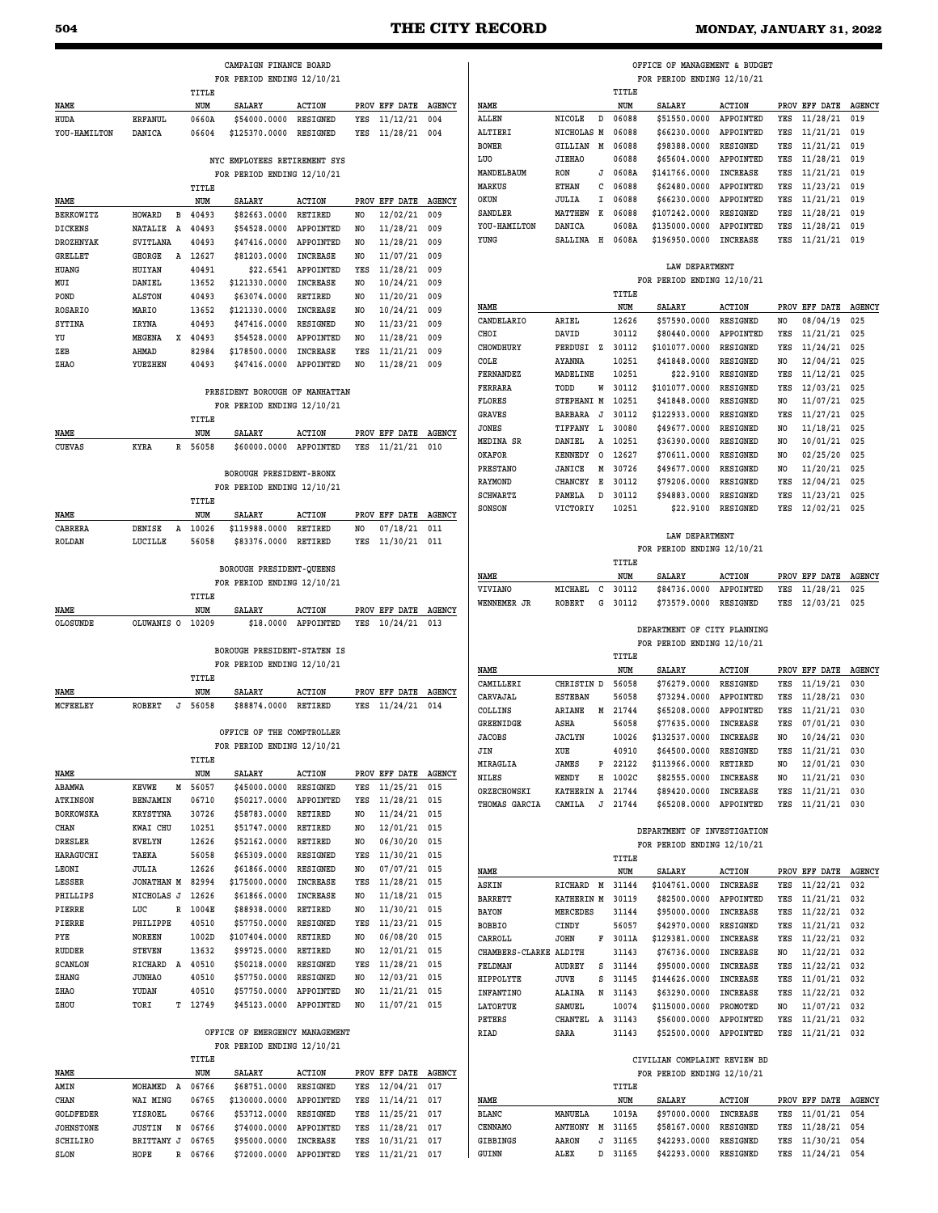### CAMPAIGN FINANCE BOARD
FOR PERIOD ENDING 12/10/21

| NAME | | | TITLE NUM | SALARY | ACTION | PROV | EFF DATE | AGENCY |
|---|---|---|---|---|---|---|---|---|
| HUDA | ERFANUL | | 0660A | $54000.0000 | RESIGNED | YES | 11/12/21 | 004 |
| YOU-HAMILTON | DANICA | | 06604 | $125370.0000 | RESIGNED | YES | 11/28/21 | 004 |

### NYC EMPLOYEES RETIREMENT SYS
FOR PERIOD ENDING 12/10/21

| NAME | | | TITLE NUM | SALARY | ACTION | PROV | EFF DATE | AGENCY |
|---|---|---|---|---|---|---|---|---|
| BERKOWITZ | HOWARD | B | 40493 | $82663.0000 | RETIRED | NO | 12/02/21 | 009 |
| DICKENS | NATALIE | A | 40493 | $54528.0000 | APPOINTED | NO | 11/28/21 | 009 |
| DROZHNYAK | SVITLANA | | 40493 | $47416.0000 | APPOINTED | NO | 11/28/21 | 009 |
| GRELLET | GEORGE | A | 12627 | $81203.0000 | INCREASE | NO | 11/07/21 | 009 |
| HUANG | HUIYAN | | 40491 | $22.6541 | APPOINTED | YES | 11/28/21 | 009 |
| MUI | DANIEL | | 13652 | $121330.0000 | INCREASE | NO | 10/24/21 | 009 |
| POND | ALSTON | | 40493 | $63074.0000 | RETIRED | NO | 11/20/21 | 009 |
| ROSARIO | MARIO | | 13652 | $121330.0000 | INCREASE | NO | 10/24/21 | 009 |
| SYTINA | IRYNA | | 40493 | $47416.0000 | RESIGNED | NO | 11/23/21 | 009 |
| YU | MEGENA | X | 40493 | $54528.0000 | APPOINTED | NO | 11/28/21 | 009 |
| ZEB | AHMAD | | 82984 | $178500.0000 | INCREASE | YES | 11/21/21 | 009 |
| ZHAO | YUEZHEN | | 40493 | $47416.0000 | APPOINTED | NO | 11/28/21 | 009 |

### PRESIDENT BOROUGH OF MANHATTAN
FOR PERIOD ENDING 12/10/21

| NAME | | | TITLE NUM | SALARY | ACTION | PROV | EFF DATE | AGENCY |
|---|---|---|---|---|---|---|---|---|
| CUEVAS | KYRA | R | 56058 | $60000.0000 | APPOINTED | YES | 11/21/21 | 010 |

### BOROUGH PRESIDENT-BRONX
FOR PERIOD ENDING 12/10/21

| NAME | | | TITLE NUM | SALARY | ACTION | PROV | EFF DATE | AGENCY |
|---|---|---|---|---|---|---|---|---|
| CABRERA | DENISE | A | 10026 | $119988.0000 | RETIRED | NO | 07/18/21 | 011 |
| ROLDAN | LUCILLE | | 56058 | $83376.0000 | RETIRED | YES | 11/30/21 | 011 |

### BOROUGH PRESIDENT-QUEENS
FOR PERIOD ENDING 12/10/21

| NAME | | | TITLE NUM | SALARY | ACTION | PROV | EFF DATE | AGENCY |
|---|---|---|---|---|---|---|---|---|
| OLOSUNDE | OLUWANIS | O | 10209 | $18.0000 | APPOINTED | YES | 10/24/21 | 013 |

### BOROUGH PRESIDENT-STATEN IS
FOR PERIOD ENDING 12/10/21

| NAME | | | TITLE NUM | SALARY | ACTION | PROV | EFF DATE | AGENCY |
|---|---|---|---|---|---|---|---|---|
| MCFEELEY | ROBERT | J | 56058 | $88874.0000 | RETIRED | YES | 11/24/21 | 014 |

### OFFICE OF THE COMPTROLLER
FOR PERIOD ENDING 12/10/21

| NAME | | | TITLE NUM | SALARY | ACTION | PROV | EFF DATE | AGENCY |
|---|---|---|---|---|---|---|---|---|
| ABAMWA | KEVWE | M | 56057 | $45000.0000 | RESIGNED | YES | 11/25/21 | 015 |
| ATKINSON | BENJAMIN | | 06710 | $50217.0000 | APPOINTED | YES | 11/28/21 | 015 |
| BORKOWSKA | KRYSTYNA | | 30726 | $58783.0000 | RETIRED | NO | 11/24/21 | 015 |
| CHAN | KWAI CHU | | 10251 | $51747.0000 | RETIRED | NO | 12/01/21 | 015 |
| DRESLER | EVELYN | | 12626 | $52162.0000 | RETIRED | NO | 06/30/20 | 015 |
| HARAGUCHI | TAEKA | | 56058 | $65309.0000 | RESIGNED | YES | 11/30/21 | 015 |
| LEONI | JULIA | | 12626 | $61866.0000 | RESIGNED | NO | 07/07/21 | 015 |
| LESSER | JONATHAN | M | 82994 | $175000.0000 | INCREASE | YES | 11/28/21 | 015 |
| PHILLIPS | NICHOLAS | J | 12626 | $61866.0000 | INCREASE | NO | 11/18/21 | 015 |
| PIERRE | LUC | R | 1004E | $88938.0000 | RETIRED | NO | 11/30/21 | 015 |
| PIERRE | PHILIPPE | | 40510 | $57750.0000 | RESIGNED | YES | 11/23/21 | 015 |
| PYE | NOREEN | | 1002D | $107404.0000 | RETIRED | NO | 06/08/20 | 015 |
| RUDDER | STEVEN | | 13632 | $99725.0000 | RETIRED | NO | 12/01/21 | 015 |
| SCANLON | RICHARD | A | 40510 | $50218.0000 | RESIGNED | YES | 11/28/21 | 015 |
| ZHANG | JUNHAO | | 40510 | $57750.0000 | RESIGNED | NO | 12/03/21 | 015 |
| ZHAO | YUDAN | | 40510 | $57750.0000 | APPOINTED | NO | 11/21/21 | 015 |
| ZHOU | TORI | T | 12749 | $45123.0000 | APPOINTED | NO | 11/07/21 | 015 |

### OFFICE OF EMERGENCY MANAGEMENT
FOR PERIOD ENDING 12/10/21

| NAME | | | TITLE NUM | SALARY | ACTION | PROV | EFF DATE | AGENCY |
|---|---|---|---|---|---|---|---|---|
| AMIN | MOHAMED | A | 06766 | $68751.0000 | RESIGNED | YES | 12/04/21 | 017 |
| CHAN | WAI MING | | 06765 | $130000.0000 | APPOINTED | YES | 11/14/21 | 017 |
| GOLDFEDER | YISROEL | | 06766 | $53712.0000 | RESIGNED | YES | 11/25/21 | 017 |
| JOHNSTONE | JUSTIN | N | 06766 | $74000.0000 | APPOINTED | YES | 11/28/21 | 017 |
| SCHILIRO | BRITTANY | J | 06765 | $95000.0000 | INCREASE | YES | 10/31/21 | 017 |
| SLON | HOPE | R | 06766 | $72000.0000 | APPOINTED | YES | 11/21/21 | 017 |

### OFFICE OF MANAGEMENT & BUDGET
FOR PERIOD ENDING 12/10/21

| NAME | | | TITLE NUM | SALARY | ACTION | PROV | EFF DATE | AGENCY |
|---|---|---|---|---|---|---|---|---|
| ALLEN | NICOLE | D | 06088 | $51550.0000 | APPOINTED | YES | 11/28/21 | 019 |
| ALTIERI | NICHOLAS | M | 06088 | $66230.0000 | APPOINTED | YES | 11/21/21 | 019 |
| BOWER | GILLIAN | M | 06088 | $98388.0000 | RESIGNED | YES | 11/21/21 | 019 |
| LUO | JIEHAO | | 06088 | $65604.0000 | APPOINTED | YES | 11/28/21 | 019 |
| MANDELBAUM | RON | J | 0608A | $141766.0000 | INCREASE | YES | 11/21/21 | 019 |
| MARKUS | ETHAN | C | 06088 | $62480.0000 | APPOINTED | YES | 11/23/21 | 019 |
| OKUN | JULIA | I | 06088 | $66230.0000 | APPOINTED | YES | 11/21/21 | 019 |
| SANDLER | MATTHEW | K | 06088 | $107242.0000 | RESIGNED | YES | 11/28/21 | 019 |
| YOU-HAMILTON | DANICA | | 0608A | $135000.0000 | APPOINTED | YES | 11/28/21 | 019 |
| YUNG | SALLINA | H | 0608A | $196950.0000 | INCREASE | YES | 11/21/21 | 019 |

### LAW DEPARTMENT
FOR PERIOD ENDING 12/10/21

| NAME | | | TITLE NUM | SALARY | ACTION | PROV | EFF DATE | AGENCY |
|---|---|---|---|---|---|---|---|---|
| CANDELARIO | ARIEL | | 12626 | $57590.0000 | RESIGNED | NO | 08/04/19 | 025 |
| CHOI | DAVID | | 30112 | $80440.0000 | APPOINTED | YES | 11/21/21 | 025 |
| CHOWDHURY | FERDUSI | Z | 30112 | $101077.0000 | RESIGNED | YES | 11/24/21 | 025 |
| COLE | AYANNA | | 10251 | $41848.0000 | RESIGNED | NO | 12/04/21 | 025 |
| FERNANDEZ | MADELINE | | 10251 | $22.9100 | RESIGNED | YES | 11/12/21 | 025 |
| FERRARA | TODD | W | 30112 | $101077.0000 | RESIGNED | YES | 12/03/21 | 025 |
| FLORES | STEPHANI | M | 10251 | $41848.0000 | RESIGNED | NO | 11/07/21 | 025 |
| GRAVES | BARBARA | J | 30112 | $122933.0000 | RESIGNED | YES | 11/27/21 | 025 |
| JONES | TIFFANY | L | 30080 | $49677.0000 | RESIGNED | NO | 11/18/21 | 025 |
| MEDINA SR | DANIEL | A | 10251 | $36390.0000 | RESIGNED | NO | 10/01/21 | 025 |
| OKAFOR | KENNEDY | O | 12627 | $70611.0000 | RESIGNED | NO | 02/25/20 | 025 |
| PRESTANO | JANICE | M | 30726 | $49677.0000 | RESIGNED | NO | 11/20/21 | 025 |
| RAYMOND | CHANCEY | E | 30112 | $79206.0000 | RESIGNED | YES | 12/04/21 | 025 |
| SCHWARTZ | PAMELA | D | 30112 | $94883.0000 | RESIGNED | YES | 11/23/21 | 025 |
| SONSON | VICTORIY | | 10251 | $22.9100 | RESIGNED | YES | 12/02/21 | 025 |

### LAW DEPARTMENT
FOR PERIOD ENDING 12/10/21

| NAME | | | TITLE NUM | SALARY | ACTION | PROV | EFF DATE | AGENCY |
|---|---|---|---|---|---|---|---|---|
| VIVIANO | MICHAEL | C | 30112 | $84736.0000 | APPOINTED | YES | 11/28/21 | 025 |
| WENNEMER JR | ROBERT | G | 30112 | $73579.0000 | RESIGNED | YES | 12/03/21 | 025 |

### DEPARTMENT OF CITY PLANNING
FOR PERIOD ENDING 12/10/21

| NAME | | | TITLE NUM | SALARY | ACTION | PROV | EFF DATE | AGENCY |
|---|---|---|---|---|---|---|---|---|
| CAMILLERI | CHRISTIN | D | 56058 | $76279.0000 | RESIGNED | YES | 11/19/21 | 030 |
| CARVAJAL | ESTEBAN | | 56058 | $73294.0000 | APPOINTED | YES | 11/28/21 | 030 |
| COLLINS | ARIANE | M | 21744 | $65208.0000 | APPOINTED | YES | 11/21/21 | 030 |
| GREENIDGE | ASHA | | 56058 | $77635.0000 | INCREASE | YES | 07/01/21 | 030 |
| JACOBS | JACLYN | | 10026 | $132537.0000 | INCREASE | NO | 10/24/21 | 030 |
| JIN | XUE | | 40910 | $64500.0000 | RESIGNED | YES | 11/21/21 | 030 |
| MIRAGLIA | JAMES | P | 22122 | $113966.0000 | RETIRED | NO | 12/01/21 | 030 |
| NILES | WENDY | H | 1002C | $82555.0000 | INCREASE | NO | 11/21/21 | 030 |
| ORZECHOWSKI | KATHERIN | A | 21744 | $89420.0000 | INCREASE | YES | 11/21/21 | 030 |
| THOMAS GARCIA | CAMILA | J | 21744 | $65208.0000 | APPOINTED | YES | 11/21/21 | 030 |

### DEPARTMENT OF INVESTIGATION
FOR PERIOD ENDING 12/10/21

| NAME | | | TITLE NUM | SALARY | ACTION | PROV | EFF DATE | AGENCY |
|---|---|---|---|---|---|---|---|---|
| ASKIN | RICHARD | M | 31144 | $104761.0000 | INCREASE | YES | 11/22/21 | 032 |
| BARRETT | KATHERIN | M | 30119 | $82500.0000 | APPOINTED | YES | 11/21/21 | 032 |
| BAYON | MERCEDES | | 31144 | $95000.0000 | INCREASE | YES | 11/22/21 | 032 |
| BOBBIO | CINDY | | 56057 | $42970.0000 | RESIGNED | YES | 11/21/21 | 032 |
| CARROLL | JOHN | F | 3011A | $129381.0000 | INCREASE | YES | 11/22/21 | 032 |
| CHAMBERS-CLARKE | ALDITH | | 31143 | $76736.0000 | INCREASE | NO | 11/22/21 | 032 |
| FELDMAN | AUDREY | S | 31144 | $95000.0000 | INCREASE | YES | 11/22/21 | 032 |
| HIPPOLYTE | JUVE | S | 31145 | $144626.0000 | INCREASE | YES | 11/01/21 | 032 |
| INFANTINO | ALAINA | N | 31143 | $63290.0000 | INCREASE | YES | 11/22/21 | 032 |
| LATORTUE | SAMUEL | | 10074 | $115000.0000 | PROMOTED | NO | 11/07/21 | 032 |
| PETERS | CHANTEL | A | 31143 | $56000.0000 | APPOINTED | YES | 11/21/21 | 032 |
| RIAD | SARA | | 31143 | $52500.0000 | APPOINTED | YES | 11/21/21 | 032 |

### CIVILIAN COMPLAINT REVIEW BD
FOR PERIOD ENDING 12/10/21

| NAME | | | TITLE NUM | SALARY | ACTION | PROV | EFF DATE | AGENCY |
|---|---|---|---|---|---|---|---|---|
| BLANC | MANUELA | | 1019A | $97000.0000 | INCREASE | YES | 11/01/21 | 054 |
| CENNAMO | ANTHONY | M | 31165 | $58167.0000 | RESIGNED | YES | 11/28/21 | 054 |
| GIBBINGS | AARON | J | 31165 | $42293.0000 | RESIGNED | YES | 11/30/21 | 054 |
| GUINN | ALEX | D | 31165 | $42293.0000 | RESIGNED | YES | 11/24/21 | 054 |